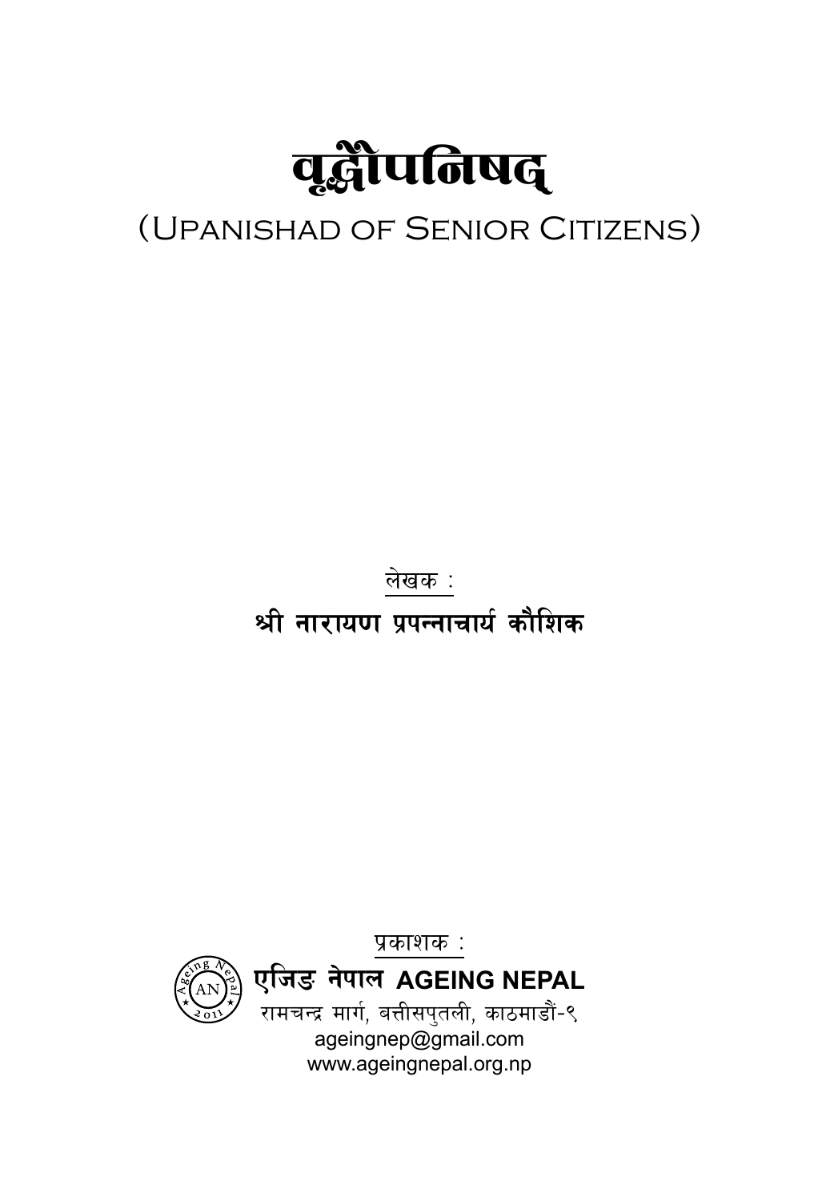# वृद्धोपनिषद्

(Upanishad of Senior Citizens)

लेखक :

**श्री नारायण प्रपन्नाचार्य कौशिक**

प्रकाशक :

**एजिङ नेपाल AGEING NEPAL**

रामचन्द्र मार्ग, बत्तीसपुतली, काठमाडौं-९

ageingnep@gmail.com

www.ageingnepal.org.np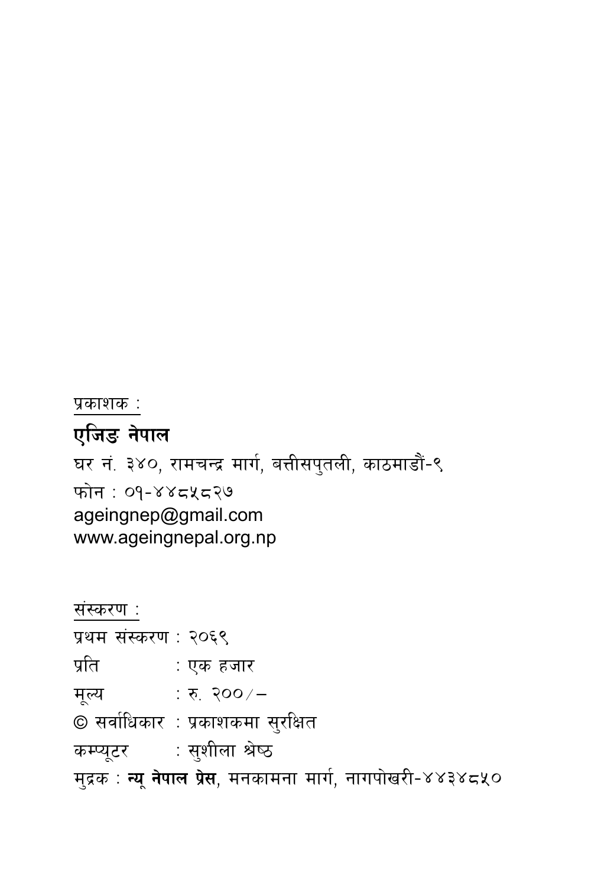<u>प्रकाशक :</u>

**एजिङ नेपाल**

घर नं. ३४०, रामचन्द्र मार्ग, बत्तीसपुतली, काठमाडौं-९

फोन : ०१-४४८५८२७

ageingnep@gmail.com

www.ageingnepal.org.np

<u>संस्करण :</u>

प्रथम संस्करण : २०६९

प्रति : एक हजार

मूल्य : रु. २००/–

© सर्वाधिकार : प्रकाशकमा सुरक्षित

कम्प्यूटर : सुशीला श्रेष्ठ

मुद्रक : **न्यू नेपाल प्रेस**, मनकामना मार्ग, नागपोखरी-४४३४८५०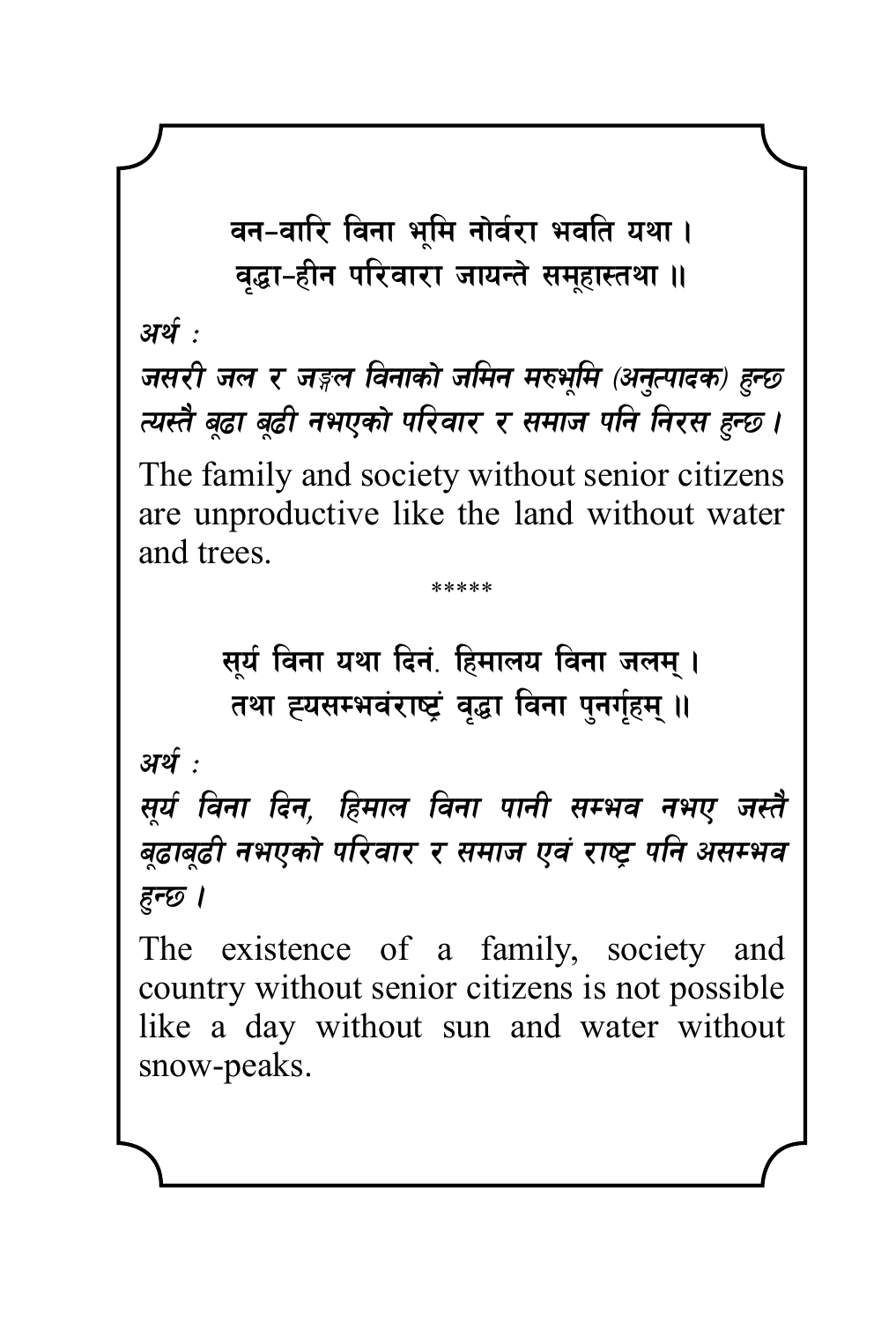वन-वारि विना भूमि नोर्वरा भवति यथा ।
वृद्धा-हीन परिवारा जायन्ते समूहास्तथा ॥

*अर्थ :*

***जसरी जल र जङ्गल विनाको जमिन मरुभूमि (अनुत्पादक) हुन्छ त्यस्तै बूढा बूढी नभएको परिवार र समाज पनि निरस हुन्छ ।***

The family and society without senior citizens are unproductive like the land without water and trees.

*****

सूर्य विना यथा दिनं. हिमालय विना जलम् ।
तथा ह्यसम्भवंराष्ट्रं वृद्धा विना पुनर्गृहम् ॥

*अर्थ :*

***सूर्य विना दिन, हिमाल विना पानी सम्भव नभए जस्तै बूढाबूढी नभएको परिवार र समाज एवं राष्ट्र पनि असम्भव हुन्छ ।***

The existence of a family, society and country without senior citizens is not possible like a day without sun and water without snow-peaks.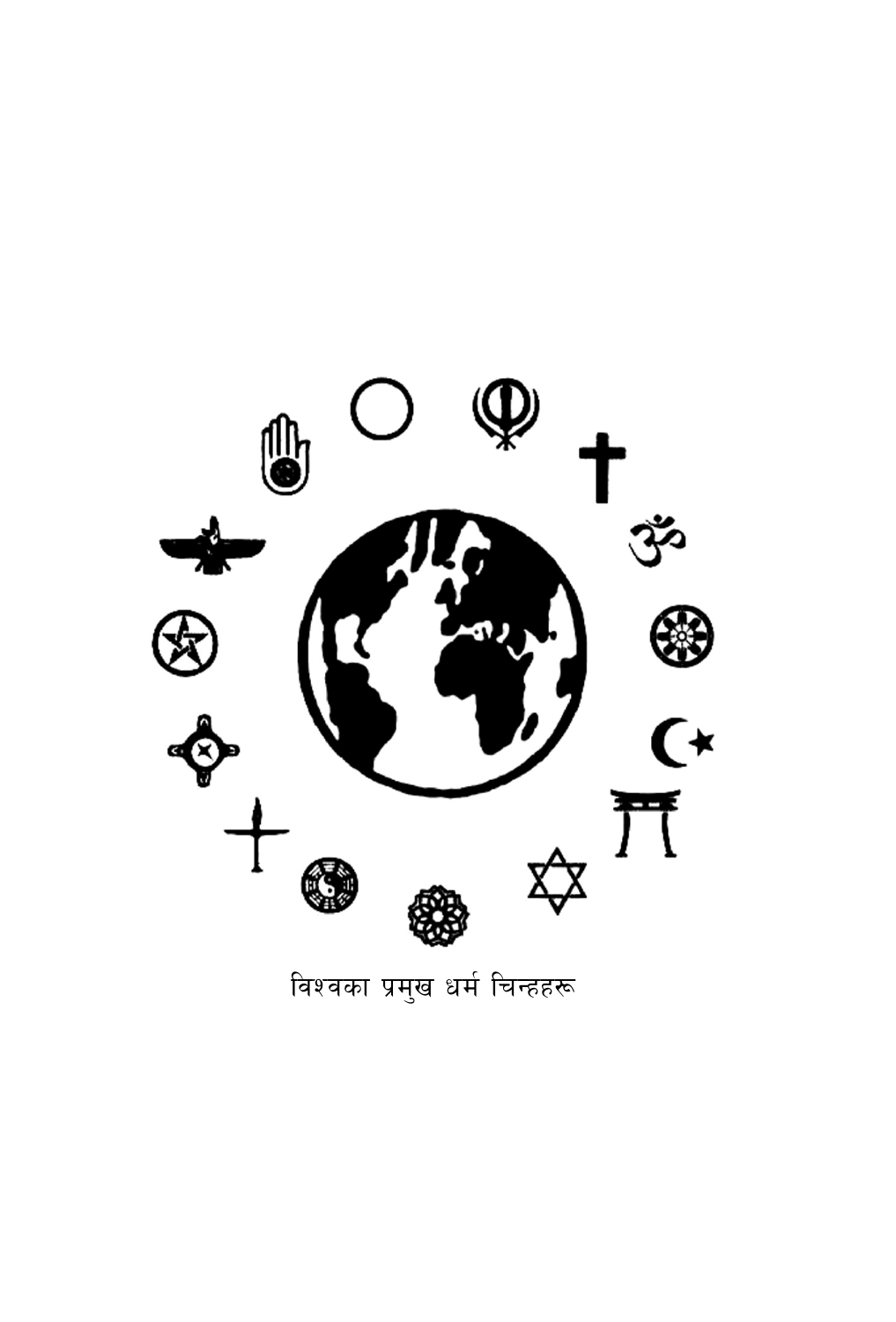विश्वका प्रमुख धर्म चिन्हहरू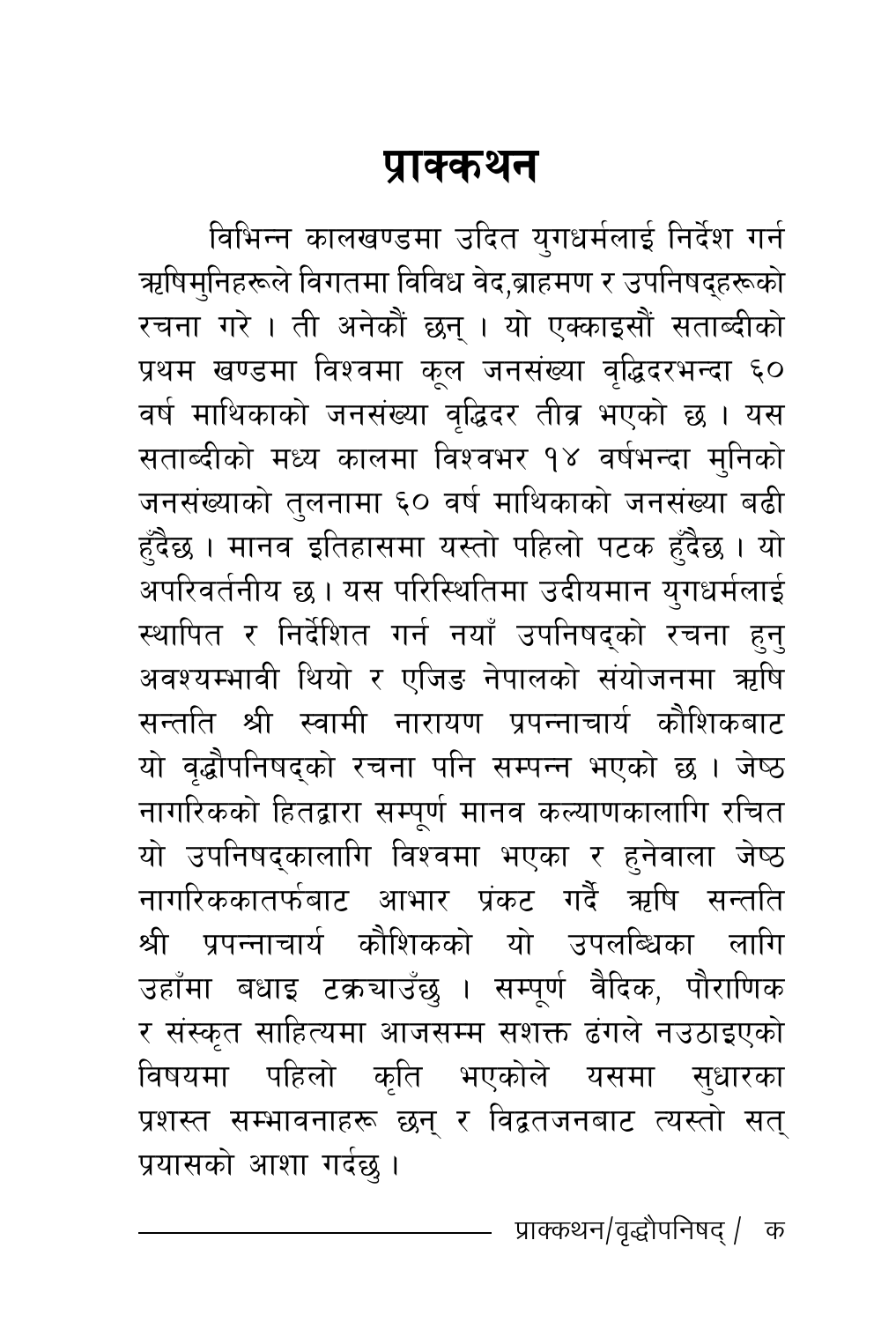# प्राक्कथन

विभिन्न कालखण्डमा उदित युगधर्मलाई निर्देश गर्न ऋषिमुनिहरूले विगतमा विविध वेद,ब्राहमण र उपनिषद्हरूको रचना गरे । ती अनेकौं छन् । यो एक्काइसौं सताब्दीको प्रथम खण्डमा विश्वमा कूल जनसंख्या वृद्धिदरभन्दा ६० वर्ष माथिकाको जनसंख्या वृद्धिदर तीव्र भएको छ । यस सताब्दीको मध्य कालमा विश्वभर १४ वर्षभन्दा मुनिको जनसंख्याको तुलनामा ६० वर्ष माथिकाको जनसंख्या बढी हुँदैछ । मानव इतिहासमा यस्तो पहिलो पटक हुँदैछ । यो अपरिवर्तनीय छ । यस परिस्थितिमा उदीयमान युगधर्मलाई स्थापित र निर्देशित गर्न नयाँ उपनिषद्को रचना हुनु अवश्यम्भावी थियो र एजिङ नेपालको संयोजनमा ऋषि सन्तति श्री स्वामी नारायण प्रपन्नाचार्य कौशिकबाट यो वृद्धौपनिषद्को रचना पनि सम्पन्न भएको छ । जेष्ठ नागरिकको हितद्वारा सम्पूर्ण मानव कल्याणकालागि रचित यो उपनिषद्कालागि विश्वमा भएका र हुनेवाला जेष्ठ नागरिककातर्फबाट आभार प्रंकट गर्दै ऋषि सन्तति श्री प्रपन्नाचार्य कौशिकको यो उपलब्धिका लागि उहाँमा बधाइ टक्रचाउँछु । सम्पूर्ण वैदिक, पौराणिक र संस्कृत साहित्यमा आजसम्म सशक्त ढंगले नउठाइएको विषयमा पहिलो कृति भएकोले यसमा सुधारका प्रशस्त सम्भावनाहरू छन् र विद्वतजनबाट त्यस्तो सत् प्रयासको आशा गर्दछु ।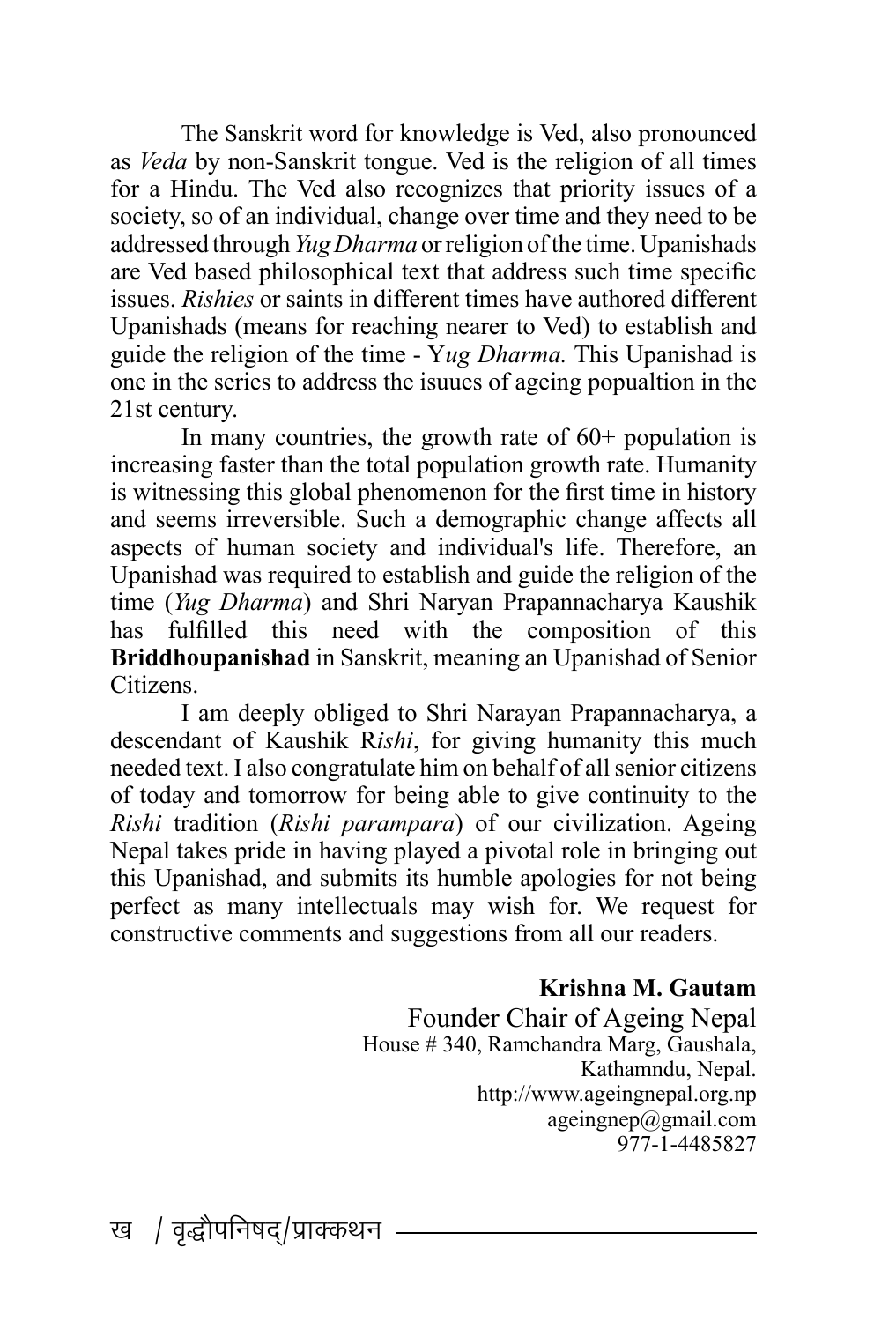The Sanskrit word for knowledge is Ved, also pronounced as *Veda* by non-Sanskrit tongue. Ved is the religion of all times for a Hindu. The Ved also recognizes that priority issues of a society, so of an individual, change over time and they need to be addressed through *Yug Dharma* or religion of the time. Upanishads are Ved based philosophical text that address such time specific issues. *Rishies* or saints in different times have authored different Upanishads (means for reaching nearer to Ved) to establish and guide the religion of the time - Y*ug Dharma.* This Upanishad is one in the series to address the isuues of ageing popualtion in the 21st century.

In many countries, the growth rate of 60+ population is increasing faster than the total population growth rate. Humanity is witnessing this global phenomenon for the first time in history and seems irreversible. Such a demographic change affects all aspects of human society and individual's life. Therefore, an Upanishad was required to establish and guide the religion of the time (*Yug Dharma*) and Shri Naryan Prapannacharya Kaushik has fulfilled this need with the composition of this **Briddhoupanishad** in Sanskrit, meaning an Upanishad of Senior Citizens.

I am deeply obliged to Shri Narayan Prapannacharya, a descendant of Kaushik R*ishi*, for giving humanity this much needed text. I also congratulate him on behalf of all senior citizens of today and tomorrow for being able to give continuity to the *Rishi* tradition (*Rishi parampara*) of our civilization. Ageing Nepal takes pride in having played a pivotal role in bringing out this Upanishad, and submits its humble apologies for not being perfect as many intellectuals may wish for. We request for constructive comments and suggestions from all our readers.

**Krishna M. Gautam**
Founder Chair of Ageing Nepal
House # 340, Ramchandra Marg, Gaushala,
Kathamndu, Nepal.
http://www.ageingnepal.org.np
ageingnep@gmail.com
977-1-4485827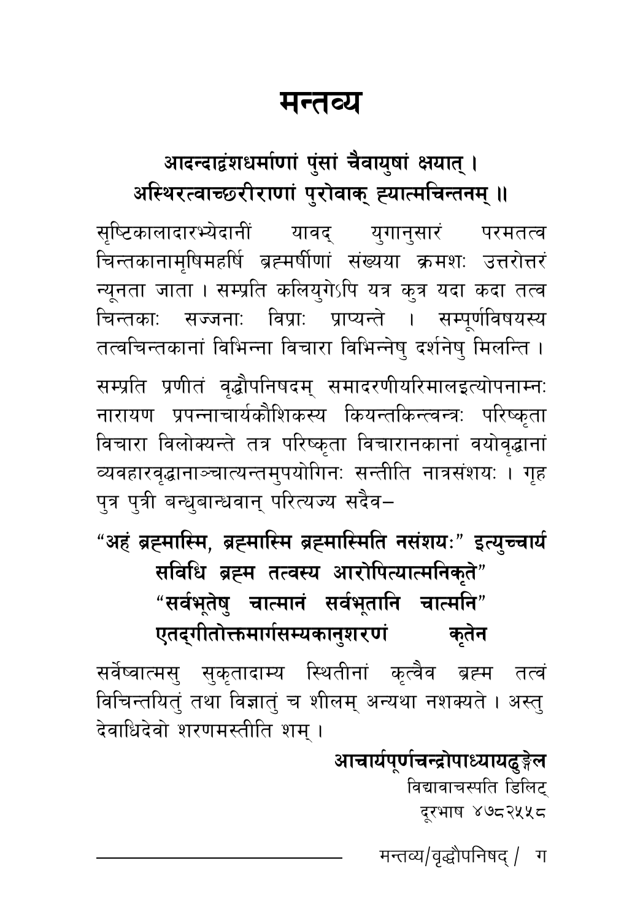# मन्तव्य

**आदन्दाद्वंशधर्माणां पुंसां चैवायुषां क्षयात् ।**
**अस्थिरत्वाच्छरीराणां पुरोवाक् ह्यात्मचिन्तनम् ॥**

सृष्टिकालादारभ्येदानीं यावद् युगानुसारं परमतत्व चिन्तकानामृषिमहर्षि ब्रह्मर्षीणां संख्यया क्रमशः उत्तरोत्तरं न्यूनता जाता । सम्प्रति कलियुगेऽपि यत्र कुत्र यदा कदा तत्व चिन्तकाः सज्जनाः विप्राः प्राप्यन्ते । सम्पूर्णविषयस्य तत्वचिन्तकानां विभिन्ना विचारा विभिन्नेषु दर्शनेषु मिलन्ति ।

सम्प्रति प्रणीतं वृद्धौपनिषदम् समादरणीयरिमालइत्योपनाम्नः नारायण प्रपन्नाचार्यकौशिकस्य कियन्तकिन्त्वन्त्रः परिष्कृता विचारा विलोक्यन्ते तत्र परिष्कृता विचारानकानां वयोवृद्धानां व्यवहारवृद्धानाञ्चात्यन्तमुपयोगिनः सन्तीति नात्रसंशयः । गृह पुत्र पुत्री बन्धुबान्धवान् परित्यज्य सदैव–

**"अहं ब्रह्मास्मि, ब्रह्मास्मि ब्रह्मास्मिति नसंशयः" इत्युच्चार्य सविधि ब्रह्म तत्वस्य आरोपित्यात्मनिकृते"**
**"सर्वभूतेषु चात्मानं सर्वभूतानि चात्मनि"**
**एतद्गीतोक्तमार्गसम्यकानुशरणं कृतेन**

सर्वेष्वात्मसु सुकृतादाम्य स्थितीनां कृत्वैव ब्रह्म तत्वं विचिन्तयितुं तथा विज्ञातुं च शीलम् अन्यथा नशक्यते । अस्तु देवाधिदेवो शरणमस्तीति शम् ।

**आचार्यपूर्णचन्द्रोपाध्यायढुङ्गेल**
विद्यावाचस्पति डिलिट्
दूरभाष ४७८२५५८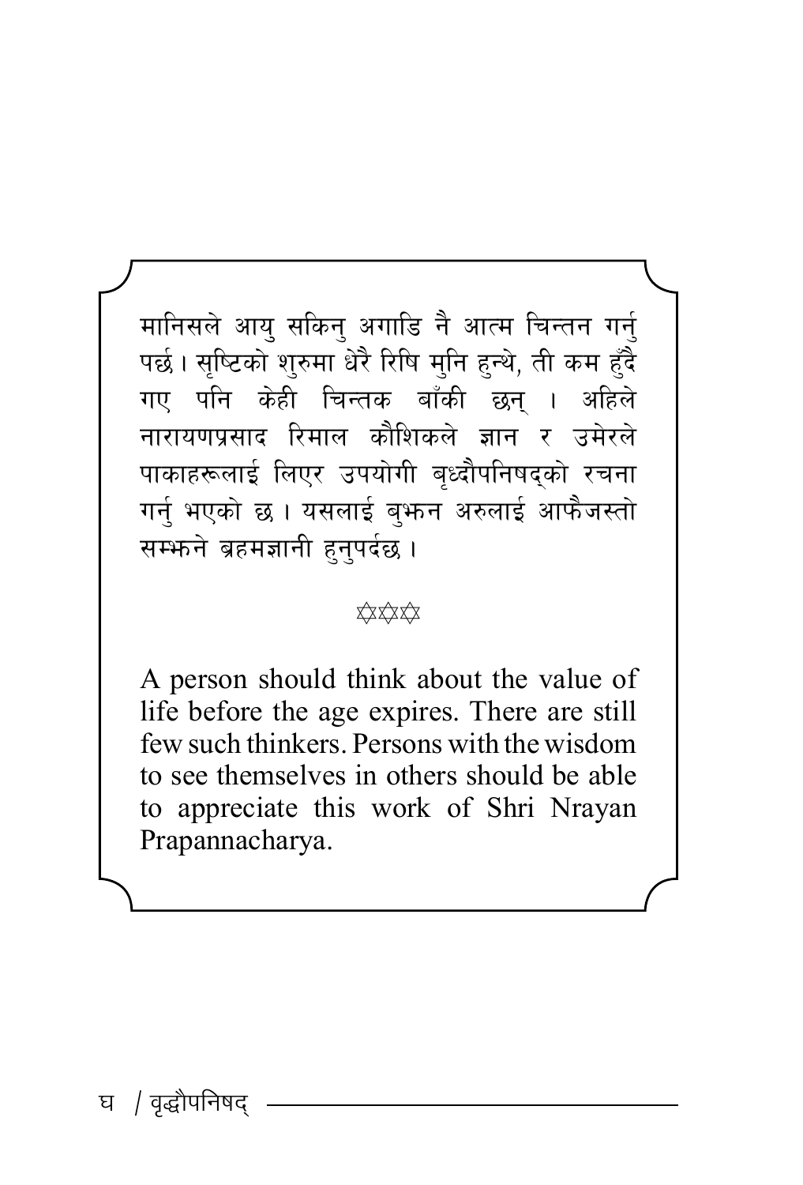मानिसले आयु सकिनु अगाडि नै आत्म चिन्तन गर्नु पर्छ। सृष्टिको शुरुमा धेरै रिषि मुनि हुन्थे, ती कम हुँदै गए पनि केही चिन्तक बाँकी छन् । अहिले नारायणप्रसाद रिमाल कौशिकले ज्ञान र उमेरले पाकाहरूलाई लिएर उपयोगी बृध्दौपनिषद्को रचना गर्नु भएको छ। यसलाई बुझ्न अरुलाई आफैजस्तो सम्झने ब्रहमज्ञानी हुनुपर्दछ।

✡✡✡

A person should think about the value of life before the age expires. There are still few such thinkers. Persons with the wisdom to see themselves in others should be able to appreciate this work of Shri Nrayan Prapannacharya.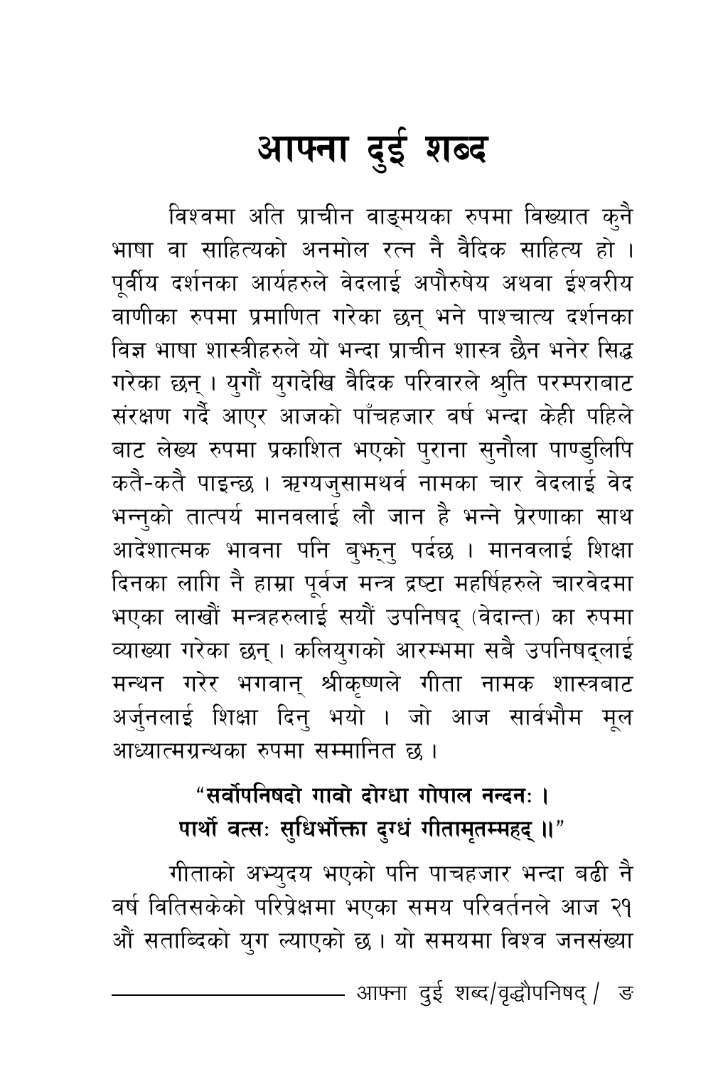# आफ्ना दुई शब्द

विश्वमा अति प्राचीन वाङ्मयका रुपमा विख्यात कुनै भाषा वा साहित्यको अनमोल रत्न नै वैदिक साहित्य हो । पूर्वीय दर्शनका आर्यहरुले वेदलाई अपौरुषेय अथवा ईश्वरीय वाणीका रुपमा प्रमाणित गरेका छन् भने पाश्चात्य दर्शनका विज्ञ भाषा शास्त्रीहरुले यो भन्दा प्राचीन शास्त्र छैन भनेर सिद्ध गरेका छन् । युगौं युगदेखि वैदिक परिवारले श्रुति परम्पराबाट संरक्षण गर्दै आएर आजको पाँचहजार वर्ष भन्दा केही पहिले बाट लेख्य रुपमा प्रकाशित भएको पुराना सुनौला पाण्डुलिपि कतै-कतै पाइन्छ । ऋग्यजुसामथर्व नामका चार वेदलाई वेद भन्नुको तात्पर्य मानवलाई लौ जान है भन्ने प्रेरणाका साथ आदेशात्मक भावना पनि बुझ्नु पर्दछ । मानवलाई शिक्षा दिनका लागि नै हाम्रा पूर्वज मन्त्र द्रष्टा महर्षिहरुले चारवेदमा भएका लाखौं मन्त्रहरुलाई सयौं उपनिषद् (वेदान्त) का रुपमा व्याख्या गरेका छन् । कलियुगको आरम्भमा सबै उपनिषद्लाई मन्थन गरेर भगवान् श्रीकृष्णले गीता नामक शास्त्रबाट अर्जुनलाई शिक्षा दिनु भयो । जो आज सार्वभौम मूल आध्यात्मग्रन्थका रुपमा सम्मानित छ ।

**"सर्वोपनिषदो गावो दोग्धा गोपाल नन्दनः ।**
**पार्थो वत्सः सुधिर्भोक्ता दुग्धं गीतामृतम्महद् ॥"**

गीताको अभ्युदय भएको पनि पाचहजार भन्दा बढी नै वर्ष वितिसकेको परिप्रेक्षमा भएका समय परिवर्तनले आज २१ औं सताब्दिको युग ल्याएको छ । यो समयमा विश्व जनसंख्या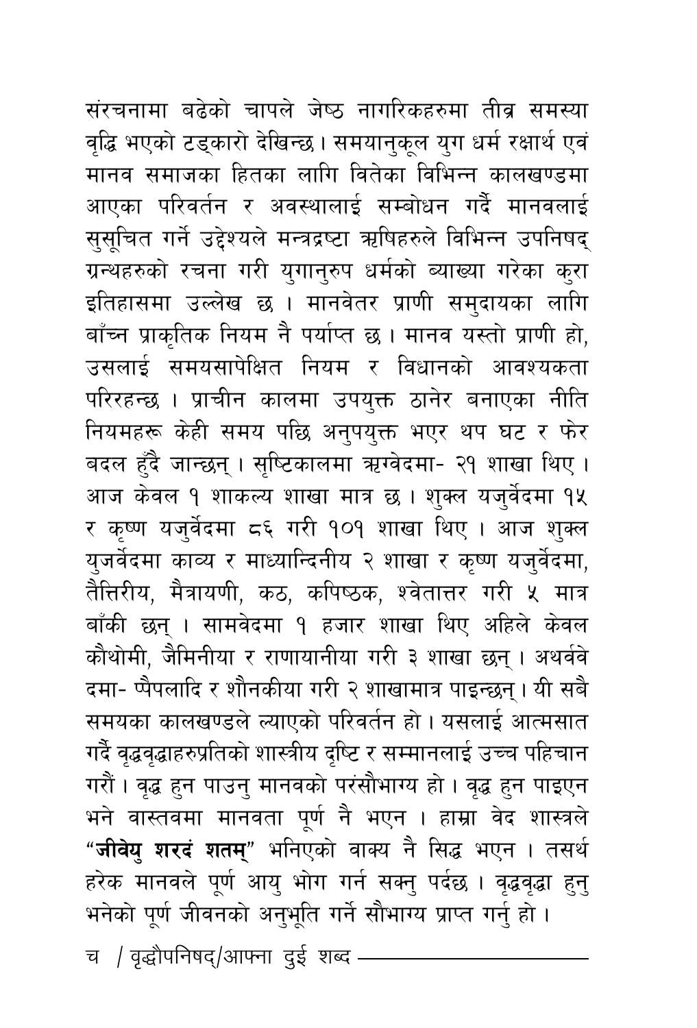संरचनामा बढेको चापले जेष्ठ नागरिकहरुमा तीव्र समस्या वृद्धि भएको टड्कारो देखिन्छ। समयानुकूल युग धर्म रक्षार्थ एवं मानव समाजका हितका लागि वितेका विभिन्न कालखण्डमा आएका परिवर्तन र अवस्थालाई सम्बोधन गर्दै मानवलाई सुसूचित गर्ने उद्देश्यले मन्त्रद्रष्टा ऋषिहरुले विभिन्न उपनिषद् ग्रन्थहरुको रचना गरी युगानुरुप धर्मको व्याख्या गरेका कुरा इतिहासमा उल्लेख छ । मानवेतर प्राणी समुदायका लागि बाँच्न प्राकृतिक नियम नै पर्याप्त छ। मानव यस्तो प्राणी हो, उसलाई समयसापेक्षित नियम र विधानको आवश्यकता परिरहन्छ । प्राचीन कालमा उपयुक्त ठानेर बनाएका नीति नियमहरू केही समय पछि अनुपयुक्त भएर थप घट र फेर बदल हुँदै जान्छन् । सृष्टिकालमा ऋग्वेदमा- २१ शाखा थिए । आज केवल १ शाकल्य शाखा मात्र छ। शुक्ल यजुर्वेदमा १५ र कृष्ण यजुर्वेदमा ८६ गरी १०१ शाखा थिए । आज शुक्ल युजर्वेदमा काव्य र माध्यान्दिनीय २ शाखा र कृष्ण यजुर्वेदमा, तैत्तिरीय, मैत्रायणी, कठ, कपिष्ठक, श्वेतात्तर गरी ५ मात्र बाँकी छन् । सामवेदमा १ हजार शाखा थिए अहिले केवल कौथोमी, जैमिनीया र राणायानीया गरी ३ शाखा छन् । अथर्ववेदमा- प्पैपलादि र शौनकीया गरी २ शाखामात्र पाइन्छन्। यी सबै समयका कालखण्डले ल्याएको परिवर्तन हो। यसलाई आत्मसात गर्दै वृद्धवृद्धाहरुप्रतिको शास्त्रीय दृष्टि र सम्मानलाई उच्च पहिचान गरौं। वृद्ध हुन पाउनु मानवको परंसौभाग्य हो। वृद्ध हुन पाइएन भने वास्तवमा मानवता पूर्ण नै भएन । हाम्रा वेद शास्त्रले "**जीवेयु शरदं शतम्**" भनिएको वाक्य नै सिद्ध भएन । तसर्थ हरेक मानवले पूर्ण आयु भोग गर्न सक्नु पर्दछ । वृद्धवृद्धा हुनु भनेको पूर्ण जीवनको अनुभूति गर्ने सौभाग्य प्राप्त गर्नु हो।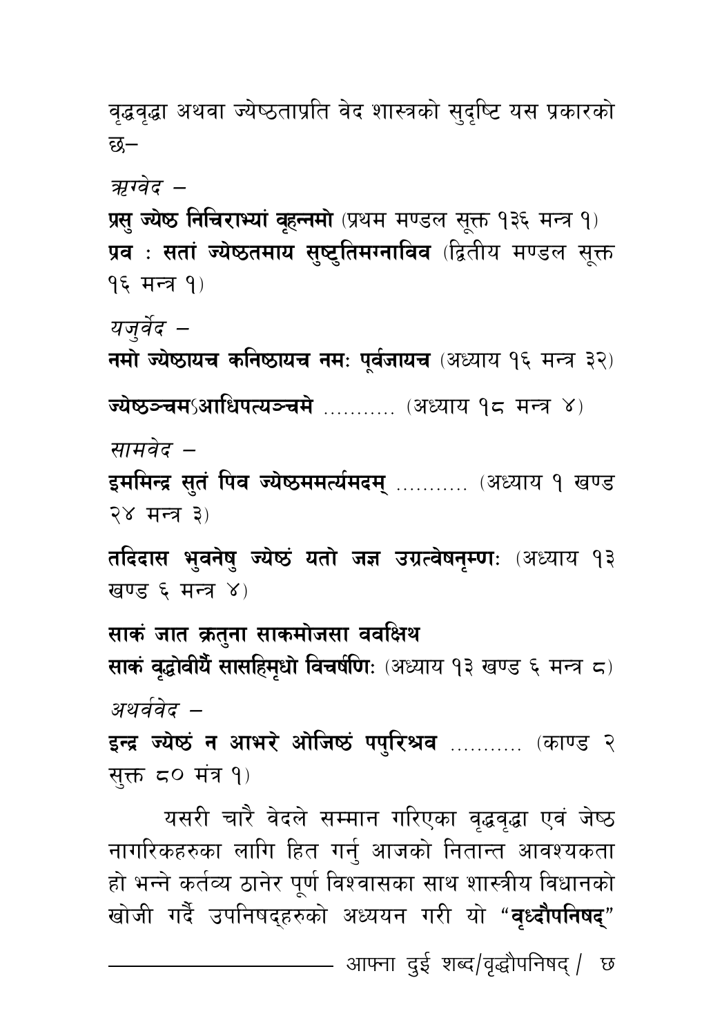वृद्धवृद्धा अथवा ज्येष्ठताप्रति वेद शास्त्रको सुदृष्टि यस प्रकारको छ–

*ऋग्वेद –*

**प्रसु ज्येष्ठ निचिराभ्यां वृहन्नमो** (प्रथम मण्डल सूक्त १३६ मन्त्र १)
**प्रव : सतां ज्येष्ठतमाय सुष्टुतिमग्नाविव** (द्वितीय मण्डल सूक्त १६ मन्त्र १)

*यजुर्वेद –*

**नमो ज्येष्ठायच कनिष्ठायच नमः पूर्वजायच** (अध्याय १६ मन्त्र ३२)

**ज्येष्ठञ्चमऽआधिपत्यञ्चमे** ........... (अध्याय १८ मन्त्र ४)

*सामवेद –*

**इममिन्द्र सुतं पिव ज्येष्ठममर्त्यमदम्** ........... (अध्याय १ खण्ड २४ मन्त्र ३)

**तदिदास भुवनेषु ज्येष्ठं यतो जज्ञ उग्रत्वेषनृम्णः** (अध्याय १३ खण्ड ६ मन्त्र ४)

**साकं जात क्रतुना साकमोजसा ववक्षिथ**
**साकं वृद्धोवीर्यै सासहिमृधो विचर्षणिः** (अध्याय १३ खण्ड ६ मन्त्र ८)

*अथर्ववेद –*

**इन्द्र ज्येष्ठं न आभरे ओजिष्ठं पपुरिश्रव** ........... (काण्ड २ सुक्त ८० मंत्र १)

यसरी चारै वेदले सम्मान गरिएका वृद्धवृद्धा एवं जेष्ठ नागरिकहरुका लागि हित गर्नु आजको नितान्त आवश्यकता हो भन्ने कर्तव्य ठानेर पूर्ण विश्वासका साथ शास्त्रीय विधानको खोजी गर्दै उपनिषद्हरुको अध्ययन गरी यो "**वृध्दौपनिषद्**"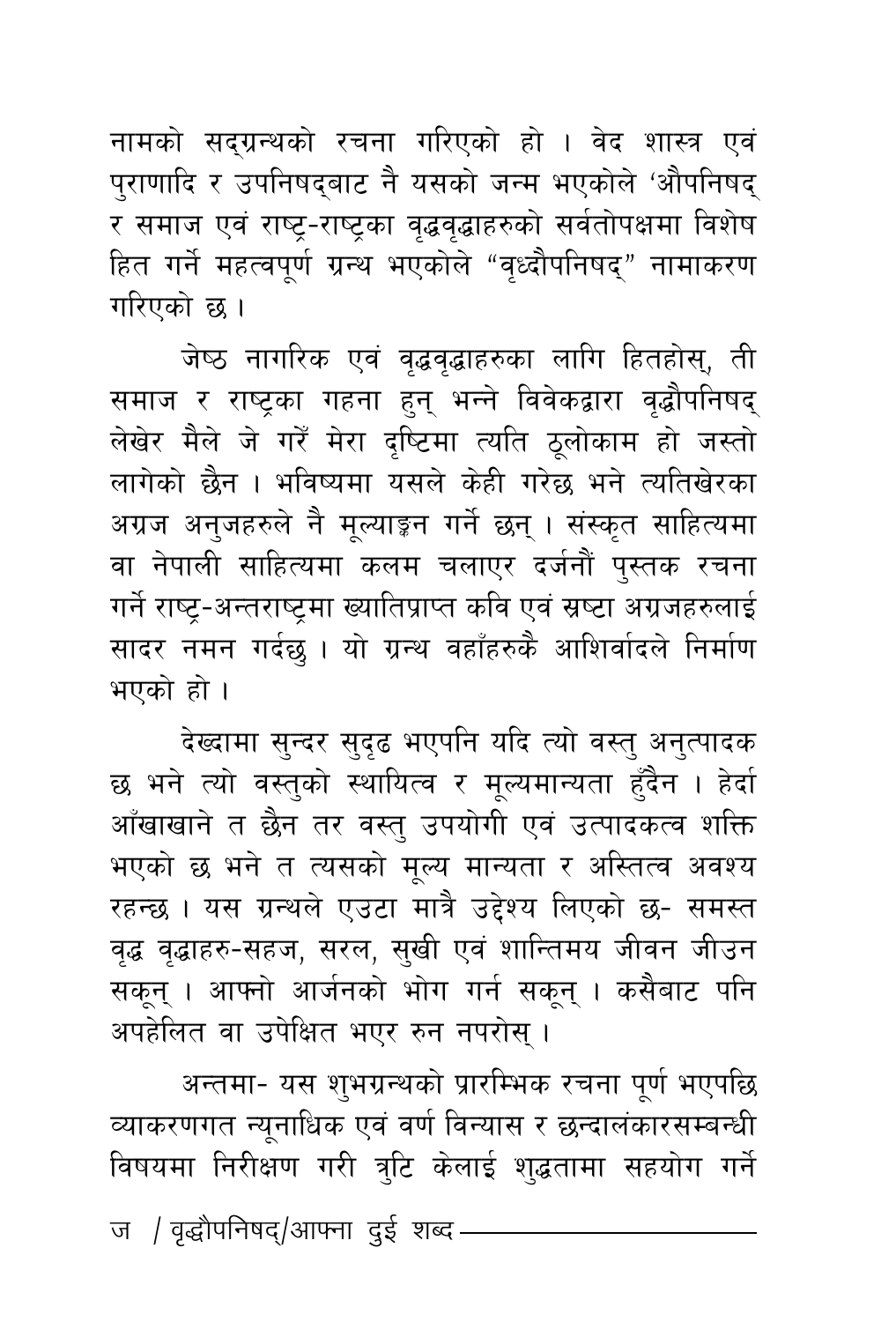नामको सद्ग्रन्थको रचना गरिएको हो । वेद शास्त्र एवं पुराणादि र उपनिषद्‌बाट नै यसको जन्म भएकोले 'औपनिषद् र समाज एवं राष्ट्र-राष्ट्रका वृद्धवृद्धाहरुको सर्वतोपक्षमा विशेष हित गर्ने महत्वपूर्ण ग्रन्थ भएकोले "वृध्दौपनिषद्" नामाकरण गरिएको छ ।

जेष्ठ नागरिक एवं वृद्धवृद्धाहरुका लागि हितहोस्, ती समाज र राष्ट्रका गहना हुन् भन्ने विवेकद्वारा वृद्धौपनिषद् लेखेर मैले जे गरेँ मेरा दृष्टिमा त्यति ठूलोकाम हो जस्तो लागेको छैन । भविष्यमा यसले केही गरेछ भने त्यतिखेरका अग्रज अनुजहरुले नै मूल्याङ्कन गर्ने छन् । संस्कृत साहित्यमा वा नेपाली साहित्यमा कलम चलाएर दर्जनौं पुस्तक रचना गर्ने राष्ट्र-अन्तराष्ट्रमा ख्यातिप्राप्त कवि एवं स्रष्टा अग्रजहरुलाई सादर नमन गर्दछु । यो ग्रन्थ वहाँहरुकै आशिर्वादले निर्माण भएको हो ।

देख्दामा सुन्दर सुदृढ भएपनि यदि त्यो वस्तु अनुत्पादक छ भने त्यो वस्तुको स्थायित्व र मूल्यमान्यता हुँदैन । हेर्दा आँखाखाने त छैन तर वस्तु उपयोगी एवं उत्पादकत्व शक्ति भएको छ भने त त्यसको मूल्य मान्यता र अस्तित्व अवश्य रहन्छ । यस ग्रन्थले एउटा मात्रै उद्देश्य लिएको छ- समस्त वृद्ध वृद्धाहरु-सहज, सरल, सुखी एवं शान्तिमय जीवन जीउन सकून् । आफ्नो आर्जनको भोग गर्न सकून् । कसैबाट पनि अपहेलित वा उपेक्षित भएर रुन नपरोस् ।

अन्तमा- यस शुभग्रन्थको प्रारम्भिक रचना पूर्ण भएपछि व्याकरणगत न्यूनाधिक एवं वर्ण विन्यास र छन्दालंकारसम्बन्धी विषयमा निरीक्षण गरी त्रुटि केलाई शुद्धतामा सहयोग गर्ने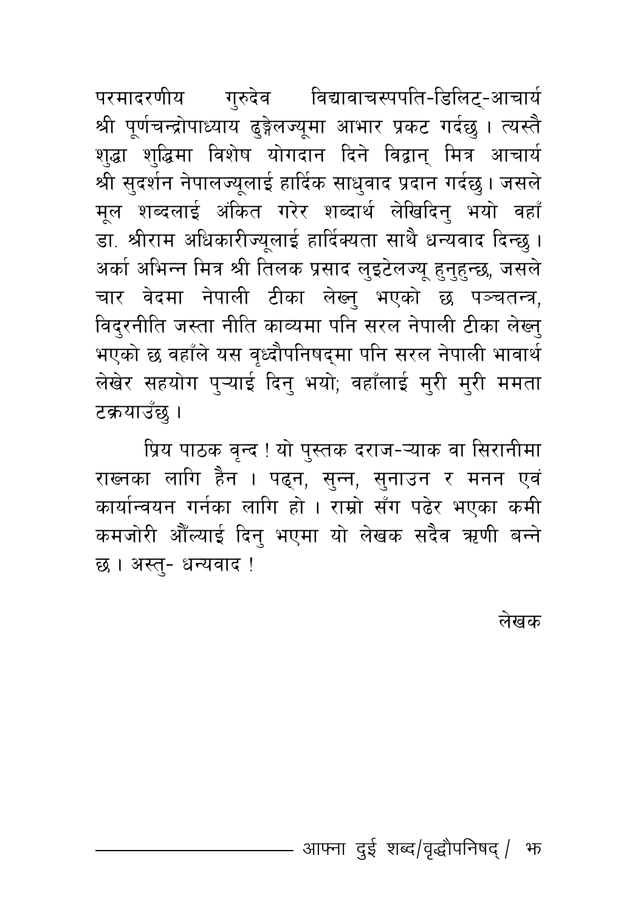परमादरणीय गुरुदेव विद्यावाचस्पपति-डिलिट्-आचार्य श्री पूर्णचन्द्रोपाध्याय ढुङ्गेलज्यूमा आभार प्रकट गर्दछु । त्यस्तै शुद्धा शुद्धिमा विशेष योगदान दिने विद्वान् मित्र आचार्य श्री सुदर्शन नेपालज्यूलाई हार्दिक साधुवाद प्रदान गर्दछु। जसले मूल शब्दलाई अंकित गरेर शब्दार्थ लेखिदिनु भयो वहाँ डा. श्रीराम अधिकारीज्यूलाई हार्दिक्यता साथै धन्यवाद दिन्छु । अर्का अभिन्न मित्र श्री तिलक प्रसाद लुइटेलज्यू हुनुहुन्छ, जसले चार वेदमा नेपाली टीका लेख्नु भएको छ पञ्चतन्त्र, विदुरनीति जस्ता नीति काव्यमा पनि सरल नेपाली टीका लेख्नु भएको छ वहाँले यस वृध्दौपनिषद्मा पनि सरल नेपाली भावार्थ लेखेर सहयोग पुऱ्याई दिनु भयो; वहाँलाई मुरी मुरी ममता टक्रयाउँछु ।

प्रिय पाठक वृन्द ! यो पुस्तक दराज-ऱ्याक वा सिरानीमा राख्नका लागि हैन । पढ्न, सुन्न, सुनाउन र मनन एवं कार्यान्वयन गर्नका लागि हो । राम्रो सँग पढेर भएका कमी कमजोरी औँल्याई दिनु भएमा यो लेखक सदैव ऋणी बन्ने छ । अस्तु- धन्यवाद !

लेखक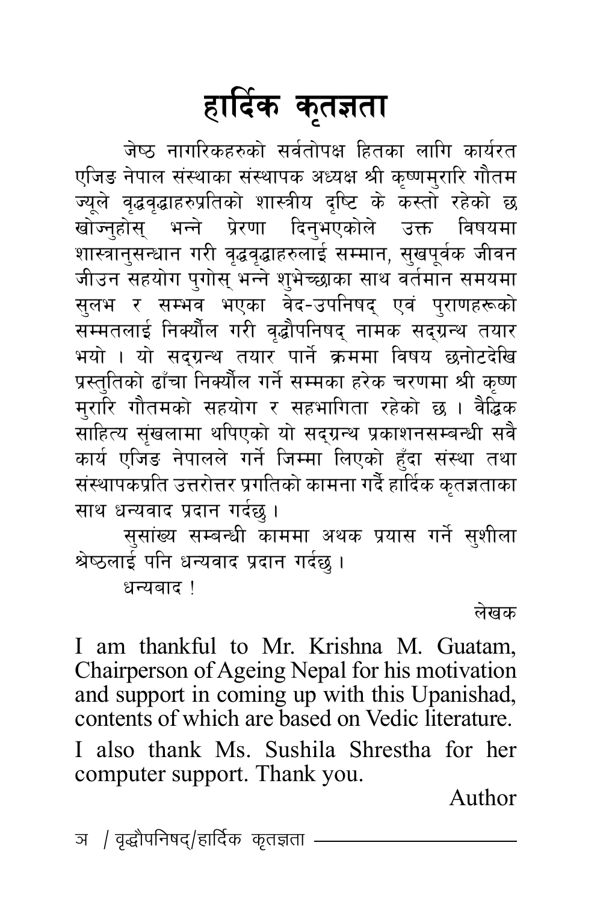# हार्दिक कृतज्ञता

जेष्ठ नागरिकहरुको सर्वतोपक्ष हितका लागि कार्यरत एजिङ नेपाल संस्थाका संस्थापक अध्यक्ष श्री कृष्णमुरारि गौतम ज्यूले वृद्धवृद्धाहरुप्रतिको शास्त्रीय दृष्टि के कस्तो रहेको छ खोज्नुहोस् भन्ने प्रेरणा दिनुभएकोले उक्त विषयमा शास्त्रानुसन्धान गरी वृद्धवृद्धाहरुलाई सम्मान, सुखपूर्वक जीवन जीउन सहयोग पुगोस् भन्ने शुभेच्छाका साथ वर्तमान समयमा सुलभ र सम्भव भएका वेद-उपनिषद् एवं पुराणहरूको सम्मतलाई निर्क्यौल गरी वृद्धौपनिषद् नामक सद्ग्रन्थ तयार भयो । यो सद्ग्रन्थ तयार पार्ने क्रममा विषय छनोटदेखि प्रस्तुतिको ढाँचा निर्क्यौल गर्ने सम्मका हरेक चरणमा श्री कृष्ण मुरारि गौतमको सहयोग र सहभागिता रहेको छ । वैद्धिक साहित्य संृखलामा थपिएको यो सद्ग्रन्थ प्रकाशनसम्बन्धी सबै कार्य एजिङ नेपालले गर्ने जिम्मा लिएको हुँदा संस्था तथा संस्थापकप्रति उत्तरोत्तर प्रगतिको कामना गर्दै हार्दिक कृतज्ञताका साथ धन्यवाद प्रदान गर्दछु ।

सुसांख्य सम्बन्धी काममा अथक प्रयास गर्ने सुशीला श्रेष्ठलाई पनि धन्यवाद प्रदान गर्दछु ।

धन्यबाद !

लेखक

I am thankful to Mr. Krishna M. Guatam, Chairperson of Ageing Nepal for his motivation and support in coming up with this Upanishad, contents of which are based on Vedic literature.

I also thank Ms. Sushila Shrestha for her computer support. Thank you.

Author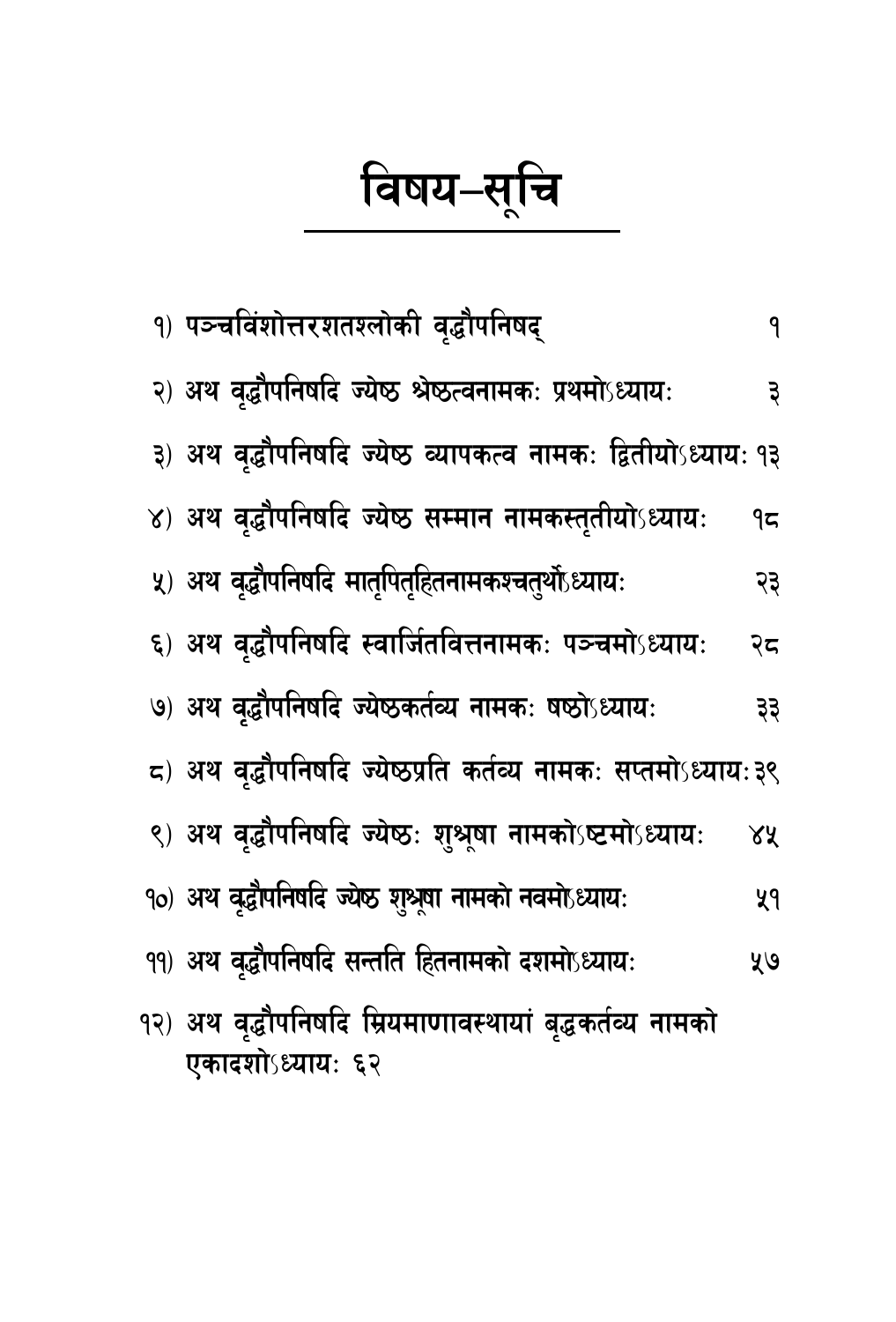# विषय–सूचि

| | |
|---|---|
| १) पञ्चविंशोत्तरशतश्लोकी वृद्धौपनिषद् | १ |
| २) अथ वृद्धौपनिषदि ज्येष्ठ श्रेष्ठत्वनामकः प्रथमोऽध्यायः | ३ |
| ३) अथ वृद्धौपनिषदि ज्येष्ठ व्यापकत्व नामकः द्वितीयोऽध्यायः | १३ |
| ४) अथ वृद्धौपनिषदि ज्येष्ठ सम्मान नामकस्तृतीयोऽध्यायः | १८ |
| ५) अथ वृद्धौपनिषदि मातृपितृहितनामकश्चतुर्थोऽध्यायः | २३ |
| ६) अथ वृद्धौपनिषदि स्वार्जितवित्तनामकः पञ्चमोऽध्यायः | २८ |
| ७) अथ वृद्धौपनिषदि ज्येष्ठकर्तव्य नामकः षष्ठोऽध्यायः | ३३ |
| ८) अथ वृद्धौपनिषदि ज्येष्ठप्रति कर्तव्य नामकः सप्तमोऽध्यायः | ३९ |
| ९) अथ वृद्धौपनिषदि ज्येष्ठः शुश्रूषा नामकोऽष्टमोऽध्यायः | ४५ |
| १०) अथ वृद्धौपनिषदि ज्येष्ठ शुश्रूषा नामको नवमोऽध्यायः | ५१ |
| ११) अथ वृद्धौपनिषदि सन्तति हितनामको दशमोऽध्यायः | ५७ |
| १२) अथ वृद्धौपनिषदि म्रियमाणावस्थायां बृद्धकर्तव्य नामको एकादशोऽध्यायः | ६२ |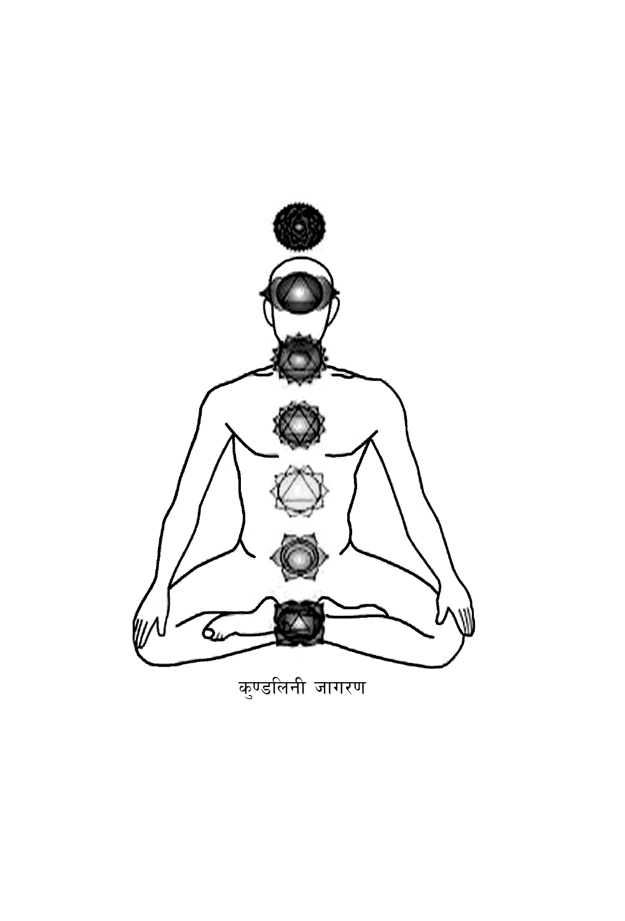कुण्डलिनी जागरण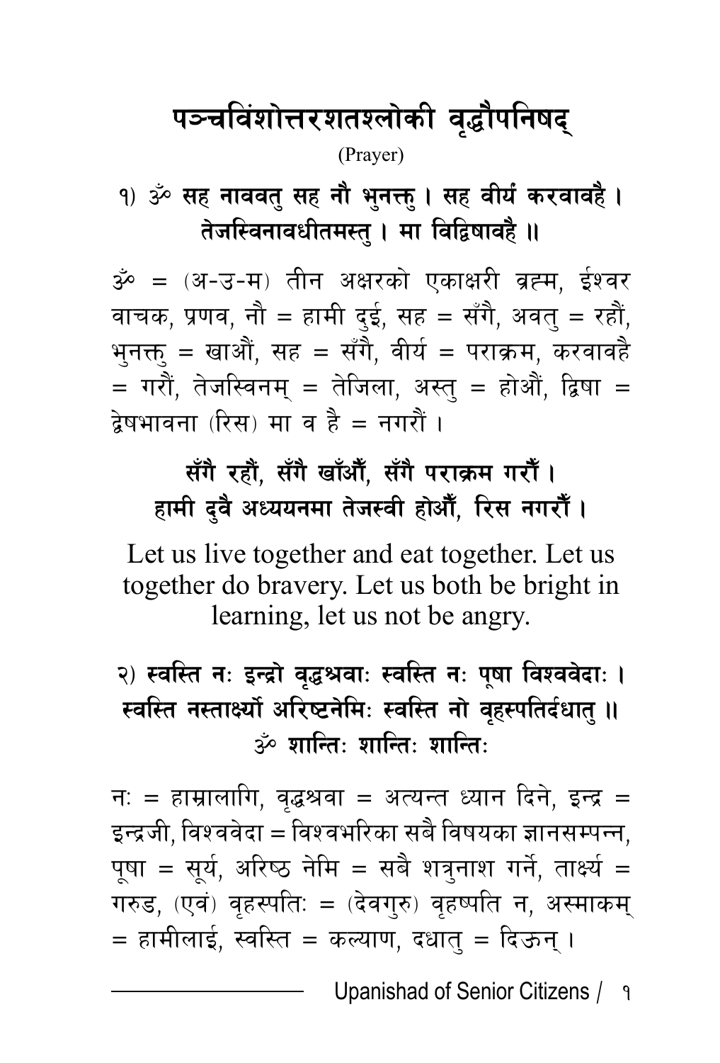# पञ्चविंशोत्तरशतश्लोकी वृद्धौपनिषद्

(Prayer)

**१) ॐ सह नाववतु सह नौ भुनक्तु । सह वीर्यं करवावहै ।**
**तेजस्विनावधीतमस्तु । मा विद्विषावहै ॥**

ॐ = (अ-उ-म) तीन अक्षरको एकाक्षरी ब्रह्म, ईश्वर वाचक, प्रणव, नौ = हामी दुई, सह = सँगै, अवतु = रहौं, भुनक्तु = खाऔं, सह = सँगै, वीर्य = पराक्रम, करवावहै = गरौं, तेजस्विनम् = तेजिला, अस्तु = होऔं, द्विषा = द्वेषभावना (रिस) मा व है = नगरौं ।

**सँगै रहौं, सँगै खाँऔं, सँगै पराक्रम गरौं ।**
**हामी दुवै अध्ययनमा तेजस्वी होऔं, रिस नगरौं ।**

Let us live together and eat together. Let us together do bravery. Let us both be bright in learning, let us not be angry.

**२) स्वस्ति नः इन्द्रो वृद्धश्रवाः स्वस्ति नः पूषा विश्ववेदाः ।**
**स्वस्ति नस्तार्क्ष्यो अरिष्टनेमिः स्वस्ति नो वृहस्पतिर्दधातु ॥**
**ॐ शान्तिः शान्तिः शान्तिः**

नः = हाम्रालागि, वृद्धश्रवा = अत्यन्त ध्यान दिने, इन्द्र = इन्द्रजी, विश्ववेदा = विश्वभरिका सबै विषयका ज्ञानसम्पन्न, पूषा = सूर्य, अरिष्ठ नेमि = सबै शत्रुनाश गर्ने, तार्क्ष्य = गरुड, (एवं) वृहस्पतिः = (देवगुरु) वृहष्पति न, अस्माकम् = हामीलाई, स्वस्ति = कल्याण, दधातु = दिऊन् ।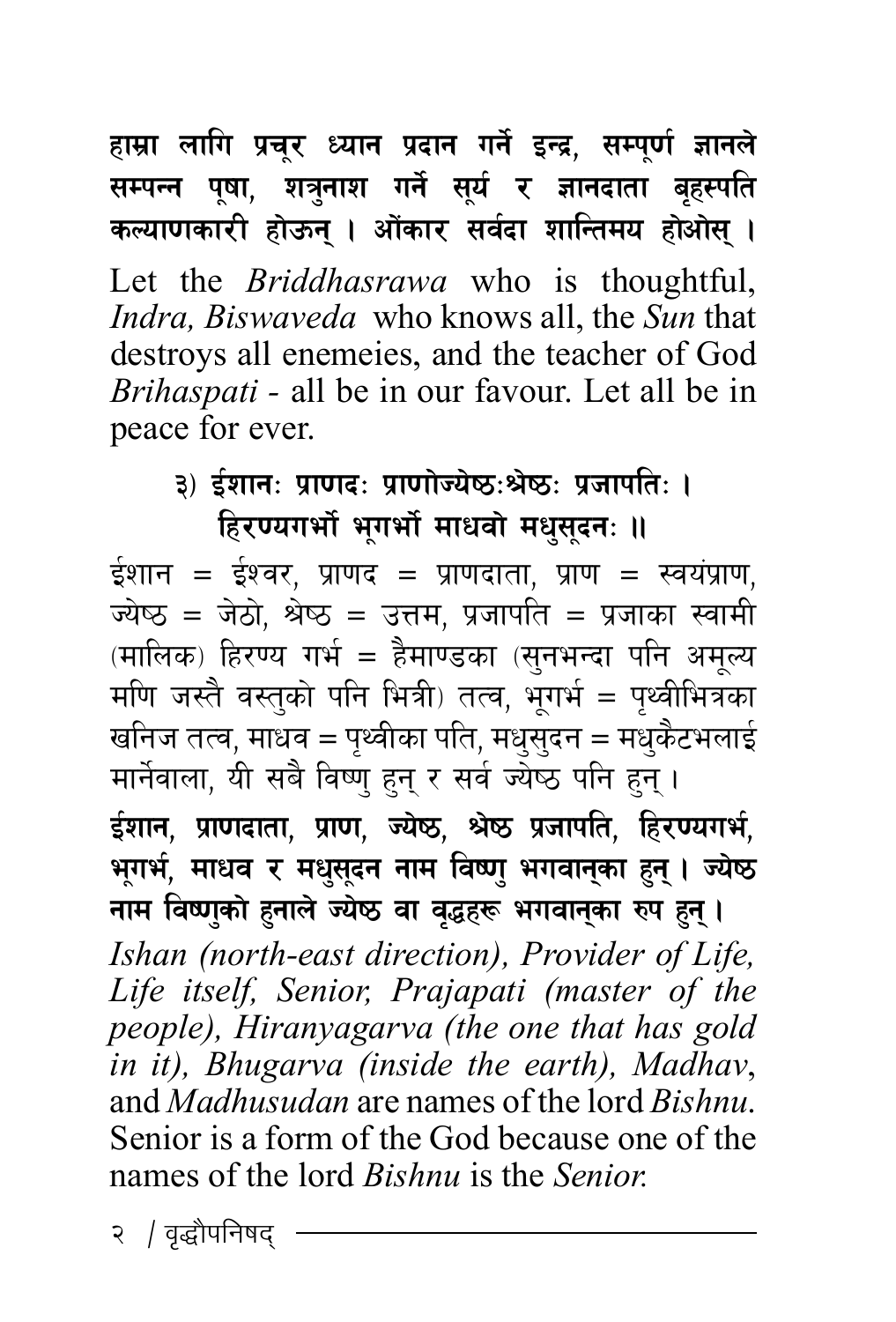**हाम्रा लागि प्रचूर ध्यान प्रदान गर्ने इन्द्र, सम्पूर्ण ज्ञानले सम्पन्न पूषा, शत्रुनाश गर्ने सूर्य र ज्ञानदाता बृहस्पति कल्याणकारी होऊन् । ओंकार सर्वदा शान्तिमय होओस् ।**

Let the *Briddhasrawa* who is thoughtful, *Indra, Biswaveda* who knows all, the *Sun* that destroys all enemeies, and the teacher of God *Brihaspati* - all be in our favour. Let all be in peace for ever.

**३) ईशानः प्राणदः प्राणोज्येष्ठःश्रेष्ठः प्रजापतिः ।**
**हिरण्यगर्भो भूगर्भो माधवो मधुसूदनः ॥**

ईशान = ईश्वर, प्राणद = प्राणदाता, प्राण = स्वयंप्राण, ज्येष्ठ = जेठो, श्रेष्ठ = उत्तम, प्रजापति = प्रजाका स्वामी (मालिक) हिरण्य गर्भ = हैमाण्डका (सुनभन्दा पनि अमूल्य मणि जस्तै वस्तुको पनि भित्री) तत्व, भूगर्भ = पृथ्वीभित्रका खनिज तत्व, माधव = पृथ्वीका पति, मधुसुदन = मधुकैटभलाई मार्नेवाला, यी सबै विष्णु हुन् र सर्व ज्येष्ठ पनि हुन् ।

**ईशान, प्राणदाता, प्राण, ज्येष्ठ, श्रेष्ठ प्रजापति, हिरण्यगर्भ, भूगर्भ, माधव र मधुसूदन नाम विष्णु भगवान्का हुन् । ज्येष्ठ नाम विष्णुको हुनाले ज्येष्ठ वा वृद्धहरू भगवान्का रुप हुन् ।**

*Ishan (north-east direction), Provider of Life, Life itself, Senior, Prajapati (master of the people), Hiranyagarva (the one that has gold in it), Bhugarva (inside the earth), Madhav*, and *Madhusudan* are names of the lord *Bishnu*. Senior is a form of the God because one of the names of the lord *Bishnu* is the *Senior.*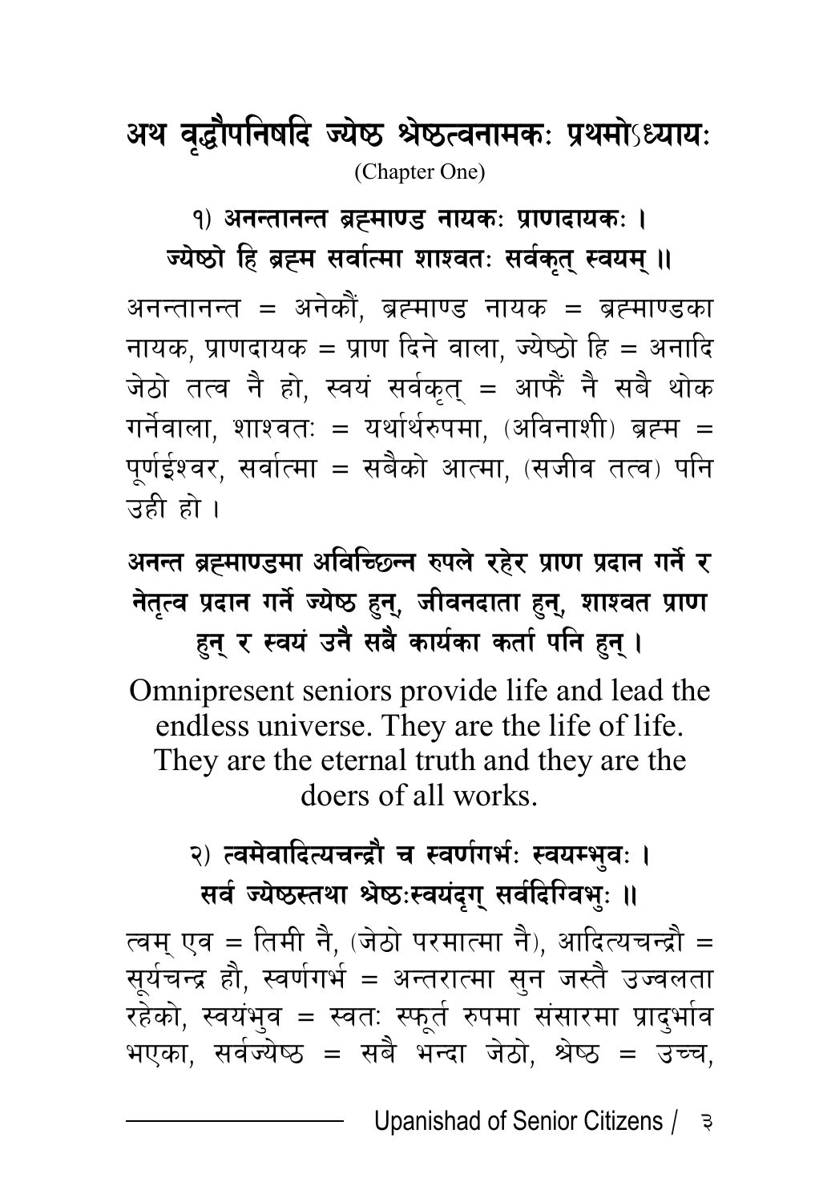# अथ वृद्धौपनिषदि ज्येष्ठ श्रेष्ठत्वनामकः प्रथमोऽध्यायः

(Chapter One)

**१) अनन्तानन्त ब्रह्माण्ड नायकः प्राणदायकः ।**
**ज्येष्ठो हि ब्रह्म सर्वात्मा शाश्वतः सर्वकृत् स्वयम् ॥**

अनन्तानन्त = अनेकौं, ब्रह्माण्ड नायक = ब्रह्माण्डका नायक, प्राणदायक = प्राण दिने वाला, ज्येष्ठो हि = अनादि जेठो तत्व नै हो, स्वयं सर्वकृत् = आफैं नै सबै थोक गर्नेवाला, शाश्वतः = यर्थार्थरुपमा, (अविनाशी) ब्रह्म = पूर्णईश्वर, सर्वात्मा = सबैको आत्मा, (सजीव तत्व) पनि उही हो ।

**अनन्त ब्रह्माण्डमा अविच्छिन्न रुपले रहेर प्राण प्रदान गर्ने र नेतृत्व प्रदान गर्ने ज्येष्ठ हुन्, जीवनदाता हुन्, शाश्वत प्राण हुन् र स्वयं उनै सबै कार्यका कर्ता पनि हुन् ।**

Omnipresent seniors provide life and lead the endless universe. They are the life of life. They are the eternal truth and they are the doers of all works.

**२) त्वमेवादित्यचन्द्रौ च स्वर्णगर्भः स्वयम्भुवः ।**
**सर्व ज्येष्ठस्तथा श्रेष्ठःस्वयंदृग् सर्वदिग्विभुः ॥**

त्वम् एव = तिमी नै, (जेठो परमात्मा नै), आदित्यचन्द्रौ = सूर्यचन्द्र हौ, स्वर्णगर्भ = अन्तरात्मा सुन जस्तै उज्वलता रहेको, स्वयंभुव = स्वतः स्फूर्त रुपमा संसारमा प्रादुर्भाव भएका, सर्वज्येष्ठ = सबै भन्दा जेठो, श्रेष्ठ = उच्च,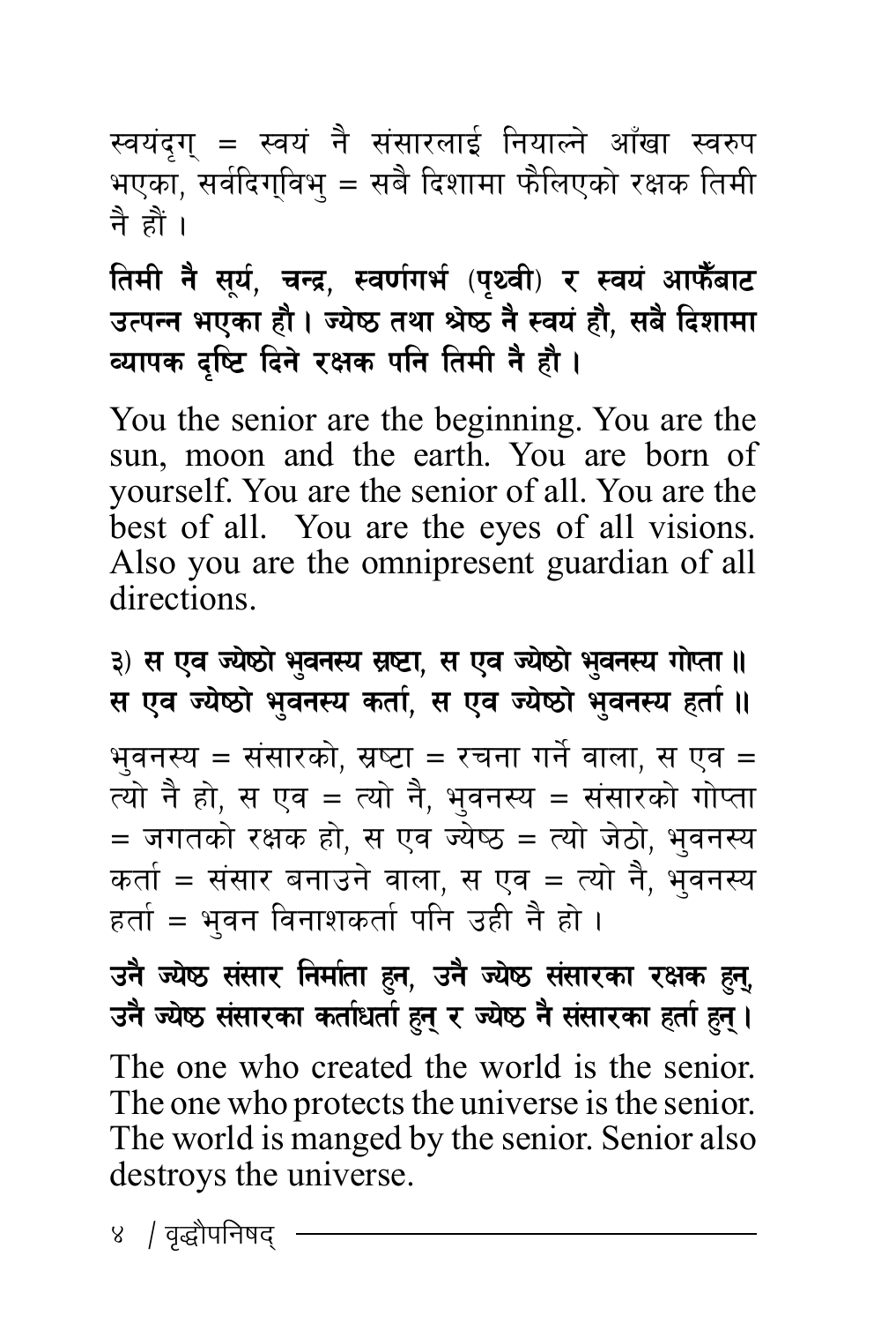स्वयंदृग् = स्वयं नै संसारलाई नियाल्ने आँखा स्वरुप भएका, सर्वदिग्विभु = सबै दिशामा फैलिएको रक्षक तिमी नै हौं ।

**तिमी नै सूर्य, चन्द्र, स्वर्णगर्भ (पृथ्वी) र स्वयं आफैँबाट उत्पन्न भएका हौ । ज्येष्ठ तथा श्रेष्ठ नै स्वयं हौ, सबै दिशामा व्यापक दृष्टि दिने रक्षक पनि तिमी नै हौ ।**

You the senior are the beginning. You are the sun, moon and the earth. You are born of yourself. You are the senior of all. You are the best of all. You are the eyes of all visions. Also you are the omnipresent guardian of all directions.

**३) स एव ज्येष्ठो भुवनस्य स्रष्टा, स एव ज्येष्ठो भुवनस्य गोप्ता ॥**
**स एव ज्येष्ठो भुवनस्य कर्ता, स एव ज्येष्ठो भुवनस्य हर्ता ॥**

भुवनस्य = संसारको, स्रष्टा = रचना गर्ने वाला, स एव = त्यो नै हो, स एव = त्यो नै, भुवनस्य = संसारको गोप्ता = जगतको रक्षक हो, स एव ज्येष्ठ = त्यो जेठो, भुवनस्य कर्ता = संसार बनाउने वाला, स एव = त्यो नै, भुवनस्य हर्ता = भुवन विनाशकर्ता पनि उही नै हो ।

**उनै ज्येष्ठ संसार निर्माता हुन, उनै ज्येष्ठ संसारका रक्षक हुन्, उनै ज्येष्ठ संसारका कर्ताधर्ता हुन् र ज्येष्ठ नै संसारका हर्ता हुन् ।**

The one who created the world is the senior. The one who protects the universe is the senior. The world is manged by the senior. Senior also destroys the universe.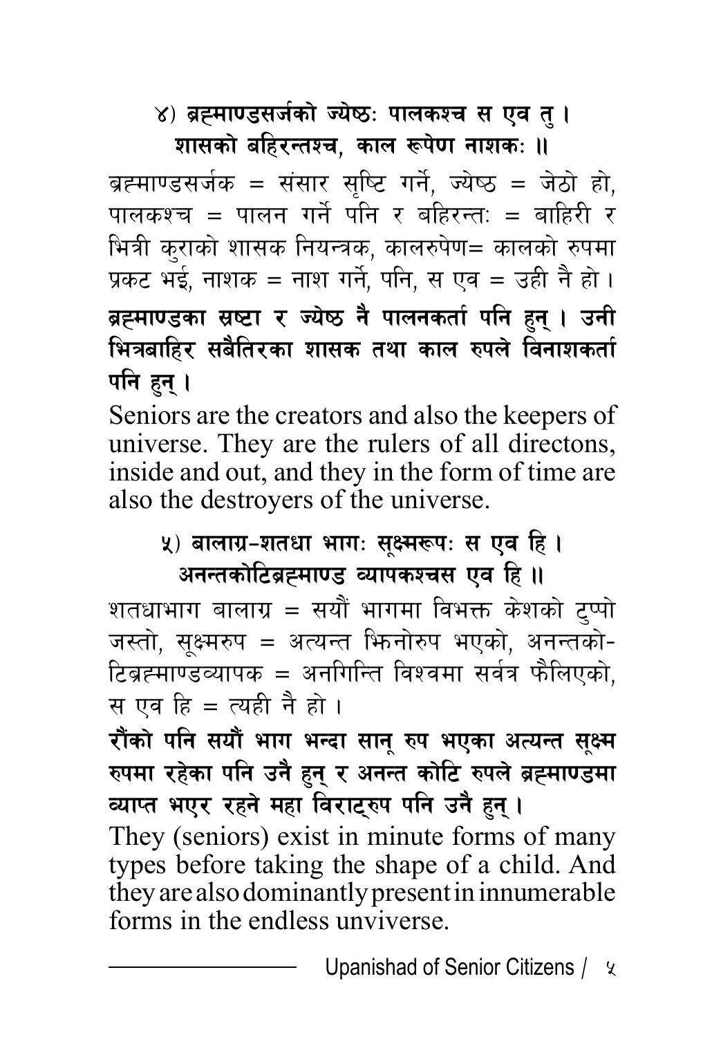**४) ब्रह्माण्डसर्जको ज्येष्ठः पालकश्च स एव तु ।**
**शासको बहिरन्तश्च, काल रूपेण नाशकः ॥**

ब्रह्माण्डसर्जक = संसार सृष्टि गर्ने, ज्येष्ठ = जेठो हो, पालकश्च = पालन गर्ने पनि र बहिरन्तः = बाहिरी र भित्री कुराको शासक नियन्त्रक, कालरुपेण= कालको रुपमा प्रकट भई, नाशक = नाश गर्ने, पनि, स एव = उही नै हो ।

**ब्रह्माण्डका स्रष्टा र ज्येष्ठ नै पालनकर्ता पनि हुन् । उनी भित्रबाहिर सबैतिरका शासक तथा काल रुपले विनाशकर्ता पनि हुन् ।**

Seniors are the creators and also the keepers of universe. They are the rulers of all directons, inside and out, and they in the form of time are also the destroyers of the universe.

**५) बालाग्र-शतधा भागः सूक्ष्मरूपः स एव हि ।**
**अनन्तकोटिब्रह्माण्ड व्यापकश्चस एव हि ॥**

शतधाभाग बालाग्र = सयौं भागमा विभक्त केशको टुप्पो जस्तो, सूक्ष्मरुप = अत्यन्त झिनोरुप भएको, अनन्तकोटिब्रह्माण्डव्यापक = अनगिन्ति विश्वमा सर्वत्र फैलिएको, स एव हि = त्यही नै हो ।

**रौंको पनि सयौं भाग भन्दा सानु रुप भएका अत्यन्त सूक्ष्म रुपमा रहेका पनि उनै हुन् र अनन्त कोटि रुपले ब्रह्माण्डमा व्याप्त भएर रहने महा विराट्रुप पनि उनै हुन् ।**

They (seniors) exist in minute forms of many types before taking the shape of a child. And they are also dominantly present in innumerable forms in the endless unviverse.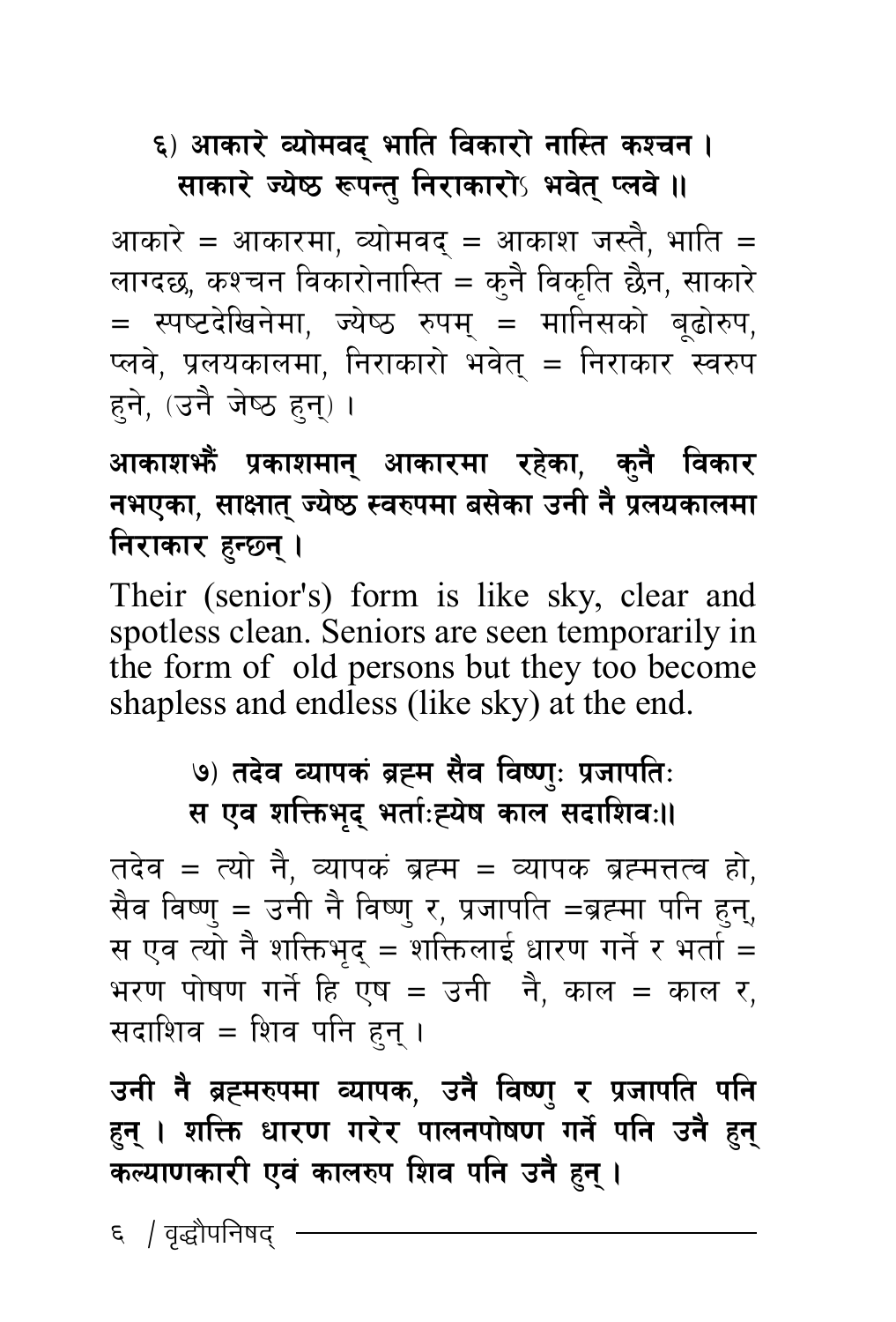**६) आकारे व्योमवद् भाति विकारो नास्ति कश्चन ।**
**साकारे ज्येष्ठ रूपन्तु निराकारोऽ भवेत् प्लवे ॥**

आकारे = आकारमा, व्योमवद् = आकाश जस्तै, भाति = लाग्दछ, कश्चन विकारोनास्ति = कुनै विकृति छैन, साकारे = स्पष्टदेखिनेमा, ज्येष्ठ रुपम् = मानिसको बूढोरुप, प्लवे, प्रलयकालमा, निराकारो भवेत् = निराकार स्वरुप हुने, (उनै जेष्ठ हुन्) ।

**आकाशझैं प्रकाशमान् आकारमा रहेका, कुनै विकार नभएका, साक्षात् ज्येष्ठ स्वरुपमा बसेका उनी नै प्रलयकालमा निराकार हुन्छन् ।**

Their (senior's) form is like sky, clear and spotless clean. Seniors are seen temporarily in the form of old persons but they too become shapless and endless (like sky) at the end.

**७) तदेव व्यापकं ब्रह्म सैव विष्णुः प्रजापतिः**
**स एव शक्तिभृद् भर्ताःह्येष काल सदाशिवः॥**

तदेव = त्यो नै, व्यापकं ब्रह्म = व्यापक ब्रह्मत्तत्व हो, सैव विष्णु = उनी नै विष्णु र, प्रजापति =ब्रह्मा पनि हुन्, स एव त्यो नै शक्तिभृद् = शक्तिलाई धारण गर्ने र भर्ता = भरण पोषण गर्ने हि एष = उनी नै, काल = काल र, सदाशिव = शिव पनि हुन् ।

**उनी नै ब्रह्मरुपमा व्यापक, उनै विष्णु र प्रजापति पनि हुन् । शक्ति धारण गरेर पालनपोषण गर्ने पनि उनै हुन् कल्याणकारी एवं कालरुप शिव पनि उनै हुन् ।**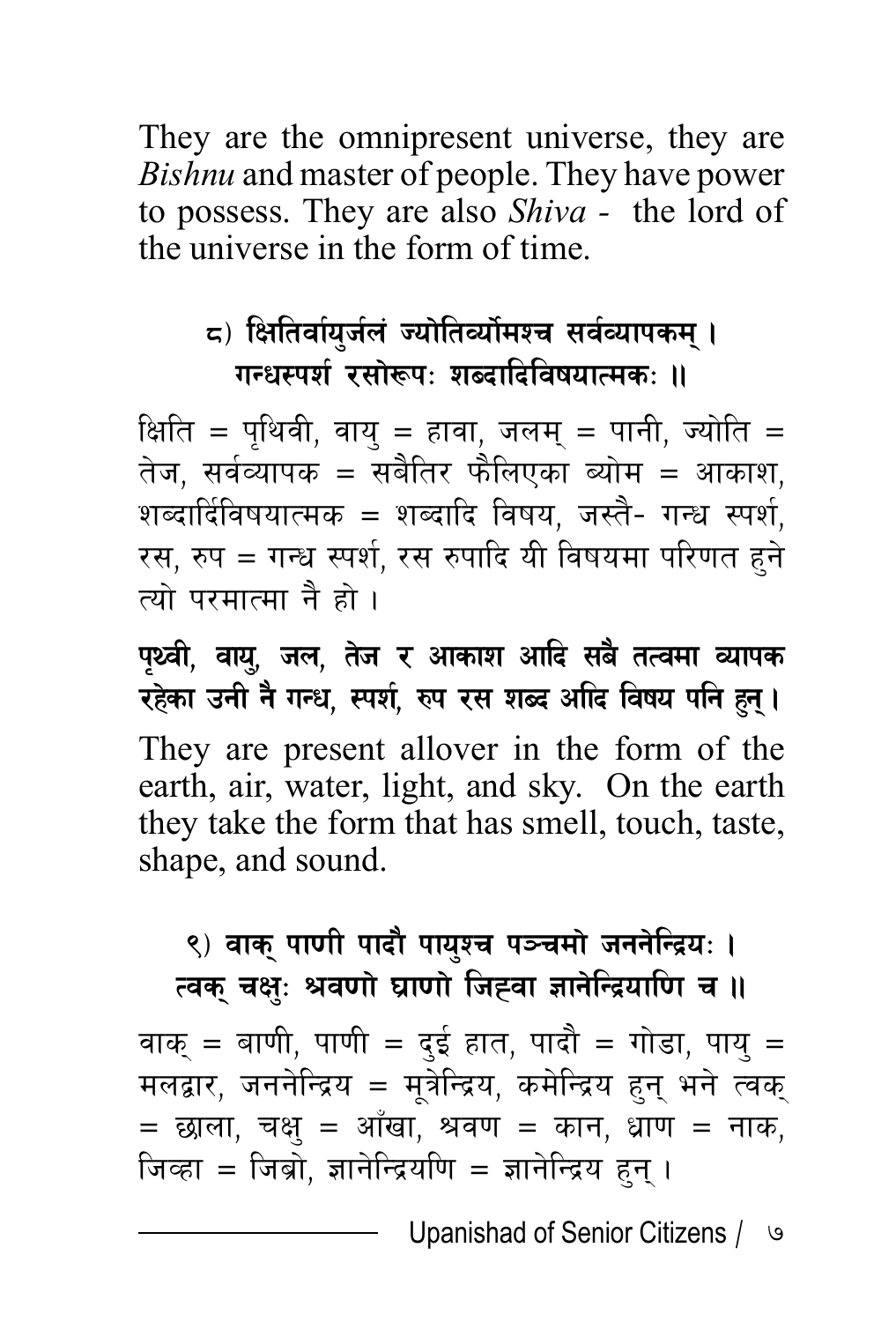They are the omnipresent universe, they are *Bishnu* and master of people. They have power to possess. They are also *Shiva* - the lord of the universe in the form of time.

**८) क्षितिर्वायुर्जलं ज्योतिर्व्योमश्च सर्वव्यापकम् ।
गन्धस्पर्श रसोरूपः शब्दादिविषयात्मकः ॥**

क्षिति = पृथिवी, वायु = हावा, जलम् = पानी, ज्योति = तेज, सर्वव्यापक = सबैतिर फैलिएका ब्योम = आकाश, शब्दार्दिविषयात्मक = शब्दादि विषय, जस्तै- गन्ध स्पर्श, रस, रुप = गन्ध स्पर्श, रस रुपादि यी विषयमा परिणत हुने त्यो परमात्मा नै हो ।

**पृथ्वी, वायु, जल, तेज र आकाश आदि सबै तत्वमा व्यापक रहेका उनी नै गन्ध, स्पर्श, रुप रस शब्द आदि विषय पनि हुन् ।**

They are present allover in the form of the earth, air, water, light, and sky. On the earth they take the form that has smell, touch, taste, shape, and sound.

**९) वाक् पाणी पादौ पायुश्च पञ्चमो जननेन्द्रियः ।
त्वक् चक्षुः श्रवणो घ्राणो जिह्वा ज्ञानेन्द्रियाणि च ॥**

वाक् = बाणी, पाणी = दुई हात, पादौ = गोडा, पायु = मलद्वार, जननेन्द्रिय = मूत्रेन्द्रिय, कमेन्द्रिय हुन् भने त्वक् = छाला, चक्षु = आँखा, श्रवण = कान, ध्राण = नाक, जिव्हा = जिब्रो, ज्ञानेन्द्रियणि = ज्ञानेन्द्रिय हुन् ।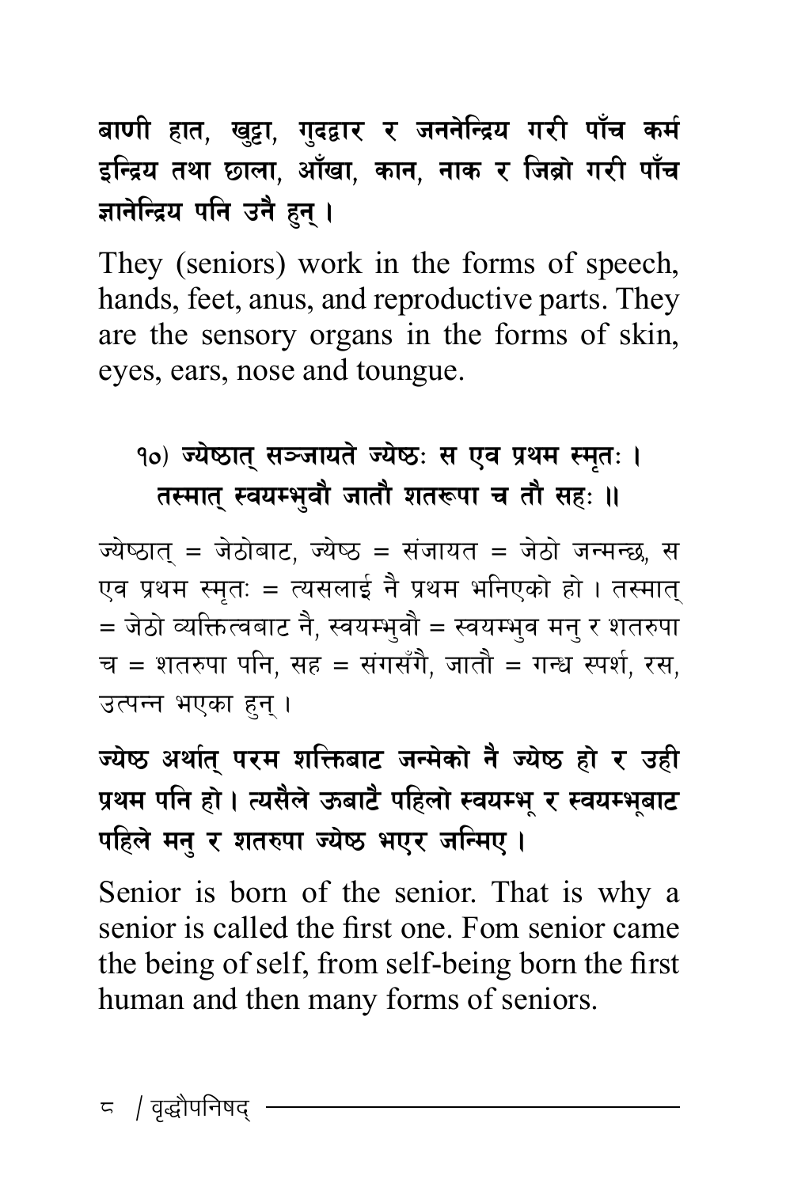**बाणी हात, खुट्टा, गुदद्वार र जननेन्द्रिय गरी पाँच कर्म इन्द्रिय तथा छाला, आँखा, कान, नाक र जिब्रो गरी पाँच ज्ञानेन्द्रिय पनि उनै हुन् ।**

They (seniors) work in the forms of speech, hands, feet, anus, and reproductive parts. They are the sensory organs in the forms of skin, eyes, ears, nose and toungue.

**१०) ज्येष्ठात् सञ्जायते ज्येष्ठः स एव प्रथम स्मृतः ।**
**तस्मात् स्वयम्भुवौ जातौ शतरूपा च तौ सहः ॥**

ज्येष्ठात् = जेठोबाट, ज्येष्ठ = संजायत = जेठो जन्मन्छ, स एव प्रथम स्मृतः = त्यसलाई नै प्रथम भनिएको हो । तस्मात् = जेठो व्यक्तित्वबाट नै, स्वयम्भुवौ = स्वयम्भुव मनु र शतरुपा च = शतरुपा पनि, सह = संगसँगै, जातौ = गन्ध स्पर्श, रस, उत्पन्न भएका हुन् ।

**ज्येष्ठ अर्थात् परम शक्तिबाट जन्मेको नै ज्येष्ठ हो र उही प्रथम पनि हो । त्यसैले ऊबाटै पहिलो स्वयम्भू र स्वयम्भूबाट पहिले मनु र शतरुपा ज्येष्ठ भएर जन्मिए ।**

Senior is born of the senior. That is why a senior is called the first one. Fom senior came the being of self, from self-being born the first human and then many forms of seniors.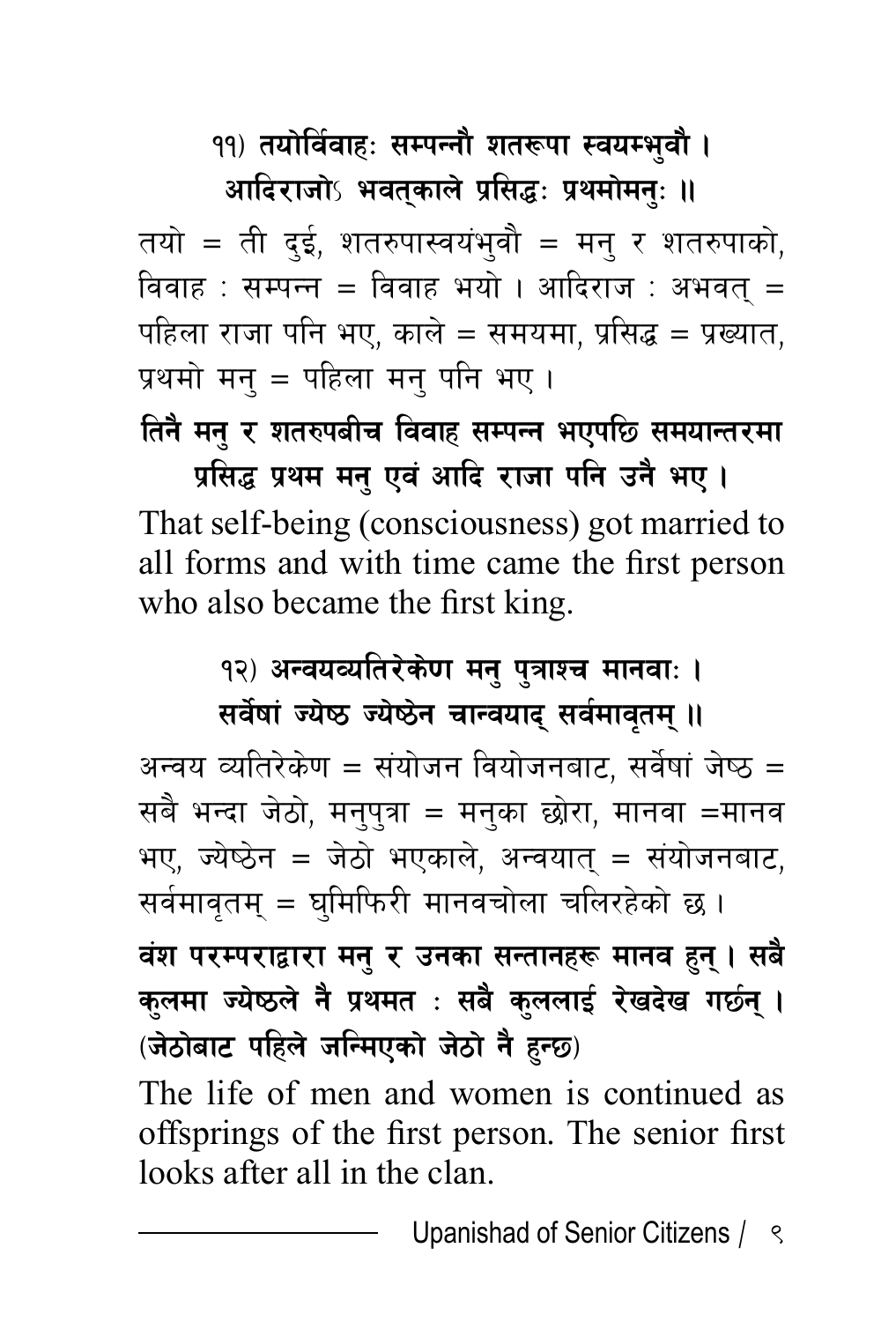**११) तयोर्विवाहः सम्पन्नौ शतरूपा स्वयम्भुवौ ।**
**आदिराजोऽ भवत्काले प्रसिद्धः प्रथमोमनुः ॥**

तयो = ती दुई, शतरुपास्वयंभुवौ = मनु र शतरुपाको, विवाह : सम्पन्न = विवाह भयो । आदिराज : अभवत् = पहिला राजा पनि भए, काले = समयमा, प्रसिद्ध = प्रख्यात, प्रथमो मनु = पहिला मनु पनि भए ।

**तिनै मनु र शतरुपबीच विवाह सम्पन्न भएपछि समयान्तरमा प्रसिद्ध प्रथम मनु एवं आदि राजा पनि उनै भए ।**

That self-being (consciousness) got married to all forms and with time came the first person who also became the first king.

**१२) अन्वयव्यतिरेकेण मनु पुत्राश्च मानवाः ।**
**सर्वेषां ज्येष्ठ ज्येष्ठेन चान्वयाद् सर्वमावृतम् ॥**

अन्वय व्यतिरेकेण = संयोजन वियोजनबाट, सर्वेषां जेष्ठ = सबै भन्दा जेठो, मनुपुत्रा = मनुका छोरा, मानवा =मानव भए, ज्येष्ठेन = जेठो भएकाले, अन्वयात् = संयोजनबाट, सर्वमावृतम् = घुमिफिरी मानवचोला चलिरहेको छ ।

**वंश परम्पराद्वारा मनु र उनका सन्तानहरू मानव हुन् । सबै कुलमा ज्येष्ठले नै प्रथमत : सबै कुललाई रेखदेख गर्छन् । (जेठोबाट पहिले जन्मिएको जेठो नै हुन्छ)**

The life of men and women is continued as offsprings of the first person. The senior first looks after all in the clan.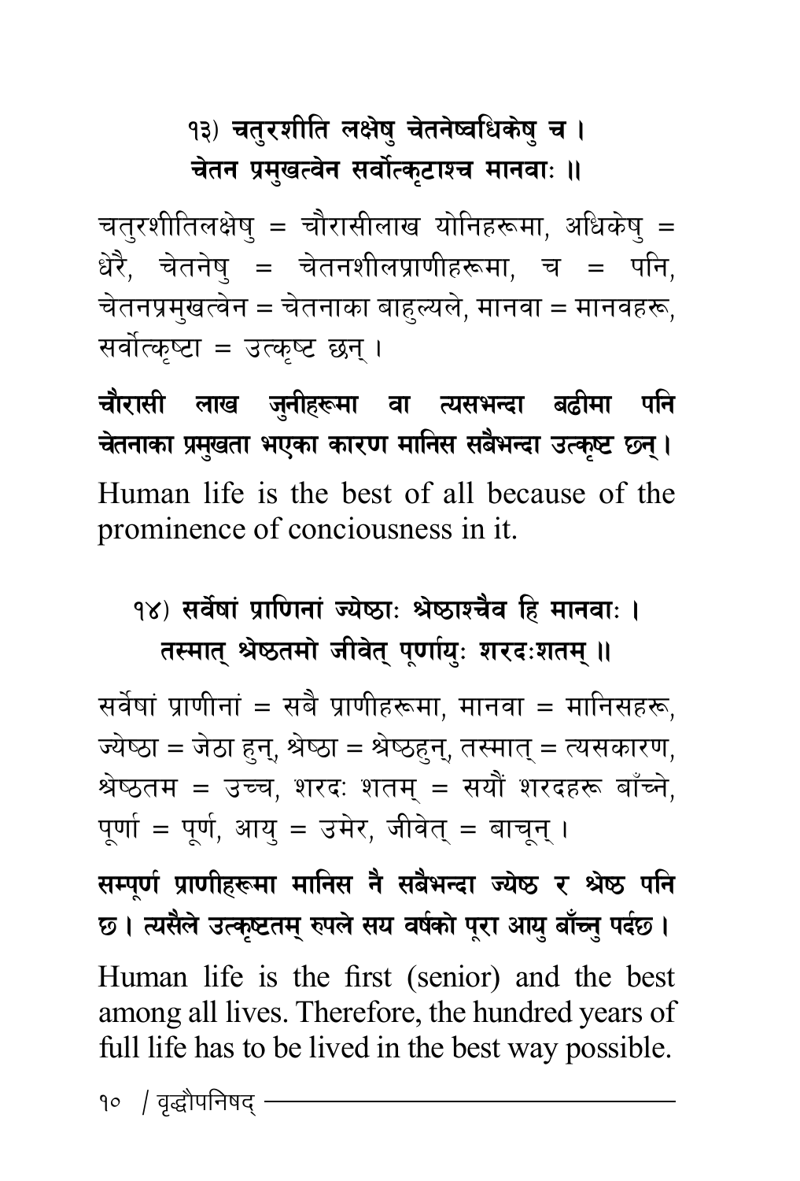**१३) चतुरशीति लक्षेषु चेतनेष्वधिकेषु च ।**
**चेतन प्रमुखत्वेन सर्वोत्कृटाश्च मानवाः ॥**

चतुरशीतिलक्षेषु = चौरासीलाख योनिहरूमा, अधिकेषु = धेरै, चेतनेषु = चेतनशीलप्राणीहरूमा, च = पनि, चेतनप्रमुखत्वेन = चेतनाका बाहुल्यले, मानवा = मानवहरू, सर्वोत्कृष्टा = उत्कृष्ट छन् ।

**चौरासी लाख जुनीहरूमा वा त्यसभन्दा बढीमा पनि चेतनाका प्रमुखता भएका कारण मानिस सबैभन्दा उत्कृष्ट छन् ।**

Human life is the best of all because of the prominence of conciousness in it.

**१४) सर्वेषां प्राणिनां ज्येष्ठाः श्रेष्ठाश्चैव हि मानवाः ।**
**तस्मात् श्रेष्ठतमो जीवेत् पूर्णायुः शरदःशतम् ॥**

सर्वेषां प्राणीनां = सबै प्राणीहरूमा, मानवा = मानिसहरू, ज्येष्ठा = जेठा हुन्, श्रेष्ठा = श्रेष्ठहुन्, तस्मात् = त्यसकारण, श्रेष्ठतम = उच्च, शरदः शतम् = सयौं शरदहरू बाँच्ने, पूर्णा = पूर्ण, आयु = उमेर, जीवेत् = बाचून् ।

**सम्पूर्ण प्राणीहरूमा मानिस नै सबैभन्दा ज्येष्ठ र श्रेष्ठ पनि छ । त्यसैले उत्कृष्टतम् रुपले सय वर्षको पूरा आयु बाँच्नु पर्दछ ।**

Human life is the first (senior) and the best among all lives. Therefore, the hundred years of full life has to be lived in the best way possible.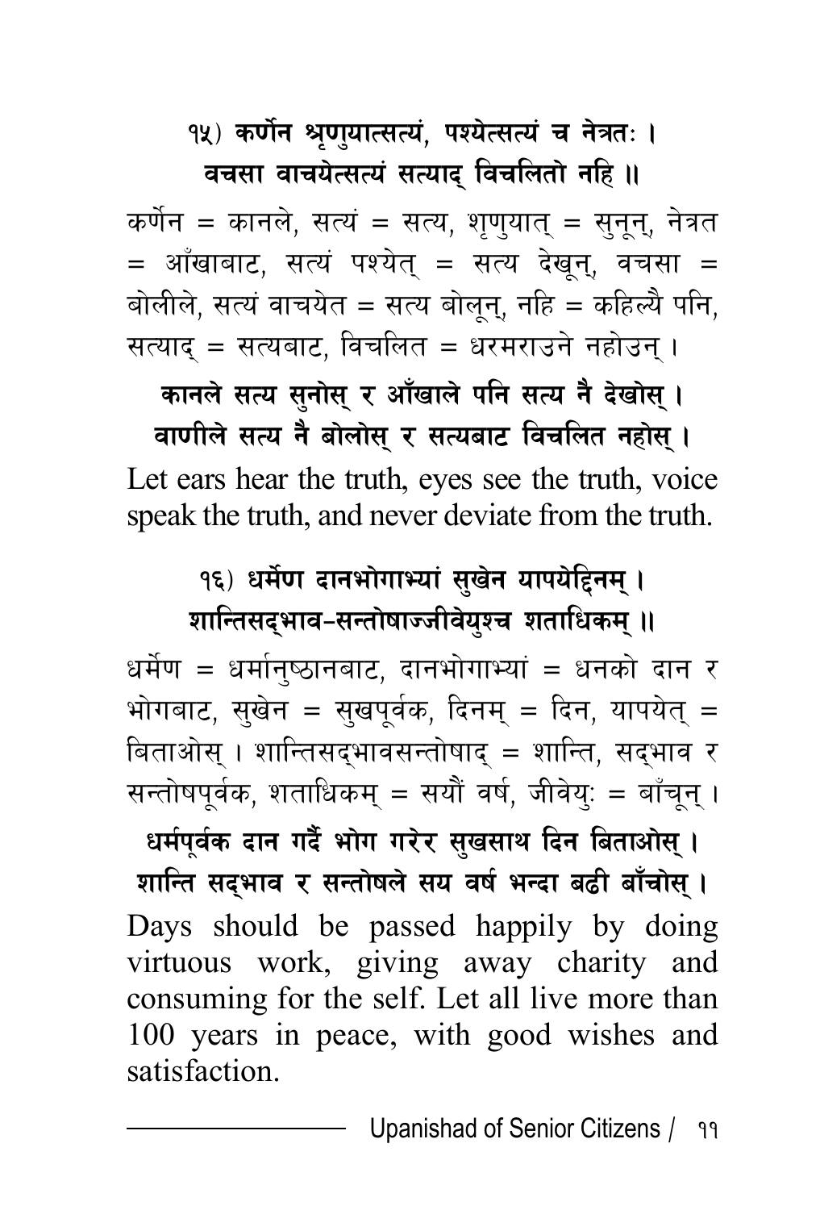**१५) कर्णेन श्रृणुयात्सत्यं, पश्येत्सत्यं च नेत्रतः ।**
**वचसा वाचयेत्सत्यं सत्याद् विचलितो नहि ॥**

कर्णेन = कानले, सत्यं = सत्य, शृणुयात् = सुनून्, नेत्रत = आँखाबाट, सत्यं पश्येत् = सत्य देखून्, वचसा = बोलीले, सत्यं वाचयेत = सत्य बोलून्, नहि = कहिल्यै पनि, सत्याद् = सत्यबाट, विचलित = धरमराउने नहोउन् ।

**कानले सत्य सुनोस् र आँखाले पनि सत्य नै देखोस् ।**
**वाणीले सत्य नै बोलोस् र सत्यबाट विचलित नहोस् ।**

Let ears hear the truth, eyes see the truth, voice speak the truth, and never deviate from the truth.

**१६) धर्मेण दानभोगाभ्यां सुखेन यापयेद्दिनम् ।**
**शान्तिसद्भाव-सन्तोषाज्जीवेयुश्च शताधिकम् ॥**

धर्मेण = धर्मानुष्ठानबाट, दानभोगाभ्यां = धनको दान र भोगबाट, सुखेन = सुखपूर्वक, दिनम् = दिन, यापयेत् = बिताओस् । शान्तिसद्भावसन्तोषाद् = शान्ति, सद्भाव र सन्तोषपूर्वक, शताधिकम् = सयौं वर्ष, जीवेयुः = बाँचून् ।

**धर्मपूर्वक दान गर्दै भोग गरेर सुखसाथ दिन बिताओस् ।**
**शान्ति सद्भाव र सन्तोषले सय वर्ष भन्दा बढी बाँचोस् ।**

Days should be passed happily by doing virtuous work, giving away charity and consuming for the self. Let all live more than 100 years in peace, with good wishes and satisfaction.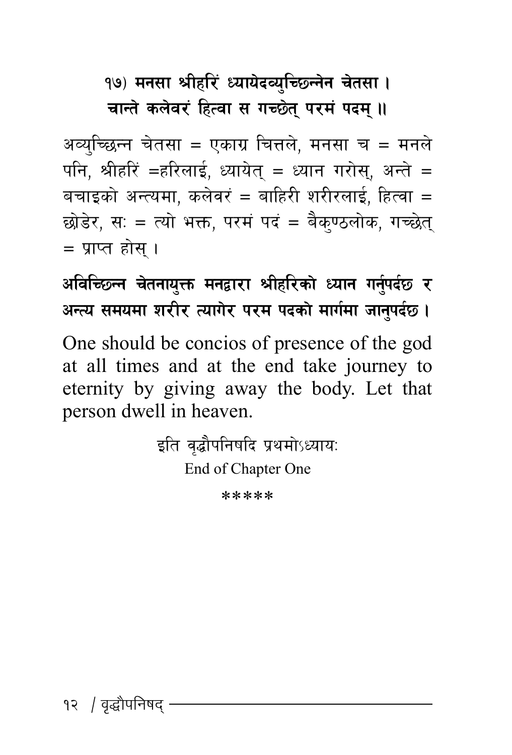**१७) मनसा श्रीहरिं ध्यायेदव्युच्छिन्नेन चेतसा ।**
**चान्ते कलेवरं हित्वा स गच्छेत् परमं पदम् ॥**

अव्युच्छिन्न चेतसा = एकाग्र चित्तले, मनसा च = मनले पनि, श्रीहरिं =हरिलाई, ध्यायेत् = ध्यान गरोस्, अन्ते = बचाइको अन्त्यमा, कलेवरं = बाहिरी शरीरलाई, हित्वा = छोडेर, सः = त्यो भक्त, परमं पदं = बैकुण्ठलोक, गच्छेत् = प्राप्त होस् ।

**अविच्छिन्न चेतनायुक्त मनद्वारा श्रीहरिको ध्यान गर्नुपर्दछ र अन्त्य समयमा शरीर त्यागेर परम पदको मार्गमा जानुपर्दछ ।**

One should be concios of presence of the god at all times and at the end take journey to eternity by giving away the body. Let that person dwell in heaven.

इति वृद्धौपनिषदि प्रथमोऽध्यायः

End of Chapter One

*****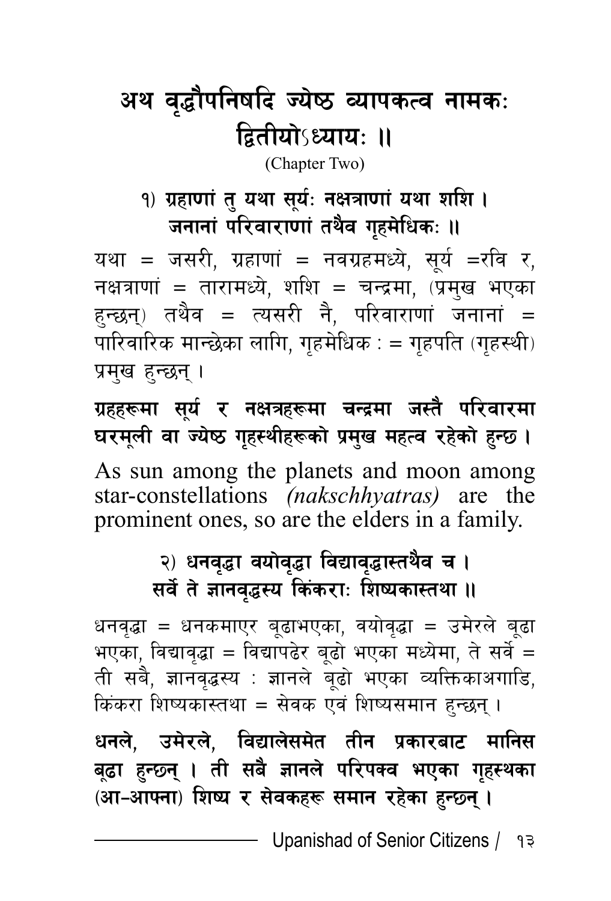# अथ वृद्धौपनिषदि ज्येष्ठ व्यापकत्व नामकः द्वितीयोऽध्यायः ॥

(Chapter Two)

**१) ग्रहाणां तु यथा सूर्यः नक्षत्राणां यथा शशि ।**
**जनानां परिवाराणां तथैव गृहमेधिकः ॥**

यथा = जसरी, ग्रहाणां = नवग्रहमध्ये, सूर्य =रवि र, नक्षत्राणां = तारामध्ये, शशि = चन्द्रमा, (प्रमुख भएका हुन्छन्) तथैव = त्यसरी नै, परिवाराणां जनानां = पारिवारिक मान्छेका लागि, गृहमेधिक : = गृहपति (गृहस्थी) प्रमुख हुन्छन् ।

**ग्रहहरूमा सूर्य र नक्षत्रहरूमा चन्द्रमा जस्तै परिवारमा घरमूली वा ज्येष्ठ गृहस्थीहरूको प्रमुख महत्व रहेको हुन्छ ।**

As sun among the planets and moon among star-constellations *(nakschhyatras)* are the prominent ones, so are the elders in a family.

**२) धनवृद्धा वयोवृद्धा विद्यावृद्धास्तथैव च ।**
**सर्वे ते ज्ञानवृद्धस्य किंकराः शिष्यकास्तथा ॥**

धनवृद्धा = धनकमाएर बूढाभएका, वयोवृद्धा = उमेरले बूढा भएका, विद्यावृद्धा = विद्यापढेर बूढो भएका मध्येमा, ते सर्वे = ती सबै, ज्ञानवृद्धस्य : ज्ञानले बूढो भएका व्यक्तिकाअगाडि, किंकरा शिष्यकास्तथा = सेवक एवं शिष्यसमान हुन्छन् ।

**धनले, उमेरले, विद्यालेसमेत तीन प्रकारबाट मानिस बूढा हुन्छन् । ती सबै ज्ञानले परिपक्व भएका गृहस्थका (आ–आफ्ना) शिष्य र सेवकहरू समान रहेका हुन्छन् ।**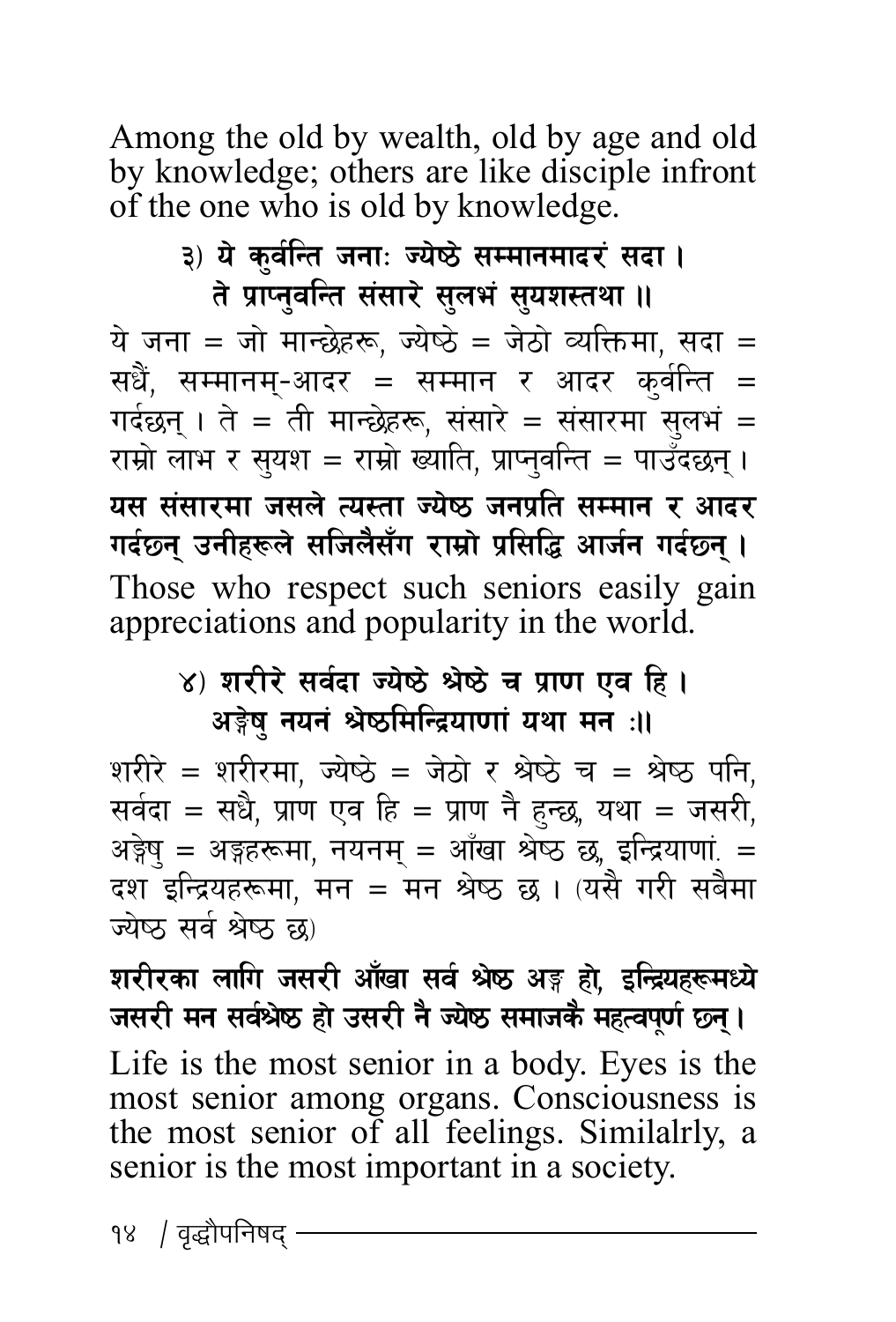Among the old by wealth, old by age and old by knowledge; others are like disciple infront of the one who is old by knowledge.

**३) ये कुर्वन्ति जनाः ज्येष्ठे सम्मानमादरं सदा ।**
**ते प्राप्नुवन्ति संसारे सुलभं सुयशस्तथा ॥**

ये जना = जो मान्छेहरू, ज्येष्ठे = जेठो व्यक्तिमा, सदा = सधैं, सम्मानम्-आदर = सम्मान र आदर कुर्वन्ति = गर्दछन् । ते = ती मान्छेहरू, संसारे = संसारमा सुलभं = राम्रो लाभ र सुयश = राम्रो ख्याति, प्राप्नुवन्ति = पाउँदछन् ।

**यस संसारमा जसले त्यस्ता ज्येष्ठ जनप्रति सम्मान र आदर गर्दछन् उनीहरूले सजिलैसँग राम्रो प्रसिद्धि आर्जन गर्दछन् ।**

Those who respect such seniors easily gain appreciations and popularity in the world.

**४) शरीरे सर्वदा ज्येष्ठे श्रेष्ठे च प्राण एव हि ।**
**अङ्गेषु नयनं श्रेष्ठमिन्द्रियाणां यथा मन :॥**

शरीरे = शरीरमा, ज्येष्ठे = जेठो र श्रेष्ठे च = श्रेष्ठ पनि, सर्वदा = सधै, प्राण एव हि = प्राण नै हुन्छ, यथा = जसरी, अङ्गेषु = अङ्गहरूमा, नयनम् = आँखा श्रेष्ठ छ, इन्द्रियाणां = दश इन्द्रियहरूमा, मन = मन श्रेष्ठ छ । (यसै गरी सबैमा ज्येष्ठ सर्व श्रेष्ठ छ)

**शरीरका लागि जसरी आँखा सर्व श्रेष्ठ अङ्ग हो, इन्द्रियहरूमध्ये जसरी मन सर्वश्रेष्ठ हो उसरी नै ज्येष्ठ समाजकै महत्वपूर्ण छन् ।**

Life is the most senior in a body. Eyes is the most senior among organs. Consciousness is the most senior of all feelings. Similalrly, a senior is the most important in a society.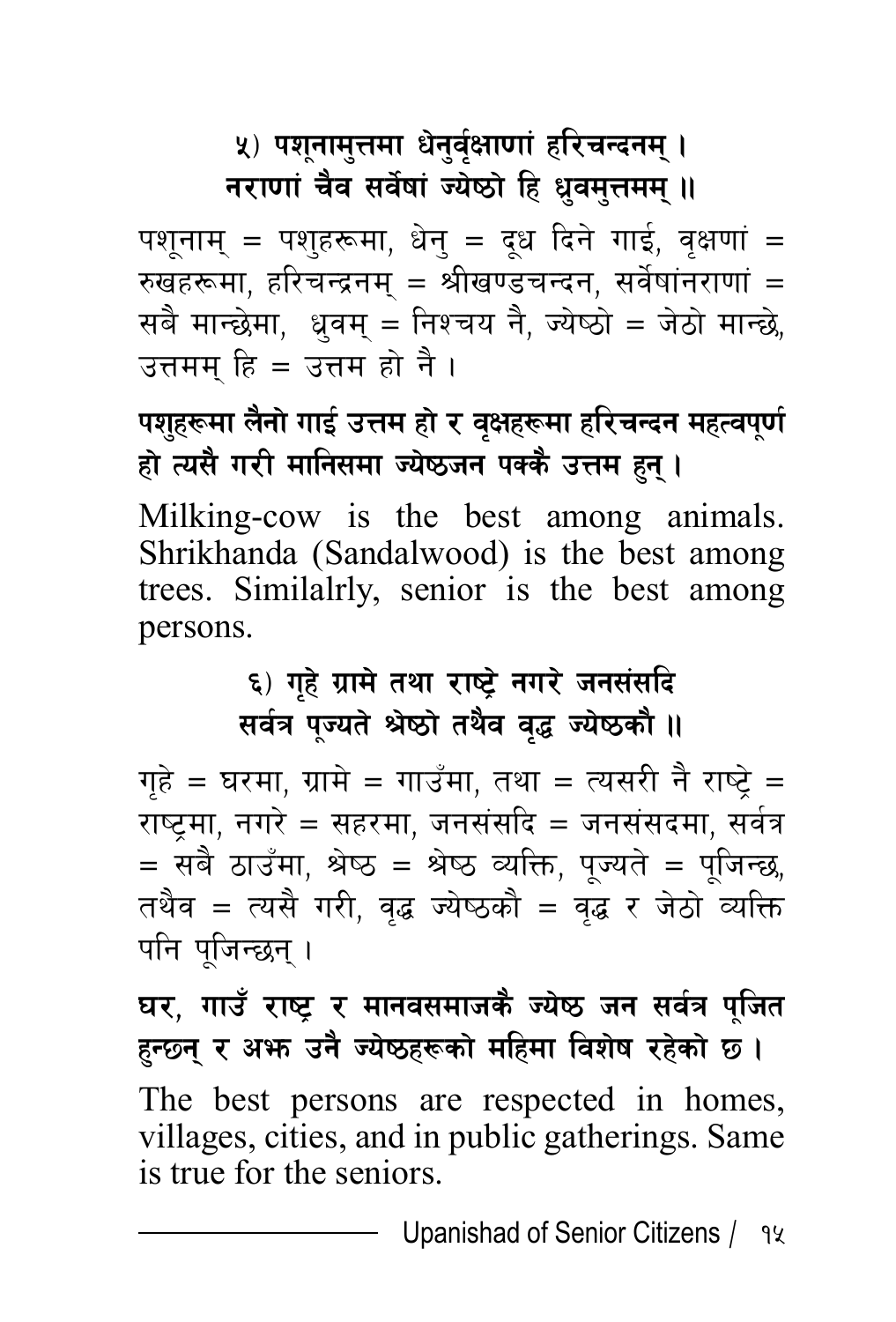**५) पशूनामुत्तमा धेनुर्वृक्षाणां हरिचन्दनम् ।
नराणां चैव सर्वेषां ज्येष्ठो हि ध्रुवमुत्तमम् ॥**

पशूनाम् = पशुहरूमा, धेनु = दूध दिने गाई, वृक्षणां = रुखहरूमा, हरिचन्द्रनम् = श्रीखण्डचन्दन, सर्वेषांनराणां = सबै मान्छेमा, ध्रुवम् = निश्चय नै, ज्येष्ठो = जेठो मान्छे, उत्तमम् हि = उत्तम हो नै ।

**पशुहरूमा लैनो गाई उत्तम हो र वृक्षहरूमा हरिचन्दन महत्वपूर्ण हो त्यसै गरी मानिसमा ज्येष्ठजन पक्कै उत्तम हुन् ।**

Milking-cow is the best among animals. Shrikhanda (Sandalwood) is the best among trees. Similalrly, senior is the best among persons.

**६) गृहे ग्रामे तथा राष्ट्रे नगरे जनसंसदि
सर्वत्र पूज्यते श्रेष्ठो तथैव वृद्ध ज्येष्ठकौ ॥**

गृहे = घरमा, ग्रामे = गाउँमा, तथा = त्यसरी नै राष्ट्रे = राष्ट्रमा, नगरे = सहरमा, जनसंसदि = जनसंसदमा, सर्वत्र = सबै ठाउँमा, श्रेष्ठ = श्रेष्ठ व्यक्ति, पूज्यते = पूजिन्छ, तथैव = त्यसै गरी, वृद्ध ज्येष्ठकौ = वृद्ध र जेठो व्यक्ति पनि पूजिन्छन् ।

**घर, गाउँ राष्ट्र र मानवसमाजकै ज्येष्ठ जन सर्वत्र पूजित हुन्छन् र अझ उनै ज्येष्ठहरूको महिमा विशेष रहेको छ ।**

The best persons are respected in homes, villages, cities, and in public gatherings. Same is true for the seniors.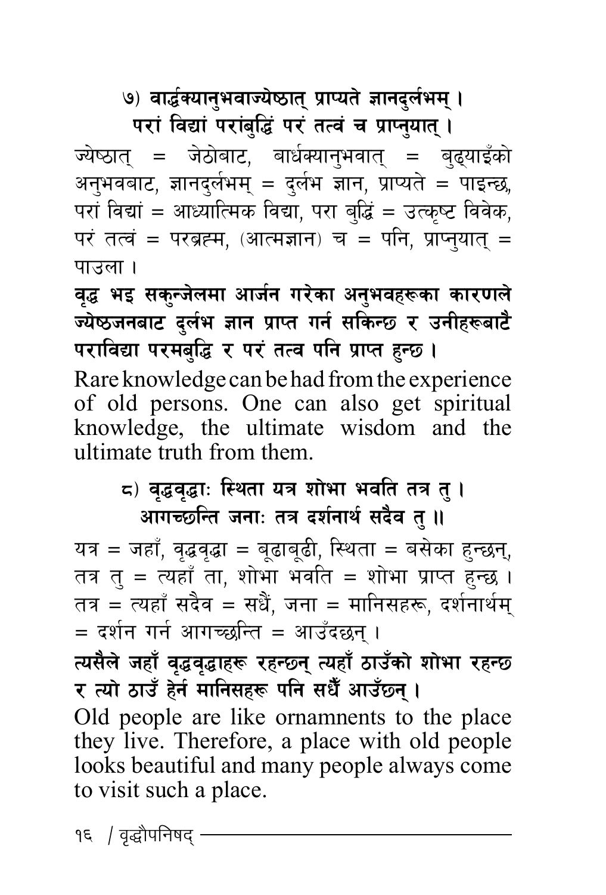**७) वार्द्धक्यानुभवाज्ज्येष्ठात् प्राप्यते ज्ञानदुर्लभम् ।**
**परां विद्यां परांबुद्धिं परं तत्वं च प्राप्नुयात् ।**

ज्येष्ठात् = जेठोबाट, बार्धक्यानुभवात् = बुढ्याइँको अनुभवबाट, ज्ञानदुर्लभम् = दुर्लभ ज्ञान, प्राप्यते = पाइन्छ, परां विद्यां = आध्यात्मिक विद्या, परा बुद्धिं = उत्कृष्ट विवेक, परं तत्वं = परब्रह्म, (आत्मज्ञान) च = पनि, प्राप्नुयात् = पाउला ।

**वृद्ध भइ सकुन्जेलमा आर्जन गरेका अनुभवहरूका कारणले ज्येष्ठजनबाट दुर्लभ ज्ञान प्राप्त गर्न सकिन्छ र उनीहरूबाटै पराविद्या परमबुद्धि र परं तत्व पनि प्राप्त हुन्छ ।**

Rare knowledge can be had from the experience of old persons. One can also get spiritual knowledge, the ultimate wisdom and the ultimate truth from them.

**८) वृद्धवृद्धाः स्थिता यत्र शोभा भवति तत्र तु ।**
**आगच्छन्ति जनाः तत्र दर्शनार्थ सदैव तु ॥**

यत्र = जहाँ, वृद्धवृद्धा = बूढाबूढी, स्थिता = बसेका हुन्छन्, तत्र तु = त्यहाँ ता, शोभा भवति = शोभा प्राप्त हुन्छ । तत्र = त्यहाँ सदैव = सधैं, जना = मानिसहरू, दर्शनार्थम् = दर्शन गर्न आगच्छन्ति = आउँदछन् ।

**त्यसैले जहाँ वृद्धवृद्धाहरू रहन्छन् त्यहाँ ठाउँको शोभा रहन्छ र त्यो ठाउँ हेर्न मानिसहरू पनि सधैँ आउँछन् ।**

Old people are like ornamnents to the place they live. Therefore, a place with old people looks beautiful and many people always come to visit such a place.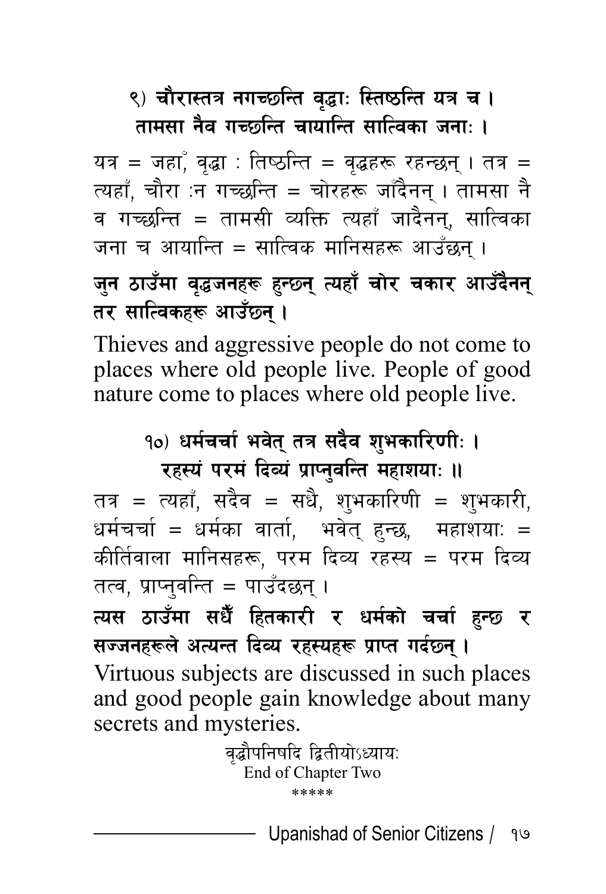**९) चौरास्तत्र नगच्छन्ति वृद्धाः स्तिष्ठन्ति यत्र च ।**
**तामसा नैव गच्छन्ति चायान्ति सात्विका जनाः ।**

यत्र = जहाँ, वृद्धा : तिष्ठन्ति = वृद्धहरू रहन्छन् । तत्र = त्यहाँ, चौरा :न गच्छन्ति = चोरहरू जाँदैनन् । तामसा नै व गच्छन्ति = तामसी व्यक्ति त्यहाँ जादैनन्, सात्विका जना च आयान्ति = सात्विक मानिसहरू आउँछन् ।

**जुन ठाउँमा वृद्धजनहरू हुन्छन् त्यहाँ चोर चकार आउँदैनन् तर सात्विकहरू आउँछन् ।**

Thieves and aggressive people do not come to places where old people live. People of good nature come to places where old people live.

**१०) धर्मचर्चा भवेत् तत्र सदैव शुभकारिणीः ।**
**रहस्यं परमं दिव्यं प्राप्नुवन्ति महाशयाः ॥**

तत्र = त्यहाँ, सदैव = सधै, शुभकारिणी = शुभकारी, धर्मचर्चा = धर्मका वार्ता, भवेत् हुन्छ, महाशयाः = कीर्तिवाला मानिसहरू, परम दिव्य रहस्य = परम दिव्य तत्व, प्राप्नुवन्ति = पाउँदछन् ।

**त्यस ठाउँमा सधैँ हितकारी र धर्मको चर्चा हुन्छ र सज्जनहरूले अत्यन्त दिव्य रहस्यहरू प्राप्त गर्दछन् ।**

Virtuous subjects are discussed in such places and good people gain knowledge about many secrets and mysteries.

वृद्धौपनिषदि द्वितीयोऽध्यायः
End of Chapter Two

*****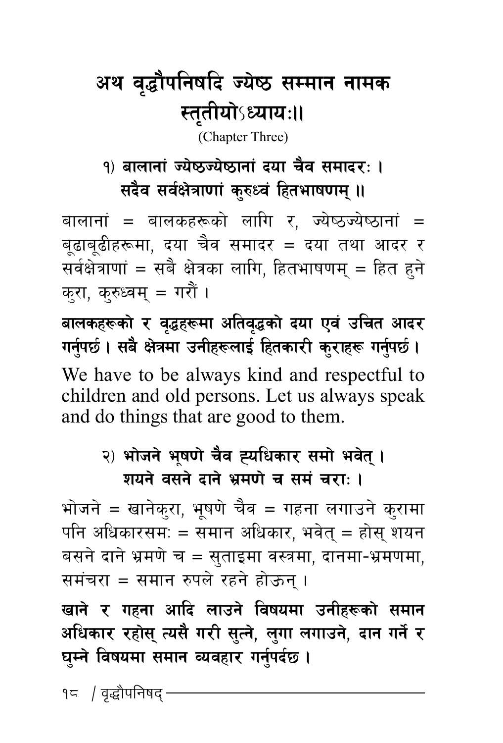## अथ वृद्धौपनिषदि ज्येष्ठ सम्मान नामक स्तृतीयोऽध्यायः॥

(Chapter Three)

**१) बालानां ज्येष्ठज्येष्ठानां दया चैव समादरः ।**
**सदैव सर्वक्षेत्राणां कुरुध्वं हितभाषणम् ॥**

बालानां = बालकहरूको लागि र, ज्येष्ठज्येष्ठानां = बूढाबूढीहरूमा, दया चैव समादर = दया तथा आदर र सर्वक्षेत्राणां = सबै क्षेत्रका लागि, हितभाषणम् = हित हुने कुरा, कुरुध्वम् = गरौं ।

**बालकहरूको र वृद्धहरूमा अतिवृद्धको दया एवं उचित आदर गर्नुपर्छ । सबै क्षेत्रमा उनीहरूलाई हितकारी कुराहरू गर्नुपर्छ ।**

We have to be always kind and respectful to children and old persons. Let us always speak and do things that are good to them.

**२) भोजने भूषणे चैव ह्यधिकार समो भवेत् ।**
**शयने वसने दाने भ्रमणे च समं चराः ।**

भोजने = खानेकुरा, भूषणे चैव = गहना लगाउने कुरामा पनि अधिकारसमः = समान अधिकार, भवेत् = होस् शयन बसने दाने भ्रमणे च = सुताइमा वस्त्रमा, दानमा-भ्रमणमा, समंचरा = समान रुपले रहने होऊन् ।

**खाने र गहना आदि लाउने विषयमा उनीहरूको समान अधिकार रहोस् त्यसै गरी सुत्ने, लुगा लगाउने, दान गर्ने र घुम्ने विषयमा समान व्यवहार गर्नुपर्दछ ।**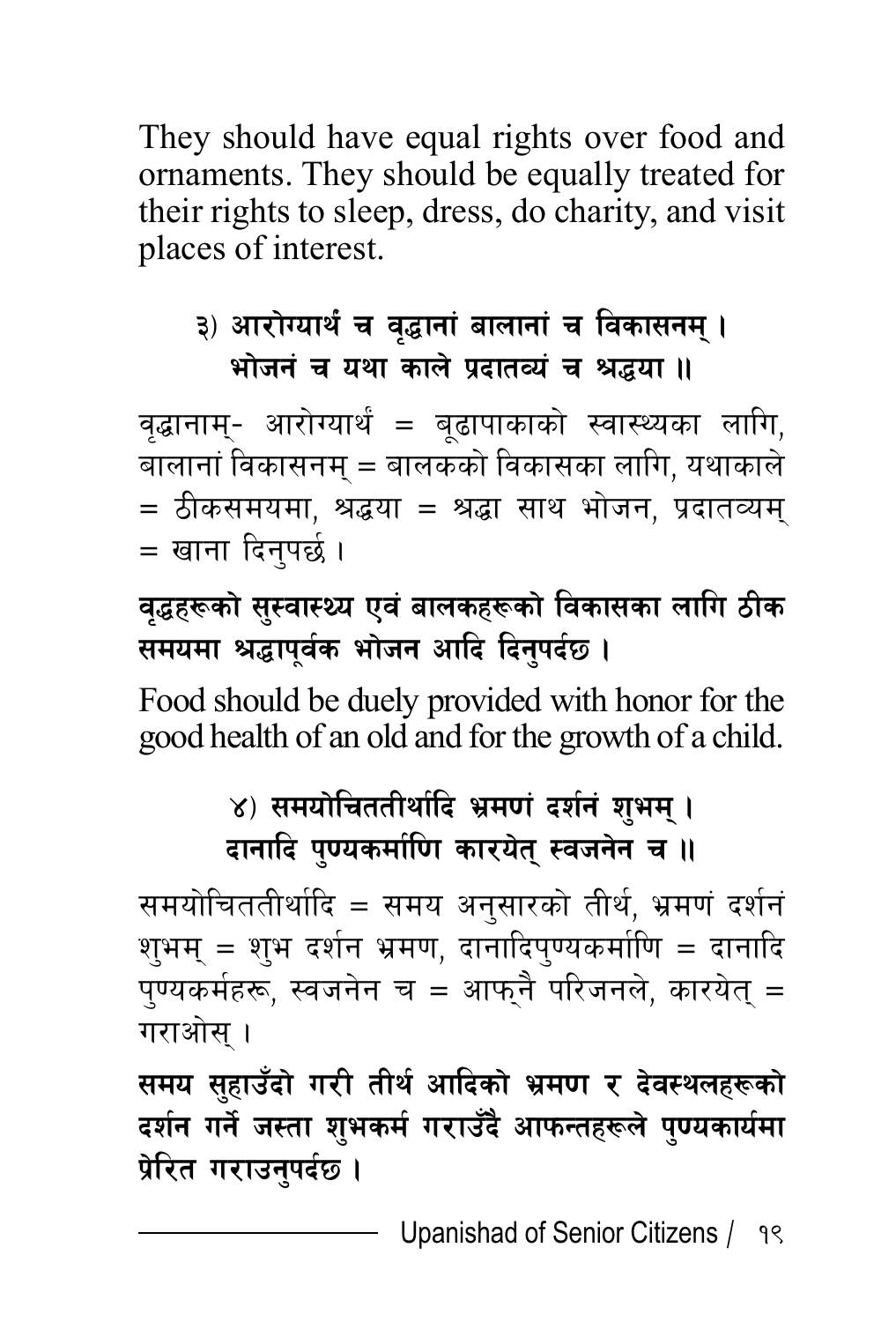They should have equal rights over food and ornaments. They should be equally treated for their rights to sleep, dress, do charity, and visit places of interest.

**३) आरोग्यार्थं च वृद्धानां बालानां च विकासनम् ।**
**भोजनं च यथा काले प्रदातव्यं च श्रद्धया ॥**

वृद्धानाम्- आरोग्यार्थं = बूढापाकाको स्वास्थ्यका लागि, बालानां विकासनम् = बालकको विकासका लागि, यथाकाले = ठीकसमयमा, श्रद्धया = श्रद्धा साथ भोजन, प्रदातव्यम् = खाना दिनुपर्छ ।

**वृद्धहरूको सुस्वास्थ्य एवं बालकहरूको विकासका लागि ठीक समयमा श्रद्धापूर्वक भोजन आदि दिनुपर्दछ ।**

Food should be duely provided with honor for the good health of an old and for the growth of a child.

**४) समयोचिततीर्थादि भ्रमणं दर्शनं शुभम् ।**
**दानादि पुण्यकर्माणि कारयेत् स्वजनेन च ॥**

समयोचिततीर्थादि = समय अनुसारको तीर्थ, भ्रमणं दर्शनं शुभम् = शुभ दर्शन भ्रमण, दानादिपुण्यकर्माणि = दानादि पुण्यकर्महरू, स्वजनेन च = आफ्नै परिजनले, कारयेत् = गराओस् ।

**समय सुहाउँदो गरी तीर्थ आदिको भ्रमण र देवस्थलहरूको दर्शन गर्ने जस्ता शुभकर्म गराउँदै आफन्तहरूले पुण्यकार्यमा प्रेरित गराउनुपर्दछ ।**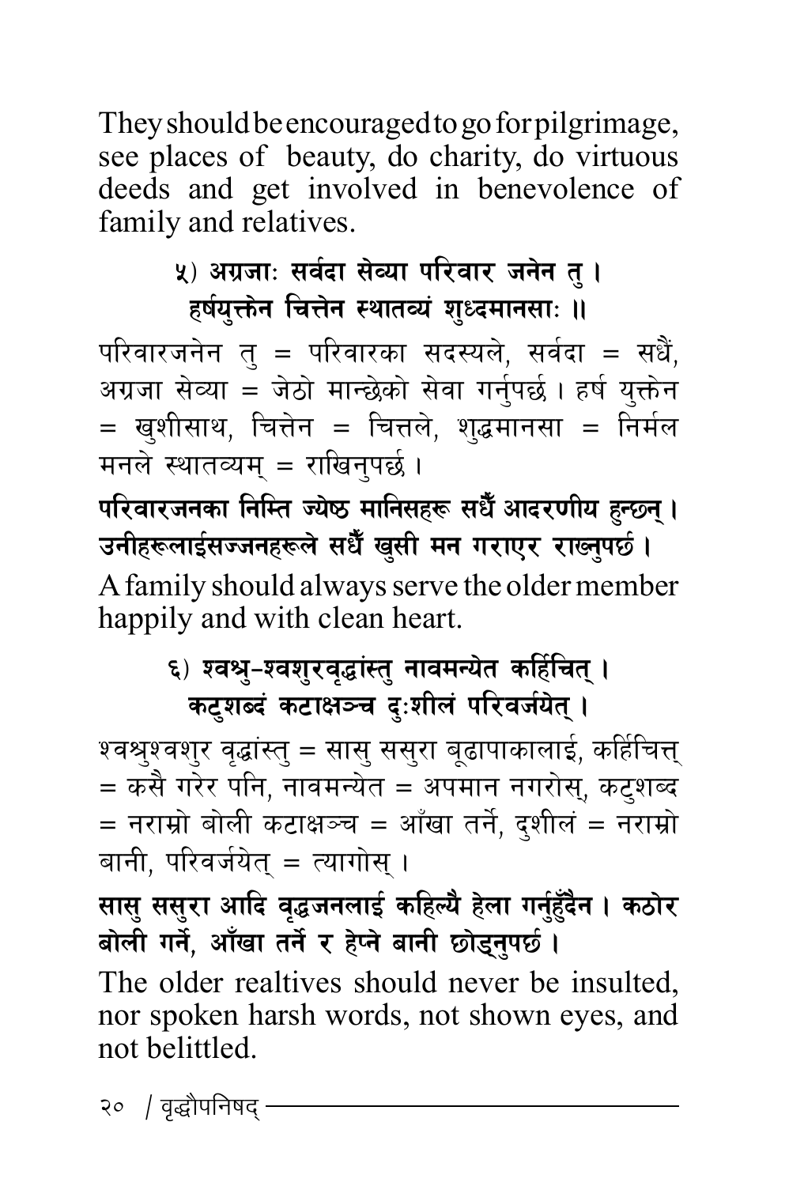They should be encouraged to go for pilgrimage, see places of beauty, do charity, do virtuous deeds and get involved in benevolence of family and relatives.

**५) अग्रजाः सर्वदा सेव्या परिवार जनेन तु ।**
**हर्षयुक्तेन चित्तेन स्थातव्यं शुध्दमानसाः ॥**

परिवारजनेन तु = परिवारका सदस्यले, सर्वदा = सधैं, अग्रजा सेव्या = जेठो मान्छेको सेवा गर्नुपर्छ । हर्ष युक्तेन = खुशीसाथ, चित्तेन = चित्तले, शुद्धमानसा = निर्मल मनले स्थातव्यम् = राखिनुपर्छ ।

**परिवारजनका निम्ति ज्येष्ठ मानिसहरू सधैँ आदरणीय हुन्छन् । उनीहरूलाईसज्जनहरूले सधैँ खुसी मन गराएर राख्नुपर्छ ।**

A family should always serve the older member happily and with clean heart.

**६) श्वश्रु-श्वशुरवृद्धांस्तु नावमन्येत कर्हिचित् ।**
**कटुशब्दं कटाक्षञ्च दुःशीलं परिवर्जयेत् ।**

श्वश्रुश्वशुर वृद्धांस्तु = सासु ससुरा बूढापाकालाई, कर्हिचित्त् = कसै गरेर पनि, नावमन्येत = अपमान नगरोस्, कटुशब्द = नराम्रो बोली कटाक्षञ्च = आँखा तर्ने, दुशीलं = नराम्रो बानी, परिवर्जयेत् = त्यागोस् ।

**सासु ससुरा आदि वृद्धजनलाई कहिल्यै हेला गर्नुहुँदैन । कठोर बोली गर्ने, आँखा तर्ने र हेप्ने बानी छोड्नुपर्छ ।**

The older realtives should never be insulted, nor spoken harsh words, not shown eyes, and not belittled.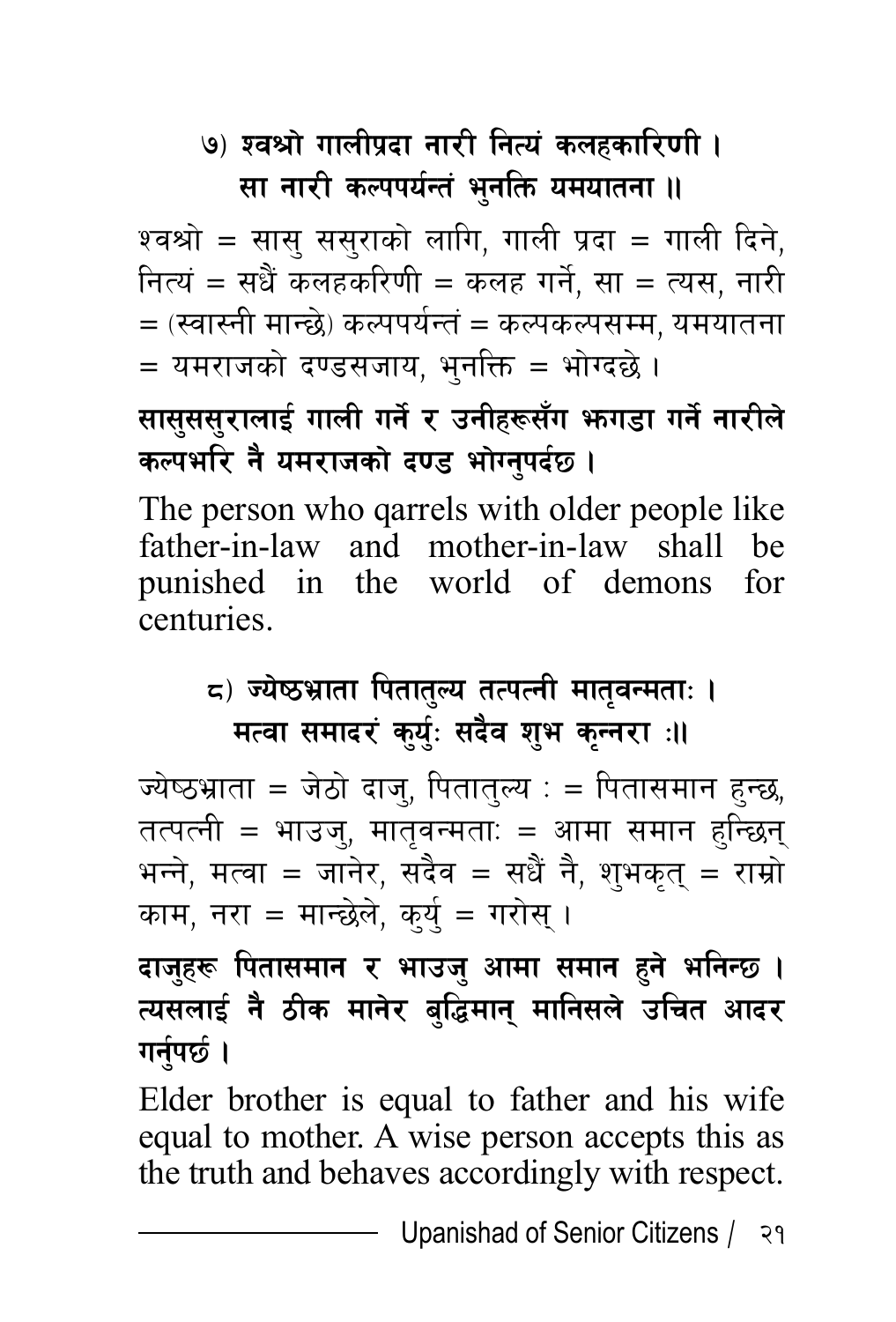**७) श्वश्रो गालीप्रदा नारी नित्यं कलहकारिणी ।
सा नारी कल्पपर्यन्तं भुनक्ति यमयातना ॥**

श्वश्रो = सासु ससुराको लागि, गाली प्रदा = गाली दिने, नित्यं = सधैं कलहकरिणी = कलह गर्ने, सा = त्यस, नारी = (स्वास्नी मान्छे) कल्पपर्यन्तं = कल्पकल्पसम्म, यमयातना = यमराजको दण्डसजाय, भुनक्ति = भोग्दछे ।

**सासुससुरालाई गाली गर्ने र उनीहरूसँग झगडा गर्ने नारीले कल्पभरि नै यमराजको दण्ड भोग्नुपर्दछ ।**

The person who qarrels with older people like father-in-law and mother-in-law shall be punished in the world of demons for centuries.

**८) ज्येष्ठभ्राता पितातुल्य तत्पत्नी मातृवन्मताः ।
मत्वा समादरं कुर्युः सदैव शुभ कृन्नरा ः॥**

ज्येष्ठभ्राता = जेठो दाजु, पितातुल्य : = पितासमान हुन्छ, तत्पत्नी = भाउजु, मातृवन्मताः = आमा समान हुन्छिन् भन्ने, मत्वा = जानेर, सदैव = सधैं नै, शुभकृत् = राम्रो काम, नरा = मान्छेले, कुर्यु = गरोस् ।

**दाजुहरू पितासमान र भाउजु आमा समान हुने भनिन्छ । त्यसलाई नै ठीक मानेर बुद्धिमान् मानिसले उचित आदर गर्नुपर्छ ।**

Elder brother is equal to father and his wife equal to mother. A wise person accepts this as the truth and behaves accordingly with respect.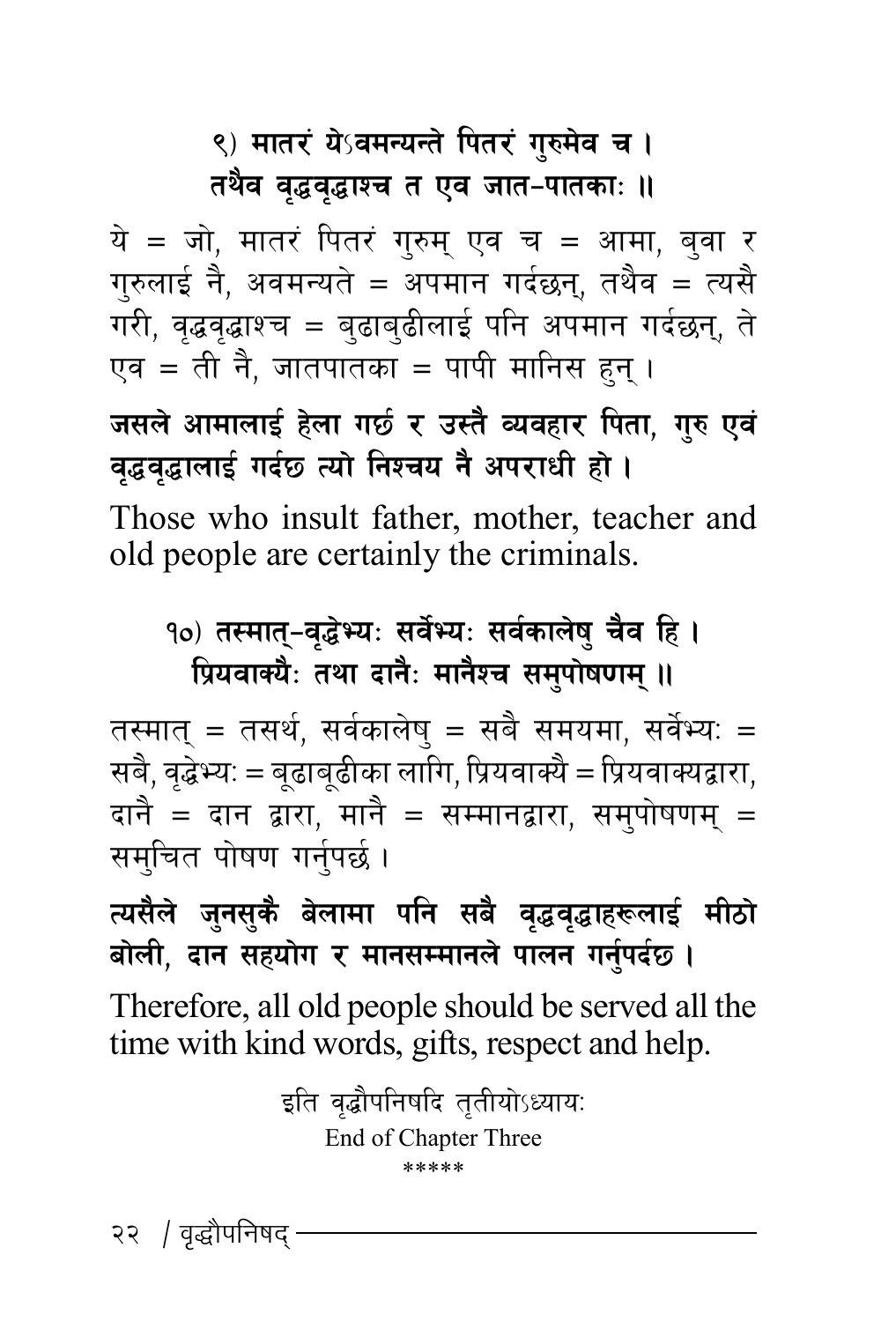**९) मातरं येऽवमन्यन्ते पितरं गुरुमेव च ।**
**तथैव वृद्धवृद्धाश्च त एव जात-पातकाः ॥**

ये = जो, मातरं पितरं गुरुम् एव च = आमा, बुवा र गुरुलाई नै, अवमन्यते = अपमान गर्दछन्, तथैव = त्यसै गरी, वृद्धवृद्धाश्च = बुढाबुढीलाई पनि अपमान गर्दछन्, ते एव = ती नै, जातपातका = पापी मानिस हुन् ।

**जसले आमालाई हेला गर्छ र उस्तै व्यवहार पिता, गुरु एवं वृद्धवृद्धालाई गर्दछ त्यो निश्चय नै अपराधी हो ।**

Those who insult father, mother, teacher and old people are certainly the criminals.

**१०) तस्मात्-वृद्धेभ्यः सर्वेभ्यः सर्वकालेषु चैव हि ।**
**प्रियवाक्यैः तथा दानैः मानैश्च समुपोषणम् ॥**

तस्मात् = तसर्थ, सर्वकालेषु = सबै समयमा, सर्वेभ्यः = सबै, वृद्धेभ्यः = बूढाबूढीका लागि, प्रियवाक्यै = प्रियवाक्यद्वारा, दानै = दान द्वारा, मानै = सम्मानद्वारा, समुपोषणम् = समुचित पोषण गर्नुपर्छ ।

**त्यसैले जुनसुकै बेलामा पनि सबै वृद्धवृद्धाहरूलाई मीठो बोली, दान सहयोग र मानसम्मानले पालन गर्नुपर्दछ ।**

Therefore, all old people should be served all the time with kind words, gifts, respect and help.

इति वृद्धौपनिषदि तृतीयोऽध्यायः

End of Chapter Three

*****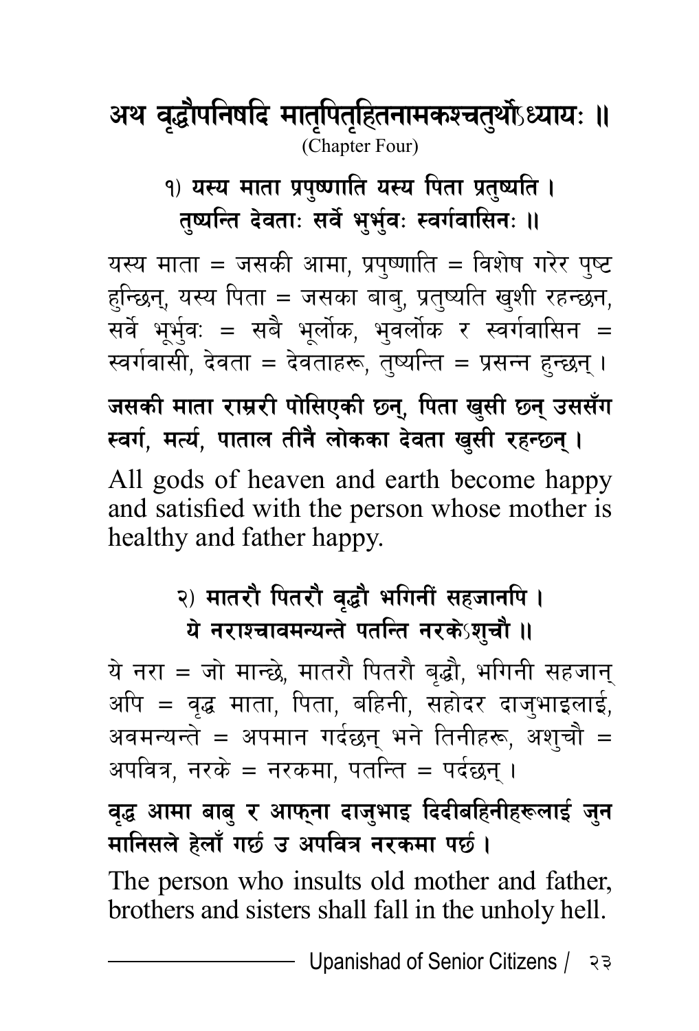## अथ वृद्धौपनिषदि मातृपितृहितनामकश्चतुर्थोऽध्यायः ॥

(Chapter Four)

**१) यस्य माता प्रपुष्णाति यस्य पिता प्रतुष्यति ।**
**तुष्यन्ति देवताः सर्वे भुर्भुवः स्वर्गवासिनः ॥**

यस्य माता = जसकी आमा, प्रपुष्णाति = विशेष गरेर पुष्ट हुन्छिन्, यस्य पिता = जसका बाबु, प्रतुष्यति खुशी रहन्छन, सर्वे भूर्भुवः = सबै भूर्लोक, भुवर्लोक र स्वर्गवासिन = स्वर्गवासी, देवता = देवताहरू, तुष्यन्ति = प्रसन्न हुन्छन् ।

**जसकी माता राम्ररी पोसिएकी छन्, पिता खुसी छन् उससँग स्वर्ग, मर्त्य, पाताल तीनै लोकका देवता खुसी रहन्छन् ।**

All gods of heaven and earth become happy and satisfied with the person whose mother is healthy and father happy.

**२) मातरौ पितरौ वृद्धौ भगिनीं सहजानपि ।**
**ये नराश्चावमन्यन्ते पतन्ति नरकेऽशुचौ ॥**

ये नरा = जो मान्छे, मातरौ पितरौ बृद्धौ, भगिनी सहजान् अपि = वृद्ध माता, पिता, बहिनी, सहोदर दाजुभाइलाई, अवमन्यन्ते = अपमान गर्दछन् भने तिनीहरू, अशुचौ = अपवित्र, नरके = नरकमा, पतन्ति = पर्दछन् ।

**वृद्ध आमा बाबु र आफ्ना दाजुभाइ दिदीबहिनीहरूलाई जुन मानिसले हेलाँ गर्छ उ अपवित्र नरकमा पर्छ ।**

The person who insults old mother and father, brothers and sisters shall fall in the unholy hell.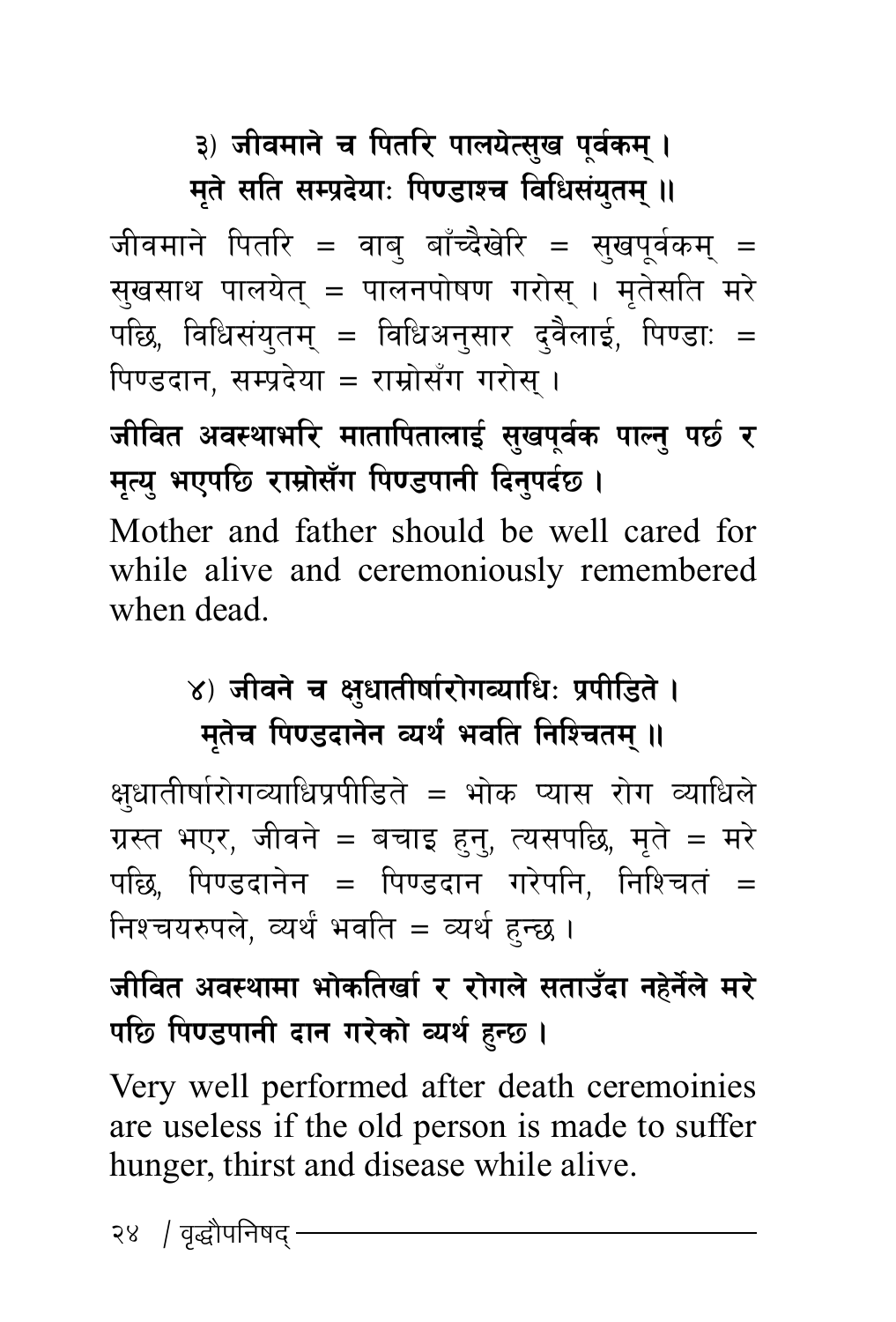**३) जीवमाने च पितरि पालयेत्सुख पूर्वकम् ।**
**मृते सति सम्प्रदेयाः पिण्डाश्च विधिसंयुतम् ॥**

जीवमाने पितरि = वाबु बाँच्दैखेरि = सुखपूर्वकम् = सुखसाथ पालयेत् = पालनपोषण गरोस् । मृतेसति मरे पछि, विधिसंयुतम् = विधिअनुसार दुवैलाई, पिण्डाः = पिण्डदान, सम्प्रदेया = राम्रोसँग गरोस् ।

**जीवित अवस्थाभरि मातापितालाई सुखपूर्वक पाल्नु पर्छ र मृत्यु भएपछि राम्रोसँग पिण्डपानी दिनुपर्दछ ।**

Mother and father should be well cared for while alive and ceremoniously remembered when dead.

**४) जीवने च क्षुधातीर्षारोगव्याधिः प्रपीडिते ।**
**मृतेच पिण्डदानेन व्यर्थं भवति निश्चितम् ॥**

क्षुधातीर्षारोगव्याधिप्रपीडिते = भोक प्यास रोग व्याधिले ग्रस्त भएर, जीवने = बचाइ हुनु, त्यसपछि, मृते = मरे पछि, पिण्डदानेन = पिण्डदान गरेपनि, निश्चितं = निश्चयरुपले, व्यर्थं भवति = व्यर्थ हुन्छ ।

**जीवित अवस्थामा भोकतिर्खा र रोगले सताउँदा नहेर्नेले मरे पछि पिण्डपानी दान गरेको व्यर्थ हुन्छ ।**

Very well performed after death ceremoinies are useless if the old person is made to suffer hunger, thirst and disease while alive.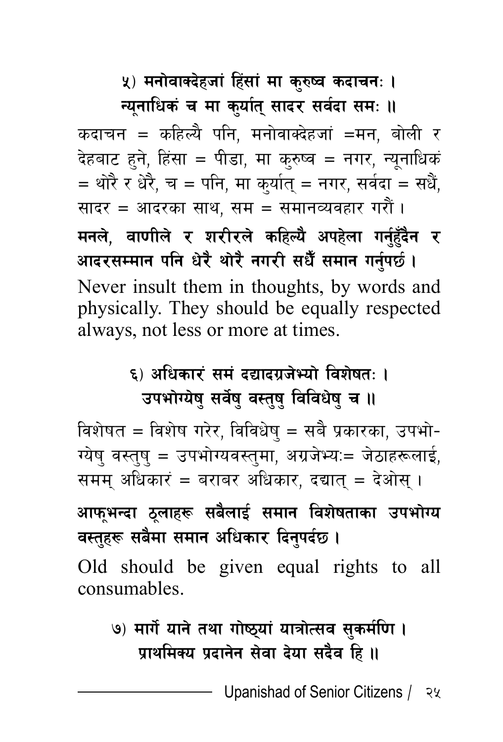**५) मनोवाक्देहजां हिंसां मा कुरुष्व कदाचनः ।**
**न्यूनाधिकं च मा कुर्यात् सादर सर्वदा समः ॥**

कदाचन = कहिल्यै पनि, मनोवाक्देहजां =मन, बोली र देहबाट हुने, हिंसा = पीडा, मा कुरुष्व = नगर, न्यूनाधिकं = थोरै र धेरै, च = पनि, मा कुर्यात् = नगर, सर्वदा = सधैं, सादर = आदरका साथ, सम = समानव्यवहार गरौं ।

**मनले, वाणीले र शरीरले कहिल्यै अपहेला गर्नुहुँदैन र आदरसम्मान पनि धेरै थोरै नगरी सधैँ समान गर्नुपर्छ ।**

Never insult them in thoughts, by words and physically. They should be equally respected always, not less or more at times.

**६) अधिकारं समं दद्यादग्रजेभ्यो विशेषतः ।**
**उपभोग्येषु सर्वेषु वस्तुषु विविधेषु च ॥**

विशेषत = विशेष गरेर, विविधेषु = सबै प्रकारका, उपभोग्येषु वस्तुषु = उपभोग्यवस्तुमा, अग्रजेभ्यः= जेठाहरूलाई, समम् अधिकारं = बराबर अधिकार, दद्यात् = देओस् ।

**आफूभन्दा ठूलाहरू सबैलाई समान विशेषताका उपभोग्य वस्तुहरू सबैमा समान अधिकार दिनुपर्दछ ।**

Old should be given equal rights to all consumables.

**७) मार्गे याने तथा गोष्ठ्यां यात्रोत्सव सुकर्मणि ।**
**प्राथमिक्य प्रदानेन सेवा देया सदैव हि ॥**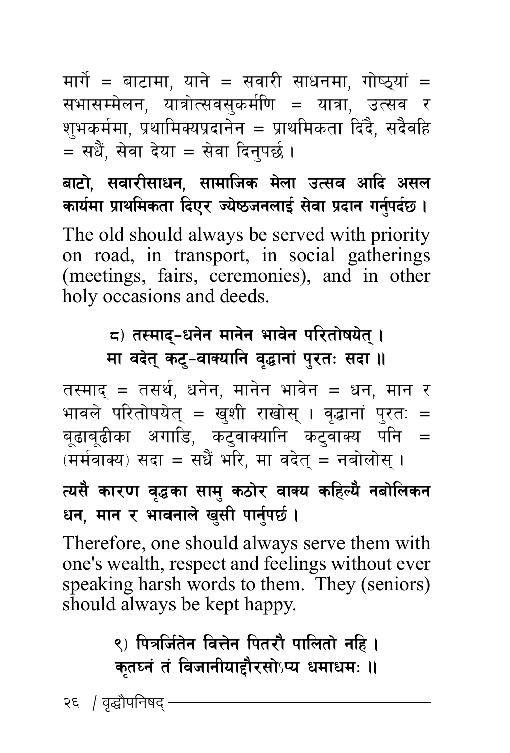मार्गे = बाटामा, याने = सवारी साधनमा, गोष्ठ्यां = सभासम्मेलन, यात्रोत्सवसुकर्मणि = यात्रा, उत्सव र शुभकर्ममा, प्रथामिक्यप्रदानेन = प्राथमिकता दिंदै, सदैवहि = सधैं, सेवा देया = सेवा दिनुपर्छ ।

**बाटो, सवारीसाधन, सामाजिक मेला उत्सव आदि असल कार्यमा प्राथमिकता दिएर ज्येष्ठजनलाई सेवा प्रदान गर्नुपर्दछ ।**

The old should always be served with priority on road, in transport, in social gatherings (meetings, fairs, ceremonies), and in other holy occasions and deeds.

**८) तस्माद्-धनेन मानेन भावेन परितोषयेत् ।**
**मा वदेत् कटु-वाक्यानि वृद्धानां पुरतः सदा ॥**

तस्माद् = तसर्थ, धनेन, मानेन भावेन = धन, मान र भावले परितोषयेत् = खुशी राखोस् । वृद्धानां पुरतः = बूढाबूढीका अगाडि, कटुवाक्यानि कटुवाक्य पनि = (मर्मवाक्य) सदा = सधैं भरि, मा वदेत् = नबोलोस् ।

**त्यसै कारण वृद्धका सामु कठोर वाक्य कहिल्यै नबोलिकन धन, मान र भावनाले खुसी पार्नुपर्छ ।**

Therefore, one should always serve them with one's wealth, respect and feelings without ever speaking harsh words to them. They (seniors) should always be kept happy.

**९) पित्रर्जितेन वित्तेन पितरौ पालितो नहि ।**
**कृतघ्नं तं विजानीयाद्दौरसोऽप्य धमाधमः ॥**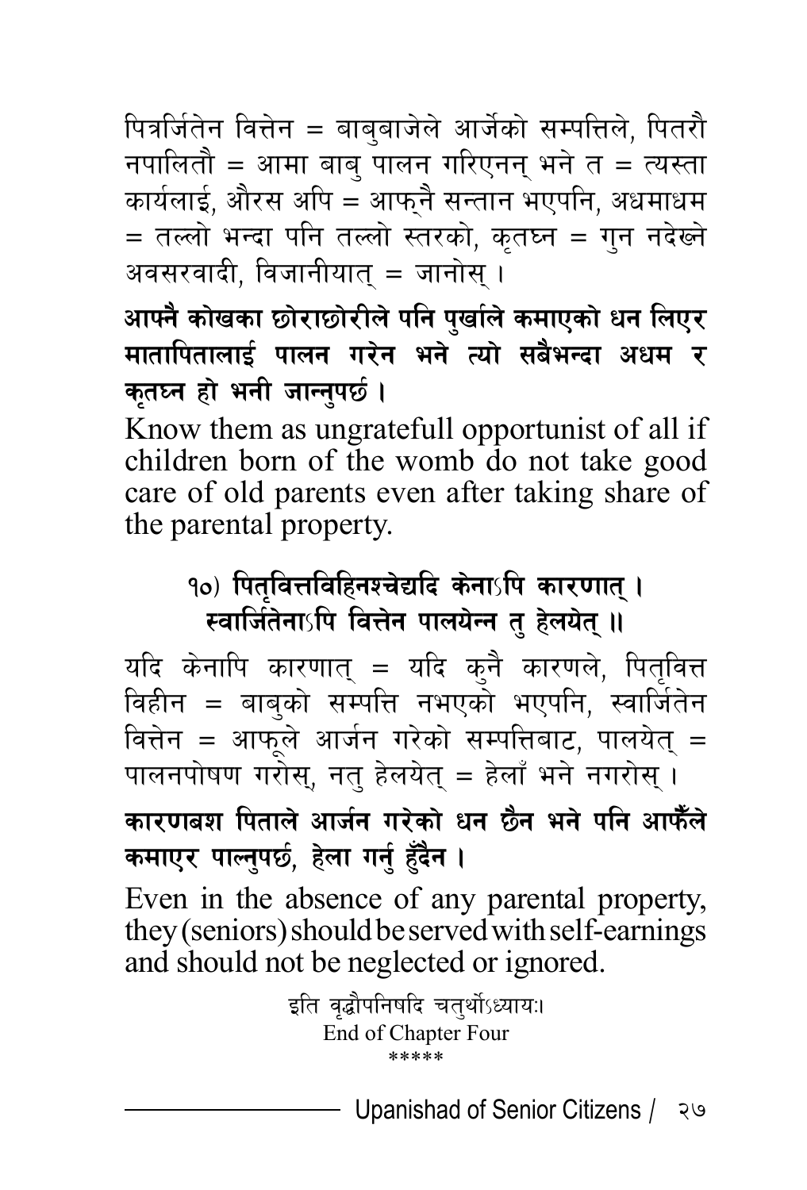पित्रर्जितेन वित्तेन = बाबुबाजेले आर्जेको सम्पत्तिले, पितरौ नपालितौ = आमा बाबु पालन गरिएनन् भने त = त्यस्ता कार्यलाई, औरस अपि = आफ्नै सन्तान भएपनि, अधमाधम = तल्लो भन्दा पनि तल्लो स्तरको, कृतघ्न = गुन नदेख्ने अवसरवादी, विजानीयात् = जानोस् ।

**आफ्नै कोखका छोराछोरीले पनि पुर्खाले कमाएको धन लिएर मातापितालाई पालन गरेन भने त्यो सबैभन्दा अधम र कृतघ्न हो भनी जान्नुपर्छ ।**

Know them as ungratefull opportunist of all if children born of the womb do not take good care of old parents even after taking share of the parental property.

**१०) पितृवित्तविहिनश्चेद्यदि केनाऽपि कारणात् ।**
**स्वार्जितेनाऽपि वित्तेन पालयेन्न तु हेलयेत् ॥**

यदि केनापि कारणात् = यदि कुनै कारणले, पितृवित्त विहीन = बाबुको सम्पत्ति नभएको भएपनि, स्वार्जितेन वित्तेन = आफूले आर्जन गरेको सम्पत्तिबाट, पालयेत् = पालनपोषण गरोस्, नतु हेलयेत् = हेलाँ भने नगरोस् ।

**कारणबश पिताले आर्जन गरेको धन छैन भने पनि आफैँले कमाएर पाल्नुपर्छ, हेला गर्नु हुँदैन ।**

Even in the absence of any parental property, they (seniors) should be served with self-earnings and should not be neglected or ignored.

इति वृद्धौपनिषदि चतुर्थोऽध्यायः।
End of Chapter Four
*****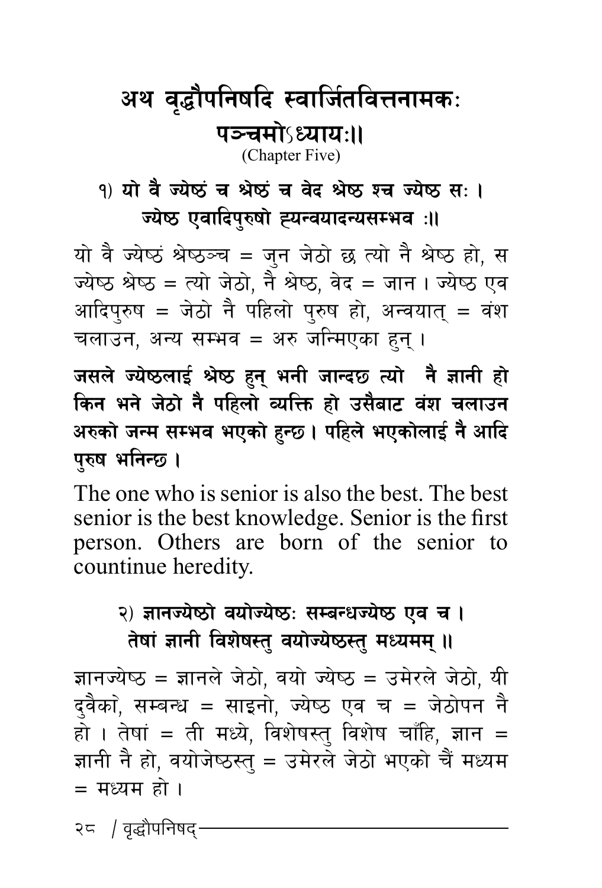# अथ वृद्धौपनिषदि स्वार्जितवित्तनामकः पञ्चमोऽध्यायः॥

(Chapter Five)

**१) यो वै ज्येष्ठं च श्रेष्ठं च वेद श्रेष्ठ श्च ज्येष्ठ सः ।
ज्येष्ठ एवादिपुरुषो ह्यन्वयादन्यसम्भव ः॥**

यो वै ज्येष्ठं श्रेष्ठञ्च = जुन जेठो छ त्यो नै श्रेष्ठ हो, स ज्येष्ठ श्रेष्ठ = त्यो जेठो, नै श्रेष्ठ, वेद = जान । ज्येष्ठ एव आदिपुरुष = जेठो नै पहिलो पुरुष हो, अन्वयात् = वंश चलाउन, अन्य सम्भव = अरु जन्मिएका हुन् ।

**जसले ज्येष्ठलाई श्रेष्ठ हुन् भनी जान्दछ त्यो नै ज्ञानी हो किन भने जेठो नै पहिलो व्यक्ति हो उसैबाट वंश चलाउन अरुको जन्म सम्भव भएको हुन्छ । पहिले भएकोलाई नै आदि पुरुष भनिन्छ ।**

The one who is senior is also the best. The best senior is the best knowledge. Senior is the first person. Others are born of the senior to countinue heredity.

**२) ज्ञानज्येष्ठो वयोज्येष्ठः सम्बन्धज्येष्ठ एव च ।
तेषां ज्ञानी विशेषस्तु वयोज्येष्ठस्तु मध्यमम् ॥**

ज्ञानज्येष्ठ = ज्ञानले जेठो, वयो ज्येष्ठ = उमेरले जेठो, यी दुवैको, सम्बन्ध = साइनो, ज्येष्ठ एव च = जेठोपन नै हो । तेषां = ती मध्ये, विशेषस्तु विशेष चाँहि, ज्ञान = ज्ञानी नै हो, वयोजेष्ठस्तु = उमेरले जेठो भएको चैं मध्यम = मध्यम हो ।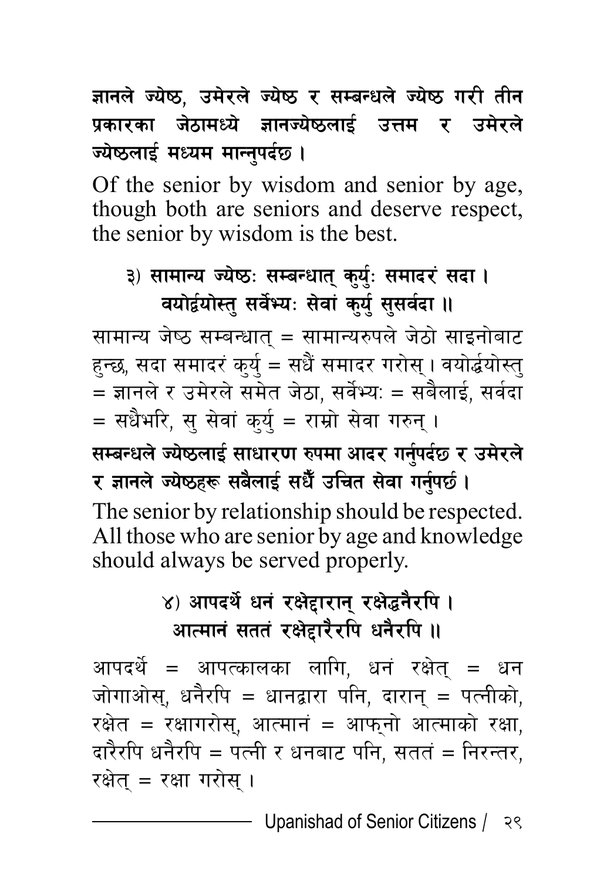**ज्ञानले ज्येष्ठ, उमेरले ज्येष्ठ र सम्बन्धले ज्येष्ठ गरी तीन प्रकारका जेठामध्ये ज्ञानज्येष्ठलाई उत्तम र उमेरले ज्येष्ठलाई मध्यम मान्नुपर्दछ ।**

Of the senior by wisdom and senior by age, though both are seniors and deserve respect, the senior by wisdom is the best.

**३) सामान्य ज्येष्ठः सम्बन्धात् कुर्युः समादरं सदा ।**
**वयोर्द्वयोस्तु सर्वेभ्यः सेवां कुर्यु सुसर्वदा ॥**

सामान्य जेष्ठ सम्बन्धात् = सामान्यरुपले जेठो साइनोबाट हुन्छ, सदा समादरं कुर्यु = सधैं समादर गरोस् । वयोर्द्वयोस्तु = ज्ञानले र उमेरले समेत जेठा, सर्वेभ्यः = सबैलाई, सर्वदा = सधैंभरि, सु सेवां कुर्यु = राम्रो सेवा गरुन् ।

**सम्बन्धले ज्येष्ठलाई साधारण रुपमा आदर गर्नुपर्दछ र उमेरले र ज्ञानले ज्येष्ठहरू सबैलाई सधैँ उचित सेवा गर्नुपर्छ ।**

The senior by relationship should be respected. All those who are senior by age and knowledge should always be served properly.

**४) आपदर्थे धनं रक्षेद्दारान् रक्षेद्धनैरपि ।**
**आत्मानं सततं रक्षेद्दारैरपि धनैरपि ॥**

आपदर्थे = आपत्कालका लागि, धनं रक्षेत् = धन जोगाओस्, धनैरपि = धानद्वारा पनि, दारान् = पत्नीको, रक्षेत = रक्षागरोस्, आत्मानं = आफ्नो आत्माको रक्षा, दारैरपि धनैरपि = पत्नी र धनबाट पनि, सततं = निरन्तर, रक्षेत् = रक्षा गरोस् ।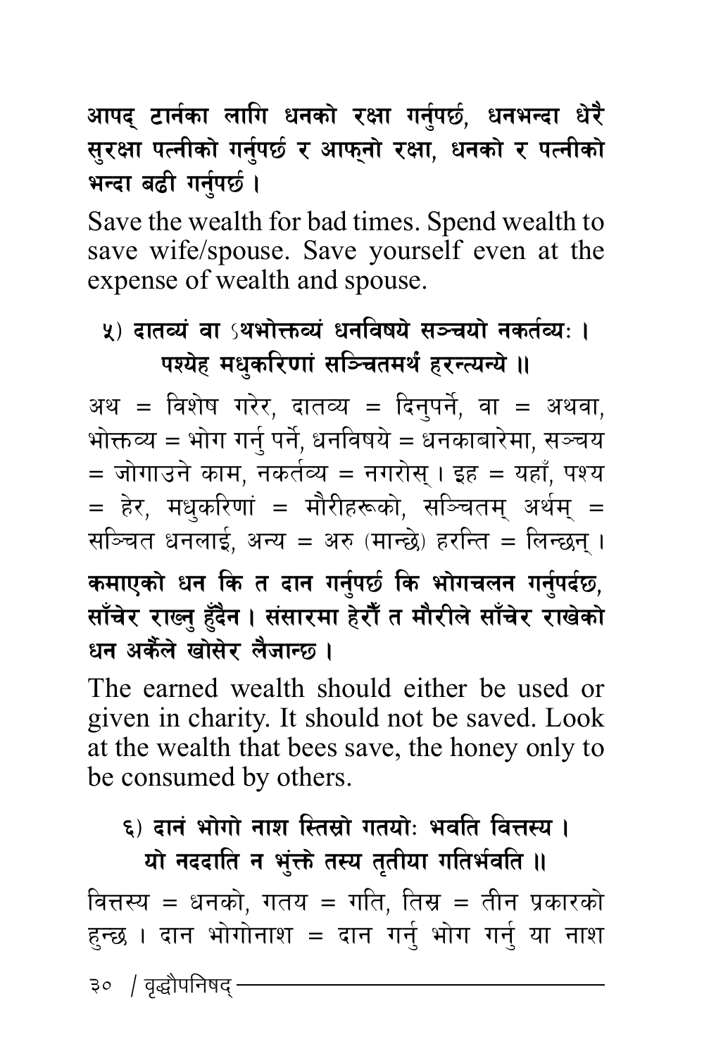**आपद् टार्नका लागि धनको रक्षा गर्नुपर्छ, धनभन्दा धेरै सुरक्षा पत्नीको गर्नुपर्छ र आफ्नो रक्षा, धनको र पत्नीको भन्दा बढी गर्नुपर्छ ।**

Save the wealth for bad times. Spend wealth to save wife/spouse. Save yourself even at the expense of wealth and spouse.

**५) दातव्यं वा ऽथभोक्तव्यं धनविषये सञ्चयो नकर्तव्यः ।**
**पश्येह मधुकरिणां सञ्चितमर्थं हरन्त्यन्ये ॥**

अथ = विशेष गरेर, दातव्य = दिनुपर्ने, वा = अथवा, भोक्तव्य = भोग गर्नु पर्ने, धनविषये = धनकाबारेमा, सञ्चय = जोगाउने काम, नकर्तव्य = नगरोस् । इह = यहाँ, पश्य = हेर, मधुकरिणां = मौरीहरूको, सञ्चितम् अर्थम् = सञ्चित धनलाई, अन्य = अरु (मान्छे) हरन्ति = लिन्छन् ।

**कमाएको धन कि त दान गर्नुपर्छ कि भोगचलन गर्नुपर्दछ, साँचेर राख्नु हुँदैन । संसारमा हेरौँ त मौरीले साँचेर राखेको धन अर्कैले खोसेर लैजान्छ ।**

The earned wealth should either be used or given in charity. It should not be saved. Look at the wealth that bees save, the honey only to be consumed by others.

**६) दानं भोगो नाश स्तिस्रो गतयोः भवति वित्तस्य ।**
**यो नददाति न भुंक्ते तस्य तृतीया गतिर्भवति ॥**

वित्तस्य = धनको, गतय = गति, तिस्र = तीन प्रकारको हुन्छ । दान भोगोनाश = दान गर्नु भोग गर्नु या नाश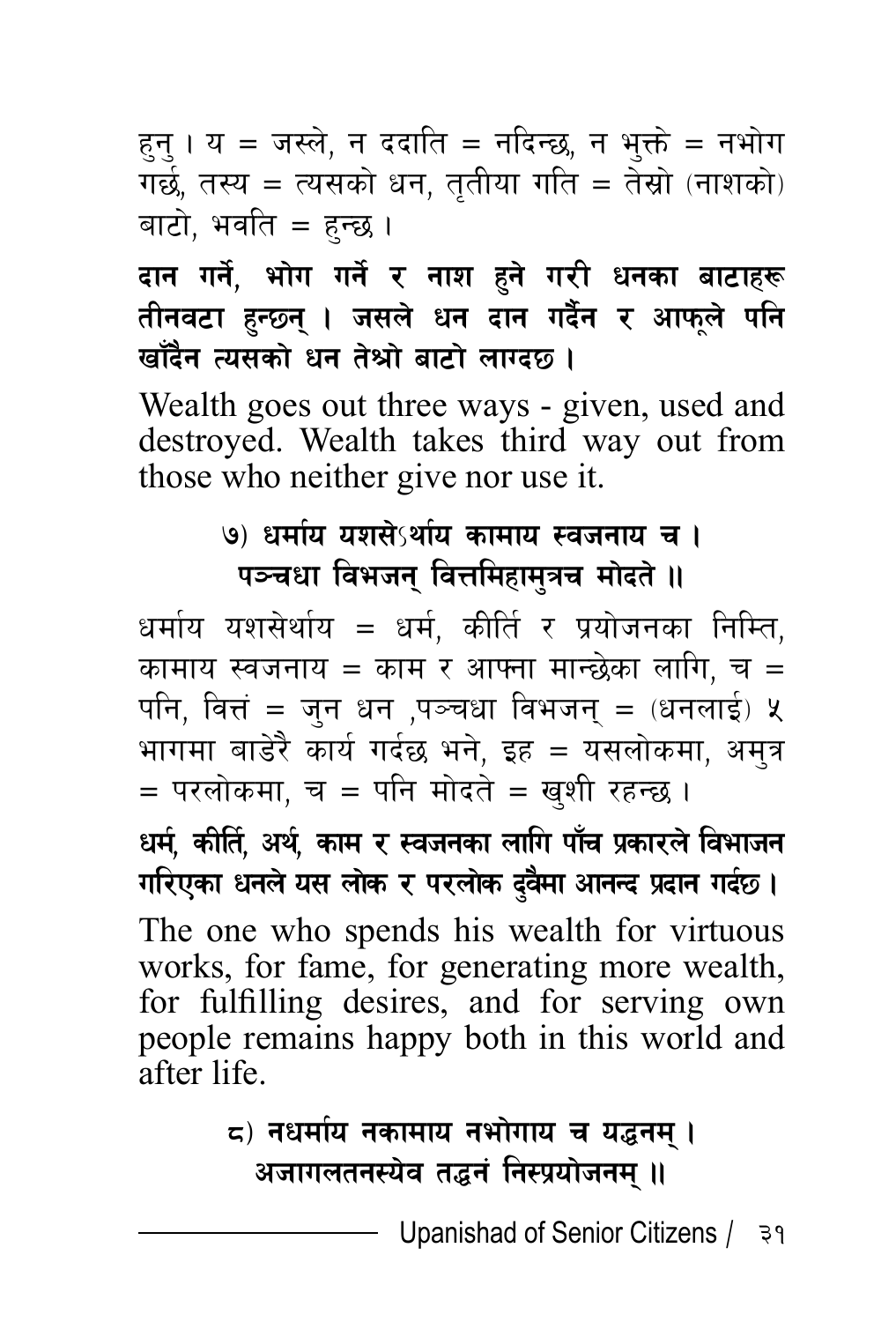हुनु । य = जस्ले, न ददाति = नदिन्छ, न भुङ्क्ते = नभोग गर्छ, तस्य = त्यसको धन, तृतीया गति = तेस्रो (नाशको) बाटो, भवति = हुन्छ ।

**दान गर्ने, भोग गर्ने र नाश हुने गरी धनका बाटाहरू तीनवटा हुन्छन् । जसले धन दान गर्दैन र आफूले पनि खाँदैन त्यसको धन तेश्रो बाटो लाग्दछ ।**

Wealth goes out three ways - given, used and destroyed. Wealth takes third way out from those who neither give nor use it.

**७) धर्माय यशसेऽर्थाय कामाय स्वजनाय च ।**
**पञ्चधा विभजन् वित्तमिहामुत्रच मोदते ॥**

धर्माय यशसेर्थाय = धर्म, कीर्ति र प्रयोजनका निम्ति, कामाय स्वजनाय = काम र आफ्ना मान्छेका लागि, च = पनि, वित्तं = जुन धन ,पञ्चधा विभजन् = (धनलाई) ५ भागमा बाडेरै कार्य गर्दछ भने, इह = यसलोकमा, अमुत्र = परलोकमा, च = पनि मोदते = खुशी रहन्छ ।

**धर्म, कीर्ति, अर्थ, काम र स्वजनका लागि पाँच प्रकारले विभाजन गरिएका धनले यस लोक र परलोक दुवैमा आनन्द प्रदान गर्दछ ।**

The one who spends his wealth for virtuous works, for fame, for generating more wealth, for fulfilling desires, and for serving own people remains happy both in this world and after life.

**८) नधर्माय नकामाय नभोगाय च यद्धनम् ।**
**अजागलतनस्येव तद्धनं निस्प्रयोजनम् ॥**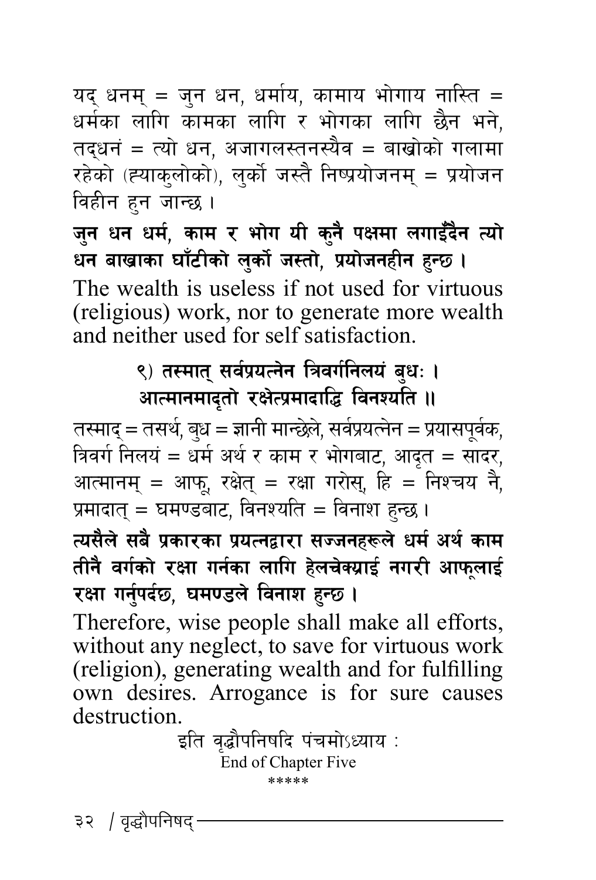यद् धनम् = जुन धन, धर्माय, कामाय भोगाय नास्ति = धर्मका लागि कामका लागि र भोगका लागि छैन भने, तद्धनं = त्यो धन, अजागलस्तनस्यैव = बाख्रोको गलामा रहेको (ह्याकुलोको), लुर्को जस्तै निष्प्रयोजनम् = प्रयोजन विहीन हुन जान्छ ।

**जुन धन धर्म, काम र भोग यी कुनै पक्षमा लगाईँदैन त्यो धन बाख्राका घाँटीको लुर्को जस्तो, प्रयोजनहीन हुन्छ ।**

The wealth is useless if not used for virtuous (religious) work, nor to generate more wealth and neither used for self satisfaction.

**९) तस्मात् सर्वप्रयत्नेन त्रिवर्गनिलयं बुधः ।**
**आत्मानमादृतो रक्षेत्प्रमादाद्धि विनश्यति ॥**

तस्माद् = तसर्थ, बुध = ज्ञानी मान्छेले, सर्वप्रयत्नेन = प्रयासपूर्वक, त्रिवर्ग निलयं = धर्म अर्थ र काम र भोगबाट, आदृत = सादर, आत्मानम् = आफू, रक्षेत् = रक्षा गरोस्, हि = निश्चय नै, प्रमादात् = घमण्डबाट, विनश्यति = विनाश हुन्छ ।

**त्यसैले सबै प्रकारका प्रयत्नद्वारा सज्जनहरूले धर्म अर्थ काम तीनै वर्गको रक्षा गर्नका लागि हेलचेक्र्याई नगरी आफूलाई रक्षा गर्नुपर्दछ, घमण्डले विनाश हुन्छ ।**

Therefore, wise people shall make all efforts, without any neglect, to save for virtuous work (religion), generating wealth and for fulfilling own desires. Arrogance is for sure causes destruction.

इति वृद्धौपनिषदि पंचमोऽध्याय :

End of Chapter Five

\*\*\*\*\*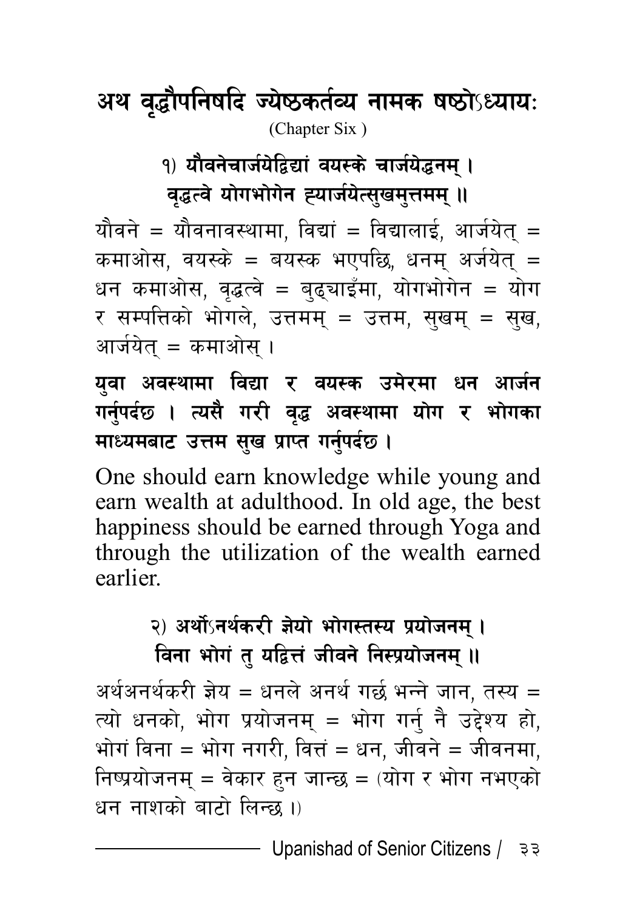# अथ वृद्धौपनिषदि ज्येष्ठकर्तव्य नामक षष्ठोऽध्यायः

(Chapter Six )

**१) यौवनेचार्जयेद्विद्यां वयस्के चार्जयेद्धनम् ।**
**वृद्धत्वे योगभोगेन ह्यार्जयेत्सुखमुत्तमम् ॥**

यौवने = यौवनावस्थामा, विद्यां = विद्यालाई, आर्जयेत् = कमाओस, वयस्के = बयस्क भएपछि, धनम् अर्जयेत् = धन कमाओस, वृद्धत्वे = बुढ्याइँमा, योगभोगेन = योग र सम्पत्तिको भोगले, उत्तमम् = उत्तम, सुखम् = सुख, आर्जयेत् = कमाओस् ।

**युवा अवस्थामा विद्या र वयस्क उमेरमा धन आर्जन गर्नुपर्दछ । त्यसै गरी वृद्ध अवस्थामा योग र भोगका माध्यमबाट उत्तम सुख प्राप्त गर्नुपर्दछ ।**

One should earn knowledge while young and earn wealth at adulthood. In old age, the best happiness should be earned through Yoga and through the utilization of the wealth earned earlier.

**२) अर्थोऽनर्थकरी ज्ञेयो भोगस्तस्य प्रयोजनम् ।**
**विना भोगं तु यद्वित्तं जीवने निस्प्रयोजनम् ॥**

अर्थअनर्थकरी ज्ञेय = धनले अनर्थ गर्छ भन्ने जान, तस्य = त्यो धनको, भोग प्रयोजनम् = भोग गर्नु नै उद्देश्य हो, भोगं विना = भोग नगरी, वित्तं = धन, जीवने = जीवनमा, निष्प्रयोजनम् = वेकार हुन जान्छ = (योग र भोग नभएको धन नाशको बाटो लिन्छ ।)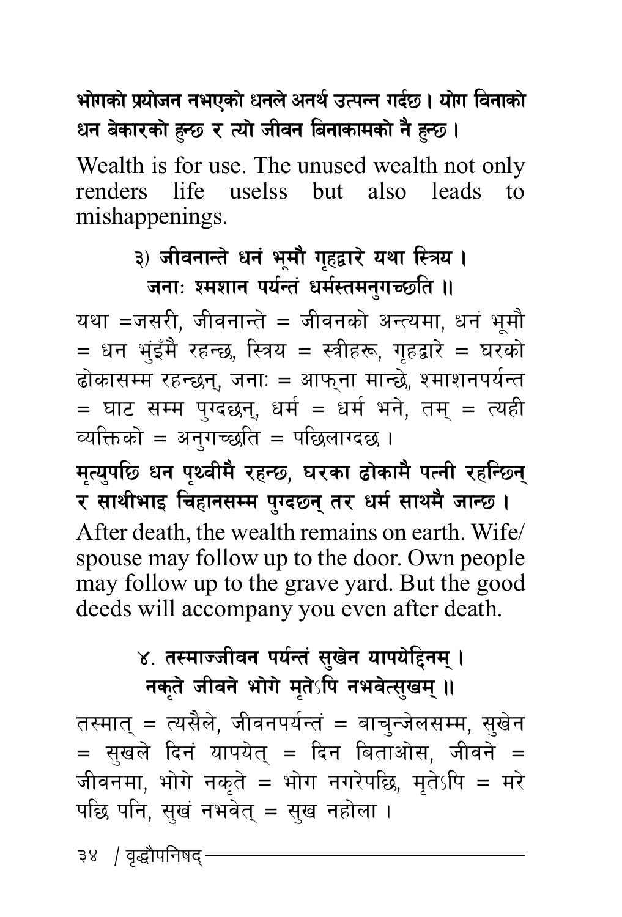**भोगको प्रयोजन नभएको धनले अनर्थ उत्पन्न गर्दछ। योग विनाको धन बेकारको हुन्छ र त्यो जीवन बिनाकामको नै हुन्छ।**

Wealth is for use. The unused wealth not only renders life uselss but also leads to mishappenings.

**३) जीवनान्ते धनं भूमौ गृहद्वारे यथा स्त्रिय।**
**जनाः श्मशान पर्यन्तं धर्मस्तमनुगच्छति ॥**

यथा =जसरी, जीवनान्ते = जीवनको अन्त्यमा, धनं भूमौ = धन भुंइँमै रहन्छ, स्त्रिय = स्त्रीहरू, गृहद्वारे = घरको ढोकासम्म रहन्छन्, जनाः = आफ्ना मान्छे, श्माशनपर्यन्त = घाट सम्म पुग्दछन्, धर्म = धर्म भने, तम् = त्यही व्यक्तिको = अनुगच्छति = पछिलाग्दछ।

**मृत्युपछि धन पृथ्वीमै रहन्छ, घरका ढोकामै पत्नी रहन्छिन् र साथीभाइ चिहानसम्म पुग्दछन् तर धर्म साथमै जान्छ।**

After death, the wealth remains on earth. Wife/ spouse may follow up to the door. Own people may follow up to the grave yard. But the good deeds will accompany you even after death.

**४. तस्माज्जीवन पर्यन्तं सुखेन यापयेद्दिनम्।**
**नकृते जीवने भोगे मृतेऽपि नभवेत्सुखम् ॥**

तस्मात् = त्यसैले, जीवनपर्यन्तं = बाचुन्जेलसम्म, सुखेन = सुखले दिनं यापयेत् = दिन बिताओस, जीवने = जीवनमा, भोगे नकृते = भोग नगरेपछि, मृतेऽपि = मरे पछि पनि, सुखं नभवेत् = सुख नहोला।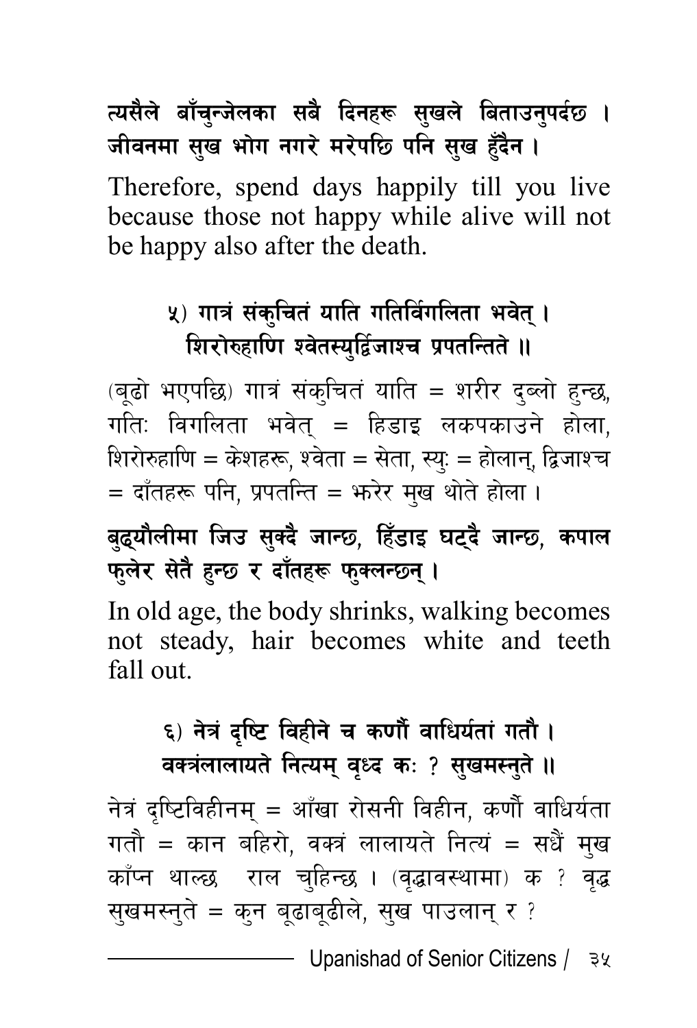**त्यसैले बाँचुन्जेलका सबै दिनहरू सुखले बिताउनुपर्दछ । जीवनमा सुख भोग नगरे मरेपछि पनि सुख हुँदैन ।**

Therefore, spend days happily till you live because those not happy while alive will not be happy also after the death.

**५) गात्रं संकुचितं याति गतिर्विगलिता भवेत् ।**
**शिरोरुहाणि श्वेतस्युर्द्विजाश्च प्रपतन्तिते ॥**

(बूढो भएपछि) गात्रं संकुचितं याति = शरीर दुब्लो हुन्छ, गतिः विगलिता भवेत् = हिडाइ लकपकाउने होला, शिरोरुहाणि = केशहरू, श्वेता = सेता, स्युः = होलान्, द्विजाश्च = दाँतहरू पनि, प्रपतन्ति = झरेर मुख थोते होला ।

**बुढ्यौलीमा जिउ सुक्दै जान्छ, हिँडाइ घट्दै जान्छ, कपाल फुलेर सेतै हुन्छ र दाँतहरू फुक्लन्छन् ।**

In old age, the body shrinks, walking becomes not steady, hair becomes white and teeth fall out.

**६) नेत्रं दृष्टि विहीने च कर्णौ वाधिर्यतां गतौ ।**
**वक्त्रंलालायते नित्यम् वृध्द कः ? सुखमस्नुते ॥**

नेत्रं दृष्टिविहीनम् = आँखा रोसनी विहीन, कर्णौ वाधिर्यता गतौ = कान बहिरो, वक्त्रं लालायते नित्यं = सधैं मुख काँप्न थाल्छ राल चुहिन्छ । (वृद्धावस्थामा) क ? वृद्ध सुखमस्नुते = कुन बूढाबूढीले, सुख पाउलान् र ?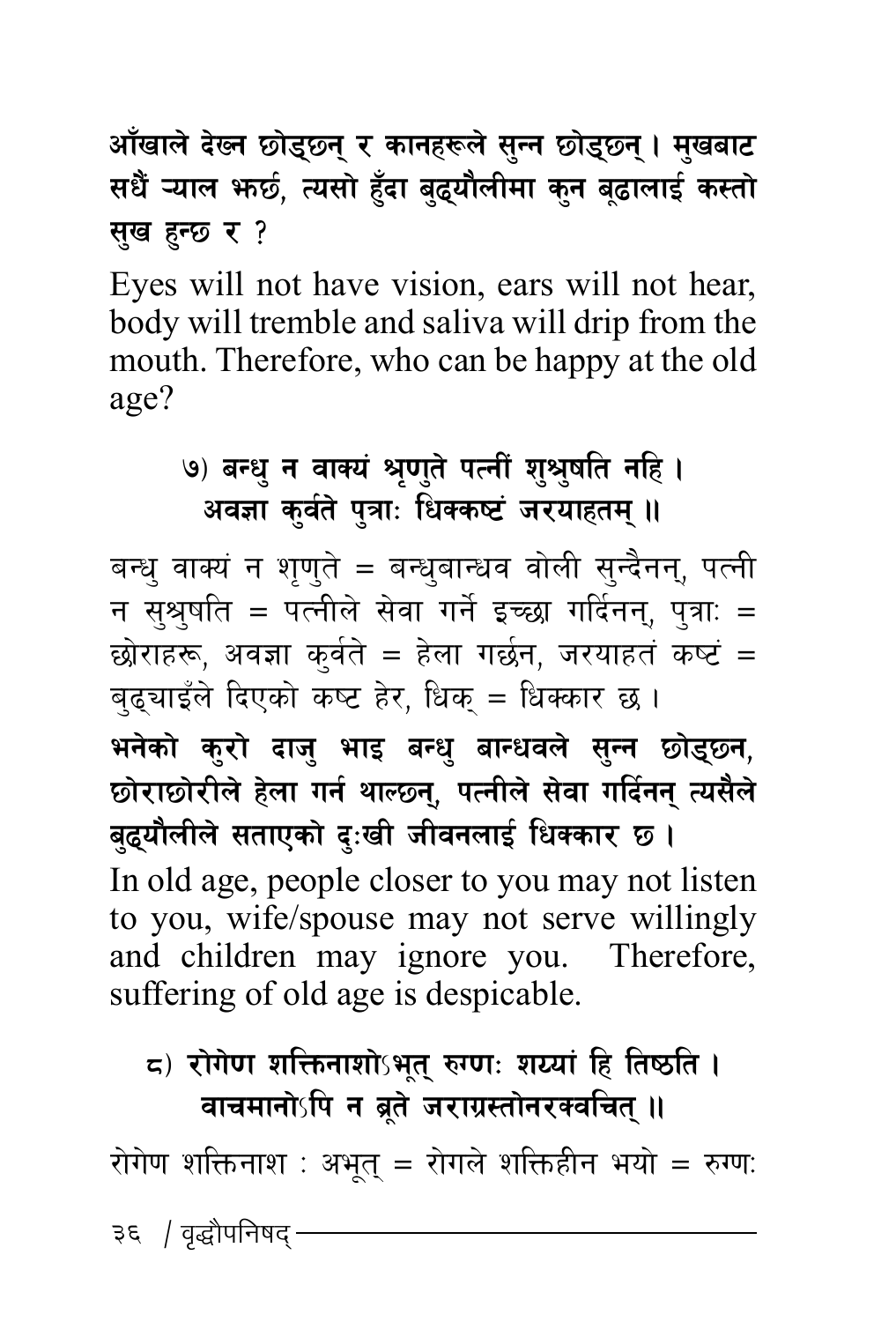**आँखाले देख्न छोड्छन् र कानहरूले सुन्न छोड्छन् । मुखबाट सधैं ऱ्याल झर्छ, त्यसो हुँदा बुढ्यौलीमा कुन बूढालाई कस्तो सुख हुन्छ र ?**

Eyes will not have vision, ears will not hear, body will tremble and saliva will drip from the mouth. Therefore, who can be happy at the old age?

**७) बन्धु न वाक्यं श्रृणुते पत्नीं शुश्रुषति नहि ।**
**अवज्ञा कुर्वते पुत्राः धिक्कष्टं जरयाहतम् ॥**

बन्धु वाक्यं न शृणुते = बन्धुबान्धव वोली सुन्दैनन्, पत्नी न सुश्रुषति = पत्नीले सेवा गर्ने इच्छा गर्दिनन्, पुत्राः = छोराहरू, अवज्ञा कुर्वते = हेला गर्छन, जरयाहतं कष्टं = बुढ्याइँले दिएको कष्ट हेर, धिक् = धिक्कार छ ।

**भनेको कुरो दाजु भाइ बन्धु बान्धवले सुन्न छोड्छन, छोराछोरीले हेला गर्न थाल्छन्, पत्नीले सेवा गर्दिनन् त्यसैले बुढ्यौलीले सताएको दुःखी जीवनलाई धिक्कार छ ।**

In old age, people closer to you may not listen to you, wife/spouse may not serve willingly and children may ignore you. Therefore, suffering of old age is despicable.

**८) रोगेण शक्तिनाशोऽभूत् रुग्णः शय्यां हि तिष्ठति ।**
**वाचमानोऽपि न ब्रूते जराग्रस्तोनरक्वचित् ॥**

रोगेण शक्तिनाश : अभूत् = रोगले शक्तिहीन भयो = रुग्णः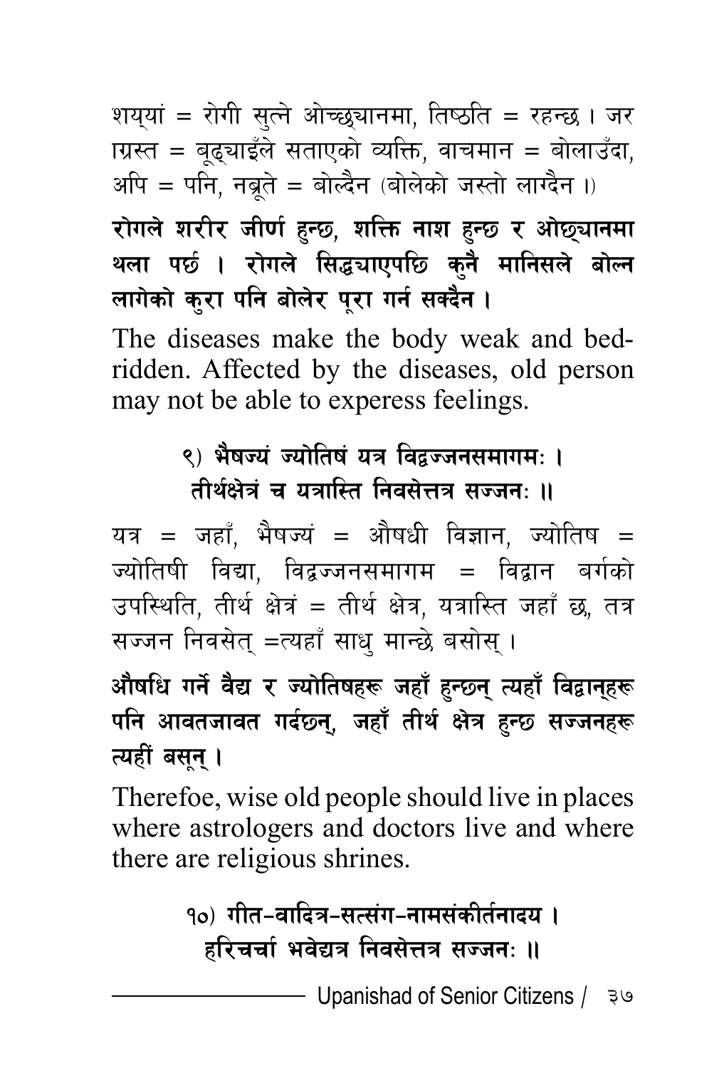शय्यां = रोगी सुत्ने ओच्छ्यानमा, तिष्ठति = रहन्छ । जर ाग्रस्त = बूढ्याइँले सताएको व्यक्ति, वाचमान = बोलाउँदा, अपि = पनि, नब्रूते = बोल्दैन (बोलेको जस्तो लाग्दैन ।)

**रोगले शरीर जीर्ण हुन्छ, शक्ति नाश हुन्छ र ओछ्यानमा थला पर्छ । रोगले सिद्धयाएपछि कुनै मानिसले बोल्न लागेको कुरा पनि बोलेर पूरा गर्न सक्दैन ।**

The diseases make the body weak and bed-ridden. Affected by the diseases, old person may not be able to experess feelings.

**९) भैषज्यं ज्योतिषं यत्र विद्वज्जनसमागमः ।**
**तीर्थक्षेत्रं च यत्रास्ति निवसेत्तत्र सज्जनः ॥**

यत्र = जहाँ, भैषज्यं = औषधी विज्ञान, ज्योतिष = ज्योतिषी विद्या, विद्वज्जनसमागम = विद्वान बर्गको उपस्थिति, तीर्थ क्षेत्रं = तीर्थ क्षेत्र, यत्रास्ति जहाँ छ, तत्र सज्जन निवसेत् =त्यहाँ साधु मान्छे बसोस् ।

**औषधि गर्ने वैद्य र ज्योतिषहरू जहाँ हुन्छन् त्यहाँ विद्वान्हरू पनि आवतजावत गर्दछन्, जहाँ तीर्थ क्षेत्र हुन्छ सज्जनहरू त्यहीं बसून् ।**

Therefoe, wise old people should live in places where astrologers and doctors live and where there are religious shrines.

**१०) गीत-वादित्र-सत्संग-नामसंकीर्तनादय ।**
**हरिचर्चा भवेद्यत्र निवसेत्तत्र सज्जनः ॥**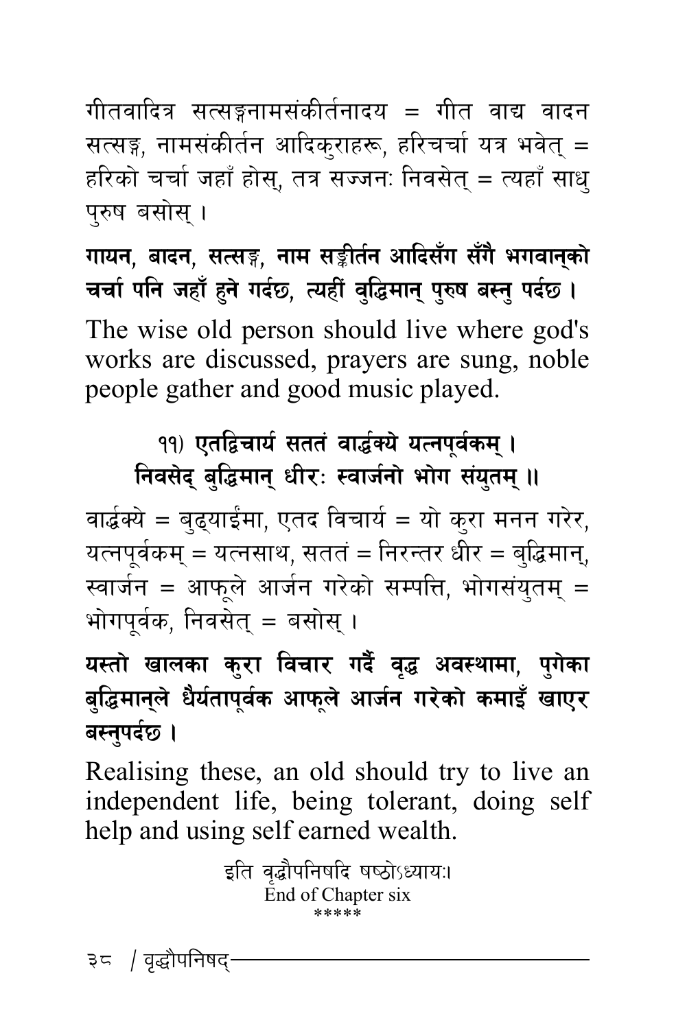गीतवादित्र सत्सङ्गनामसंकीर्तनादय = गीत वाद्य वादन सत्सङ्ग, नामसंकीर्तन आदिकुराहरू, हरिचर्चा यत्र भवेत् = हरिको चर्चा जहाँ होस्, तत्र सज्जनः निवसेत् = त्यहाँ साधु पुरुष बसोस् ।

**गायन, बादन, सत्सङ्ग, नाम सङ्कीर्तन आदिसँग सँगै भगवान्को चर्चा पनि जहाँ हुने गर्दछ, त्यहीं बुद्धिमान् पुरुष बस्नु पर्दछ ।**

The wise old person should live where god's works are discussed, prayers are sung, noble people gather and good music played.

**११) एतद्विचार्य सततं वार्द्धक्ये यत्नपूर्वकम् ।**
**निवसेद् बुद्धिमान् धीरः स्वार्जनो भोग संयुतम् ॥**

वार्द्धक्ये = बुढ्याईंमा, एतद विचार्य = यो कुरा मनन गरेर, यत्नपूर्वकम् = यत्नसाथ, सततं = निरन्तर धीर = बुद्धिमान्, स्वार्जन = आफूले आर्जन गरेको सम्पत्ति, भोगसंयुतम् = भोगपूर्वक, निवसेत् = बसोस् ।

**यस्तो खालका कुरा विचार गर्दै वृद्ध अवस्थामा, पुगेका बुद्धिमान्ले धैर्यतापूर्वक आफूले आर्जन गरेको कमाइँ खाएर बस्नुपर्दछ ।**

Realising these, an old should try to live an independent life, being tolerant, doing self help and using self earned wealth.

इति वृद्धौपनिषदि षष्ठोऽध्यायः।
End of Chapter six
*****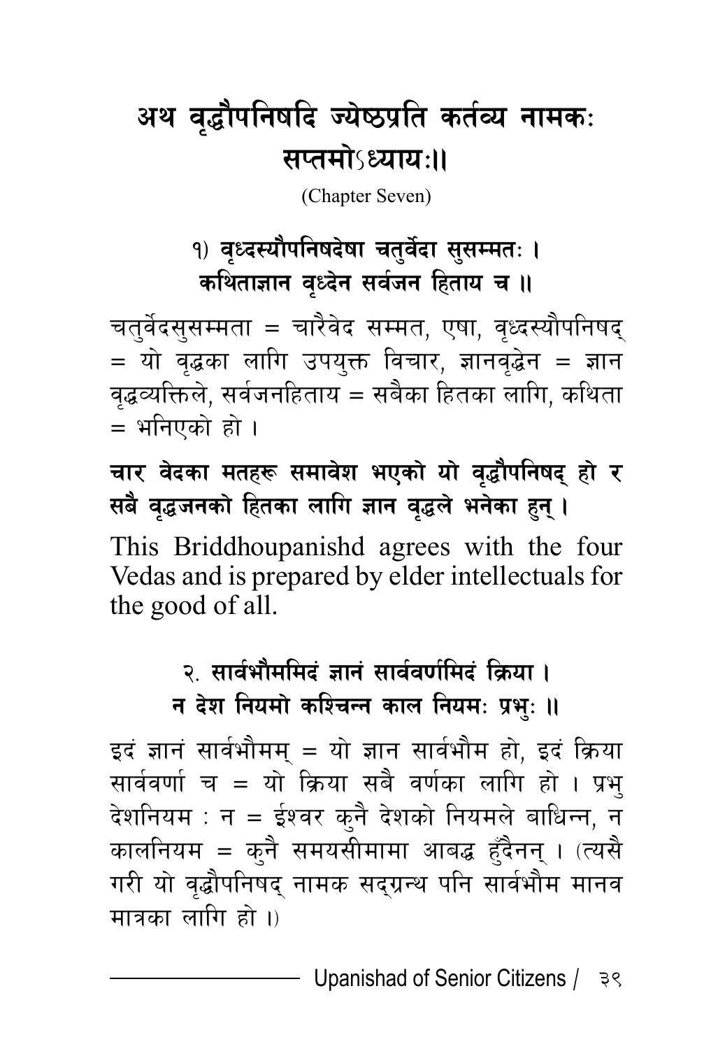# अथ वृद्धौपनिषदि ज्येष्ठप्रति कर्तव्य नामकः सप्तमोऽध्यायः॥

(Chapter Seven)

**१) वृध्दस्यौपनिषदेषा चतुर्वेदा सुसम्मतः ।**
**कथिताज्ञान वृध्देन सर्वजन हिताय च ॥**

चतुर्वेदसुसम्मता = चारैवेद सम्मत, एषा, वृध्दस्यौपनिषद् = यो वृद्धका लागि उपयुक्त विचार, ज्ञानवृद्धेन = ज्ञान वृद्धव्यक्तिले, सर्वजनहिताय = सबैका हितका लागि, कथिता = भनिएको हो ।

**चार वेदका मतहरू समावेश भएको यो वृद्धौपनिषद् हो र सबै वृद्धजनको हितका लागि ज्ञान वृद्धले भनेका हुन् ।**

This Briddhoupanishd agrees with the four Vedas and is prepared by elder intellectuals for the good of all.

**२. सार्वभौममिदं ज्ञानं सार्ववर्णमिदं क्रिया ।**
**न देश नियमो कश्चिन्न काल नियमः प्रभुः ॥**

इदं ज्ञानं सार्वभौमम् = यो ज्ञान सार्वभौम हो, इदं क्रिया सार्ववर्णा च = यो क्रिया सबै वर्णका लागि हो । प्रभु देशनियम : न = ईश्वर कुनै देशको नियमले बाधिन्न, न कालनियम = कुनै समयसीमामा आबद्ध हुँदैनन् । (त्यसै गरी यो वृद्धौपनिषद् नामक सद्ग्रन्थ पनि सार्वभौम मानव मात्रका लागि हो ।)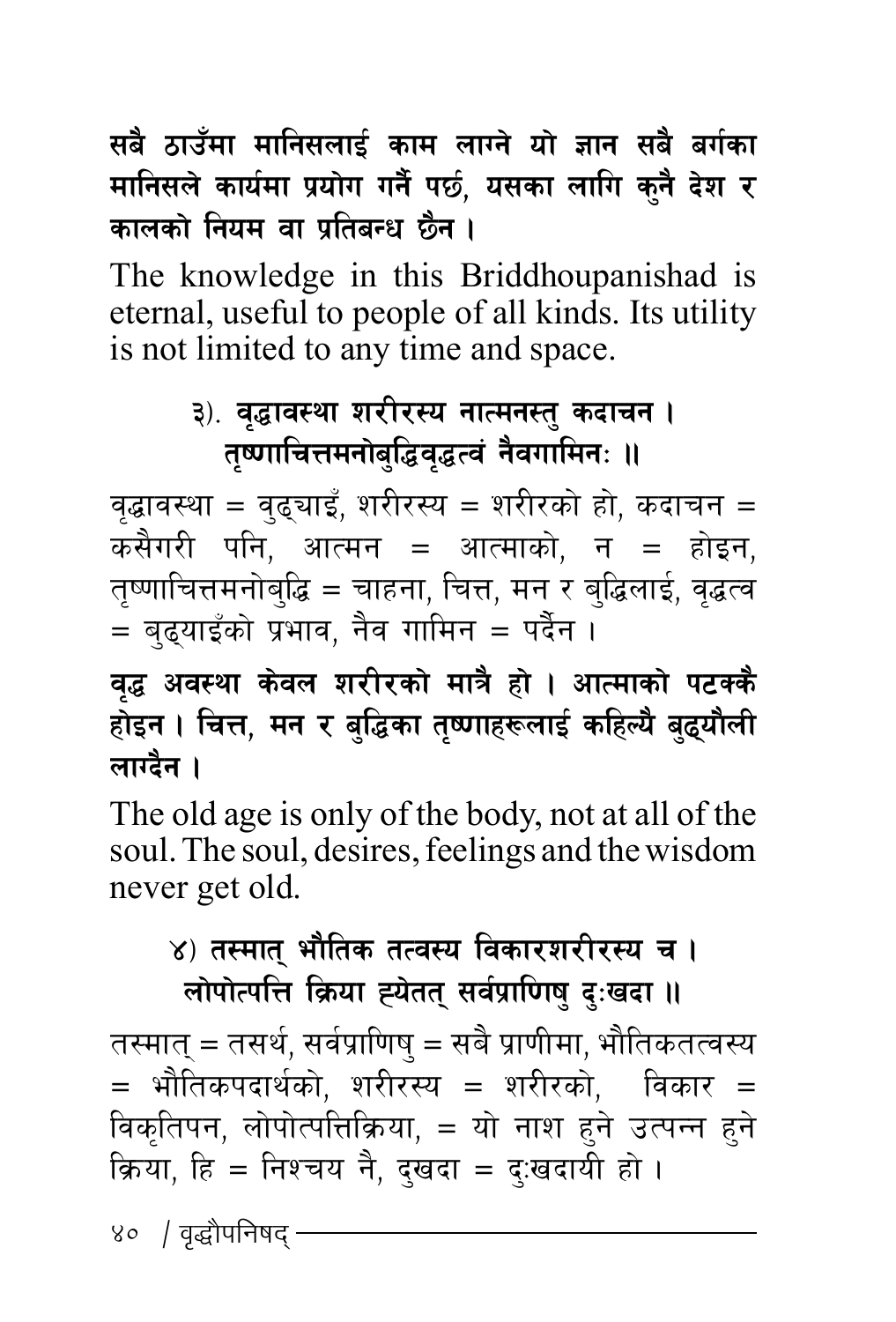**सबै ठाउँमा मानिसलाई काम लाग्ने यो ज्ञान सबै बर्गका मानिसले कार्यमा प्रयोग गर्नै पर्छ, यसका लागि कुनै देश र कालको नियम वा प्रतिबन्ध छैन ।**

The knowledge in this Briddhoupanishad is eternal, useful to people of all kinds. Its utility is not limited to any time and space.

**३). वृद्धावस्था शरीरस्य नात्मनस्तु कदाचन ।**
**तृष्णाचित्तमनोबुद्धिवृद्धत्वं नैवगामिनः ॥**

वृद्धावस्था = वुढ्याइँ, शरीरस्य = शरीरको हो, कदाचन = कसैगरी पनि, आत्मन = आत्माको, न = होइन, तृष्णाचित्तमनोबुद्धि = चाहना, चित्त, मन र बुद्धिलाई, वृद्धत्व = बुढ्याइँको प्रभाव, नैव गामिन = पर्दैन ।

**वृद्ध अवस्था केवल शरीरको मात्रै हो । आत्माको पटक्कै होइन । चित्त, मन र बुद्धिका तृष्णाहरूलाई कहिल्यै बुढ्यौली लाग्दैन ।**

The old age is only of the body, not at all of the soul. The soul, desires, feelings and the wisdom never get old.

**४) तस्मात् भौतिक तत्वस्य विकारशरीरस्य च ।**
**लोपोत्पत्ति क्रिया ह्येतत् सर्वप्राणिषु दुःखदा ॥**

तस्मात् = तसर्थ, सर्वप्राणिषु = सबै प्राणीमा, भौतिकतत्वस्य = भौतिकपदार्थको, शरीरस्य = शरीरको, विकार = विकृतिपन, लोपोत्पत्तिक्रिया, = यो नाश हुने उत्पन्न हुने क्रिया, हि = निश्चय नै, दुखदा = दुःखदायी हो ।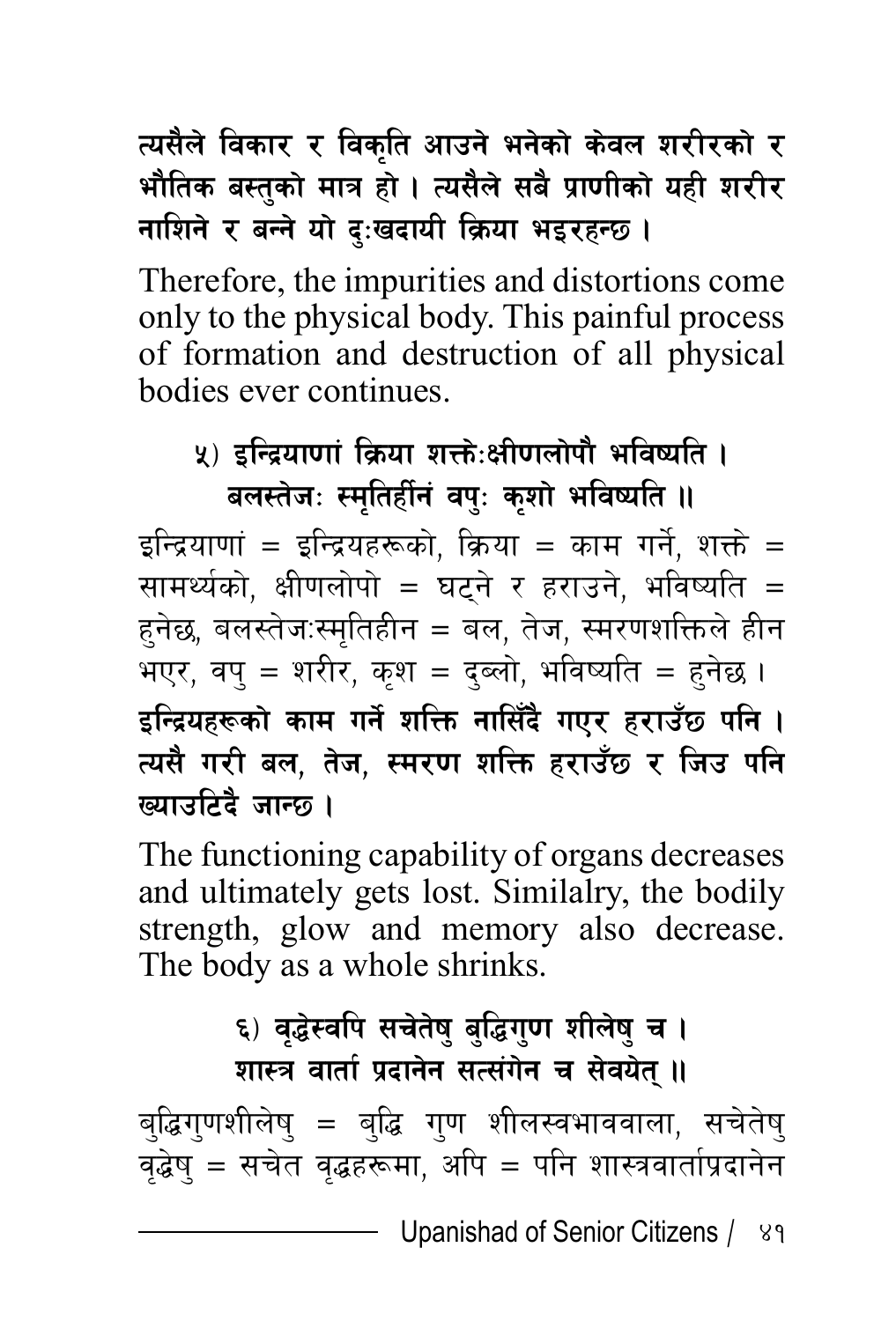**त्यसैले विकार र विकृति आउने भनेको केवल शरीरको र भौतिक बस्तुको मात्र हो । त्यसैले सबै प्राणीको यही शरीर नाशिने र बन्ने यो दुःखदायी क्रिया भइरहन्छ ।**

Therefore, the impurities and distortions come only to the physical body. This painful process of formation and destruction of all physical bodies ever continues.

**५) इन्द्रियाणां क्रिया शक्तेःक्षीणलोपौ भविष्यति ।**
**बलस्तेजः स्मृतिर्हीनं वपुः कृशो भविष्यति ॥**

इन्द्रियाणां = इन्द्रियहरूको, क्रिया = काम गर्ने, शक्ते = सामर्थ्यको, क्षीणलोपो = घट्ने र हराउने, भविष्यति = हुनेछ, बलस्तेजःस्मृतिहीन = बल, तेज, स्मरणशक्तिले हीन भएर, वपु = शरीर, कृश = दुब्लो, भविष्यति = हुनेछ ।

**इन्द्रियहरूको काम गर्ने शक्ति नासिँदै गएर हराउँछ पनि । त्यसै गरी बल, तेज, स्मरण शक्ति हराउँछ र जिउ पनि ख्याउटिदै जान्छ ।**

The functioning capability of organs decreases and ultimately gets lost. Similalry, the bodily strength, glow and memory also decrease. The body as a whole shrinks.

**६) वृद्धेस्वपि सचेतेषु बुद्धिगुण शीलेषु च ।**
**शास्त्र वार्ता प्रदानेन सत्संगेन च सेवयेत् ॥**

बुद्धिगुणशीलेषु = बुद्धि गुण शीलस्वभाववाला, सचेतेषु वृद्धेषु = सचेत वृद्धहरूमा, अपि = पनि शास्त्रवार्ताप्रदानेन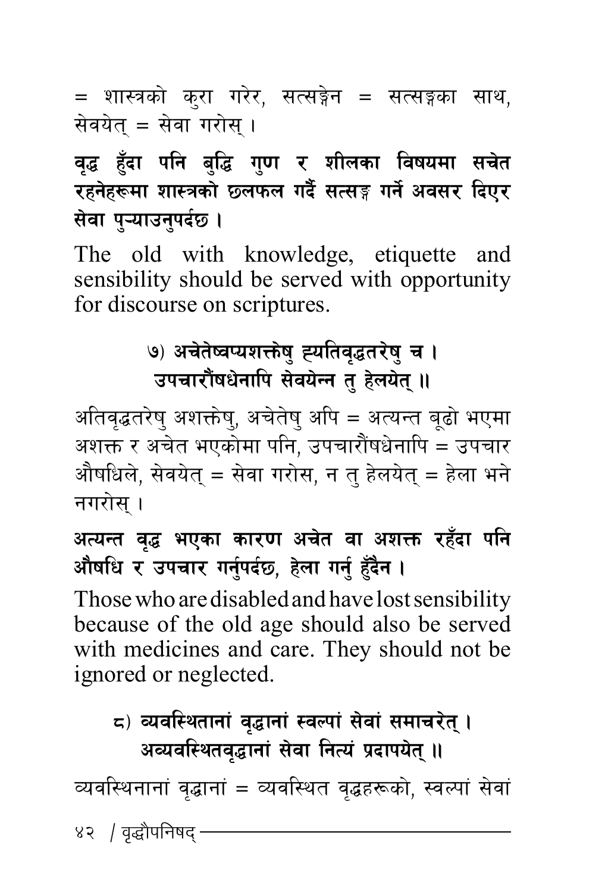= शास्त्रको कुरा गरेर, सत्सङ्गेन = सत्सङ्गका साथ, सेवयेत् = सेवा गरोस् ।

**वृद्ध हुँदा पनि बुद्धि गुण र शीलका विषयमा सचेत रहनेहरूमा शास्त्रको छलफल गर्दै सत्सङ्ग गर्ने अवसर दिएर सेवा पुऱ्याउनुपर्दछ ।**

The old with knowledge, etiquette and sensibility should be served with opportunity for discourse on scriptures.

**७) अचेतेष्वप्यशक्तेषु ह्यतिवृद्धतरेषु च ।**
**उपचारौंषधेनापि सेवयेन्न तु हेलयेत् ॥**

अतिवृद्धतरेषु अशक्तेषु, अचेतेषु अपि = अत्यन्त बूढो भएमा अशक्त र अचेत भएकोमा पनि, उपचारौंषधेनापि = उपचार औषधिले, सेवयेत् = सेवा गरोस, न तु हेलयेत् = हेला भने नगरोस् ।

**अत्यन्त वृद्ध भएका कारण अचेत वा अशक्त रहँदा पनि औषधि र उपचार गर्नुपर्दछ, हेला गर्नु हुँदैन ।**

Those who are disabled and have lost sensibility because of the old age should also be served with medicines and care. They should not be ignored or neglected.

**८) व्यवस्थितानां वृद्धानां स्वल्पां सेवां समाचरेत् ।**
**अव्यवस्थितवृद्धानां सेवा नित्यं प्रदापयेत् ॥**

व्यवस्थिनानां वृद्धानां = व्यवस्थित वृद्धहरूको, स्वल्पां सेवां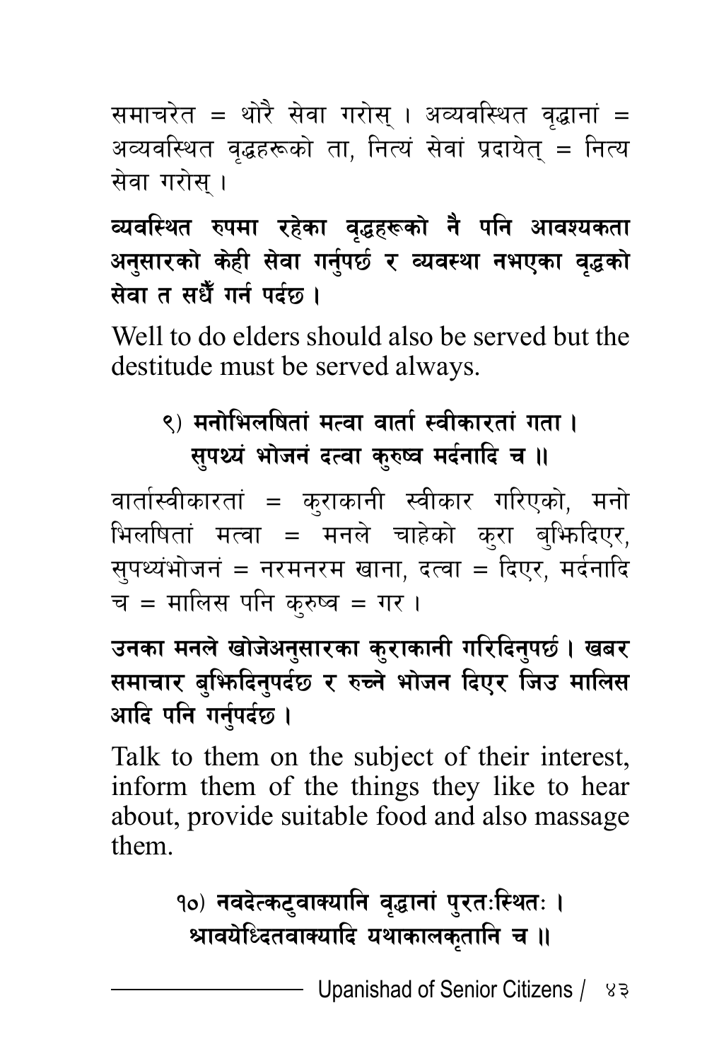समाचरेत = थोरै सेवा गरोस् । अव्यवस्थित वृद्धानां = अव्यवस्थित वृद्धहरूको ता, नित्यं सेवां प्रदायेत् = नित्य सेवा गरोस् ।

**व्यवस्थित रुपमा रहेका वृद्धहरूको नै पनि आवश्यकता अनुसारको केही सेवा गर्नुपर्छ र व्यवस्था नभएका वृद्धको सेवा त सधैं गर्न पर्दछ ।**

Well to do elders should also be served but the destitude must be served always.

**९) मनोभिलषितां मत्वा वार्ता स्वीकारतां गता ।**
**सुपथ्यं भोजनं दत्वा कुरुष्व मर्दनादि च ॥**

वार्तास्वीकारतां = कुराकानी स्वीकार गरिएको, मनो भिलषितां मत्वा = मनले चाहेको कुरा बुझिदिएर, सुपथ्यंभोजनं = नरमनरम खाना, दत्वा = दिएर, मर्दनादि च = मालिस पनि कुरुष्व = गर ।

**उनका मनले खोजेअनुसारका कुराकानी गरिदिनुपर्छ । खबर समाचार बुझिदिनुपर्दछ र रुच्ने भोजन दिएर जिउ मालिस आदि पनि गर्नुपर्दछ ।**

Talk to them on the subject of their interest, inform them of the things they like to hear about, provide suitable food and also massage them.

**१०) नवदेत्कटुवाक्यानि वृद्धानां पुरतःस्थितः ।**
**श्रावयेध्दितवाक्यादि यथाकालकृतानि च ॥**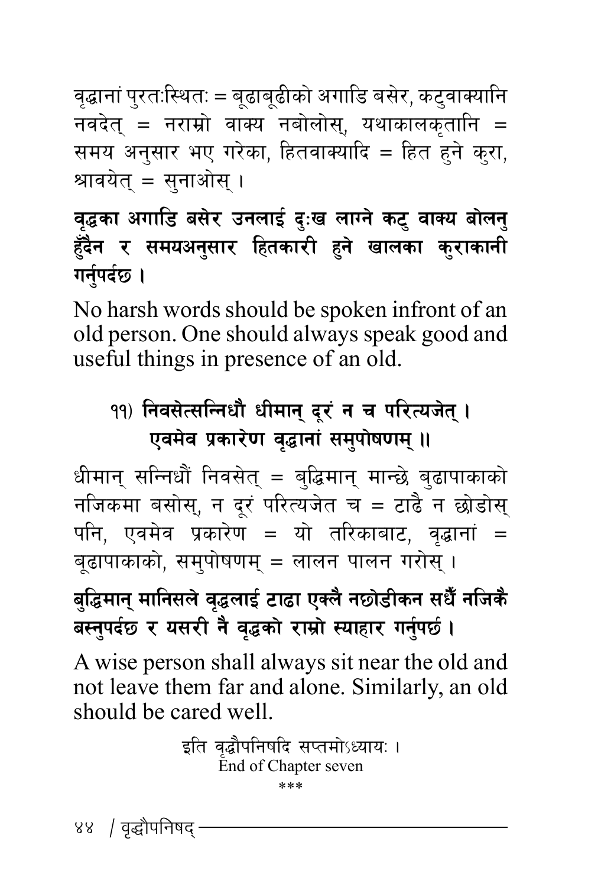वृद्धानां पुरतःस्थितः = बूढाबूढीको अगाडि बसेर, कटुवाक्यानि नवदेत् = नराम्रो वाक्य नबोलोस्, यथाकालकृतानि = समय अनुसार भए गरेका, हितवाक्यादि = हित हुने कुरा, श्रावयेत् = सुनाओस् ।

**वृद्धका अगाडि बसेर उनलाई दुःख लाग्ने कटु वाक्य बोलनु हुँदैन र समयअनुसार हितकारी हुने खालका कुराकानी गर्नुपर्दछ ।**

No harsh words should be spoken infront of an old person. One should always speak good and useful things in presence of an old.

**११) निवसेत्सन्निधौ धीमान् दूरं न च परित्यजेत् ।**
**एवमेव प्रकारेण वृद्धानां समुपोषणम् ॥**

धीमान् सन्निधौं निवसेत् = बुद्धिमान् मान्छे बुढापाकाको नजिकमा बसोस्, न दूरं परित्यजेत च = टाढै न छोडोस् पनि, एवमेव प्रकारेण = यो तरिकाबाट, वृद्धानां = बूढापाकाको, समुपोषणम् = लालन पालन गरोस् ।

**बुद्धिमान् मानिसले वृद्धलाई टाढा एक्लै नछोडीकन सधैँ नजिकै बस्नुपर्दछ र यसरी नै वृद्धको राम्रो स्याहार गर्नुपर्छ ।**

A wise person shall always sit near the old and not leave them far and alone. Similarly, an old should be cared well.

इति वृद्धौपनिषदि सप्तमोऽध्यायः ।
End of Chapter seven

\*\*\*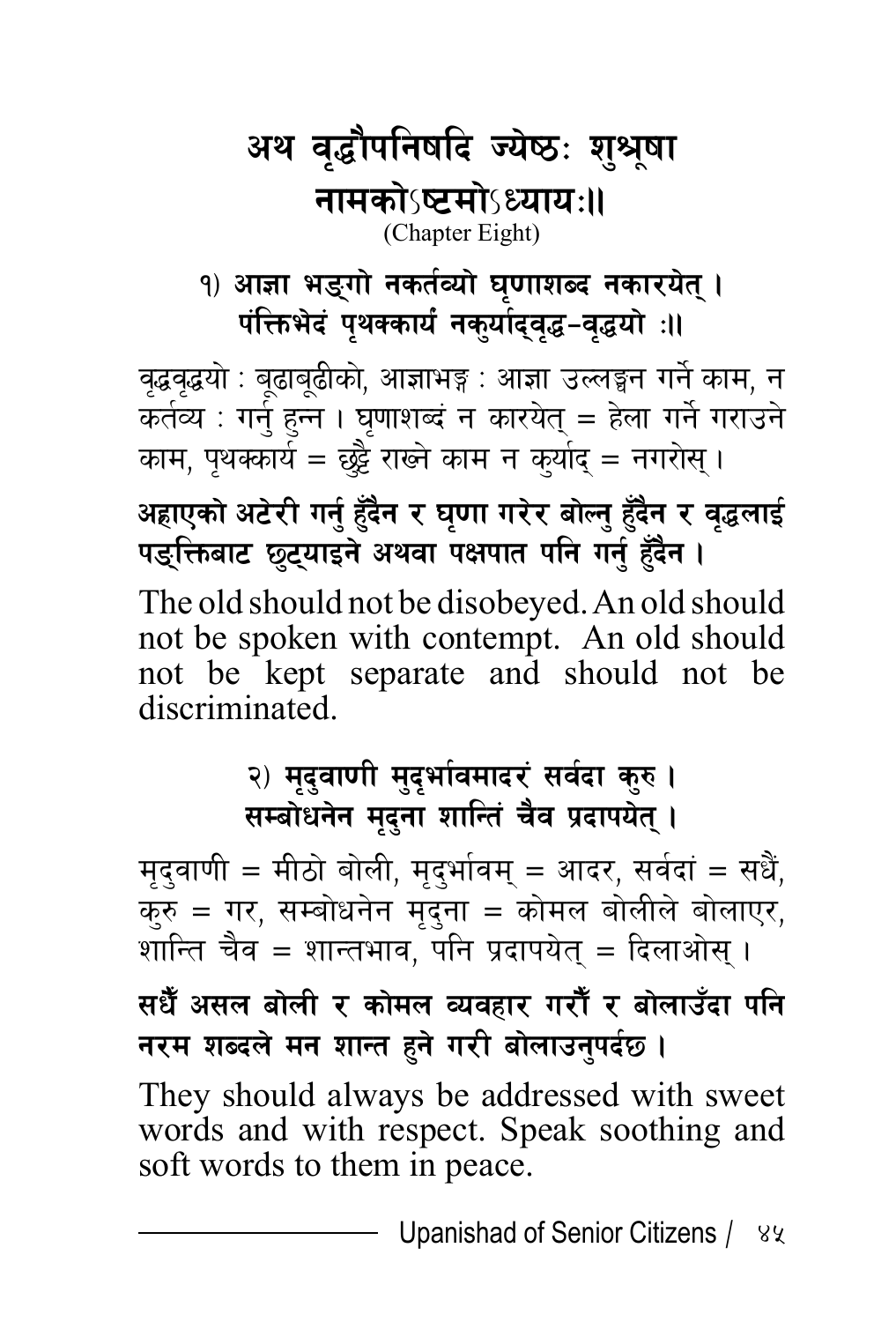## अथ वृद्धौपनिषदि ज्येष्ठः शुश्रूषा नामकोऽष्टमोऽध्यायः॥

(Chapter Eight)

**१) आज्ञा भङ्गो नकर्तव्यो घृणाशब्द नकारयेत् ।**
**पंक्तिभेदं पृथक्कार्यं नकुर्याद्वृद्ध–वृद्धयो ः॥**

वृद्धवृद्धयो : बूढाबूढीको, आज्ञाभङ्ग : आज्ञा उल्लङ्घन गर्ने काम, न कर्तव्य : गर्नु हुन्न । घृणाशब्दं न कारयेत् = हेला गर्ने गराउने काम, पृथक्कार्य = छुट्टै राख्ने काम न कुर्याद् = नगरोस् ।

**अह्राएको अटेरी गर्नु हुँदैन र घृणा गरेर बोल्नु हुँदैन र वृद्धलाई पङ्क्तिबाट छुट्याइने अथवा पक्षपात पनि गर्नु हुँदैन ।**

The old should not be disobeyed. An old should not be spoken with contempt. An old should not be kept separate and should not be discriminated.

**२) मृदुवाणी मुदृर्भावमादरं सर्वदा कुरु ।**
**सम्बोधनेन मृदुना शान्तिं चैव प्रदापयेत् ।**

मृदुवाणी = मीठो बोली, मृदुर्भावम् = आदर, सर्वदां = सधैं, कुरु = गर, सम्बोधनेन मृदुना = कोमल बोलीले बोलाएर, शान्ति चैव = शान्तभाव, पनि प्रदापयेत् = दिलाओस् ।

**सधैँ असल बोली र कोमल व्यवहार गरौँ र बोलाउँदा पनि नरम शब्दले मन शान्त हुने गरी बोलाउनुपर्दछ ।**

They should always be addressed with sweet words and with respect. Speak soothing and soft words to them in peace.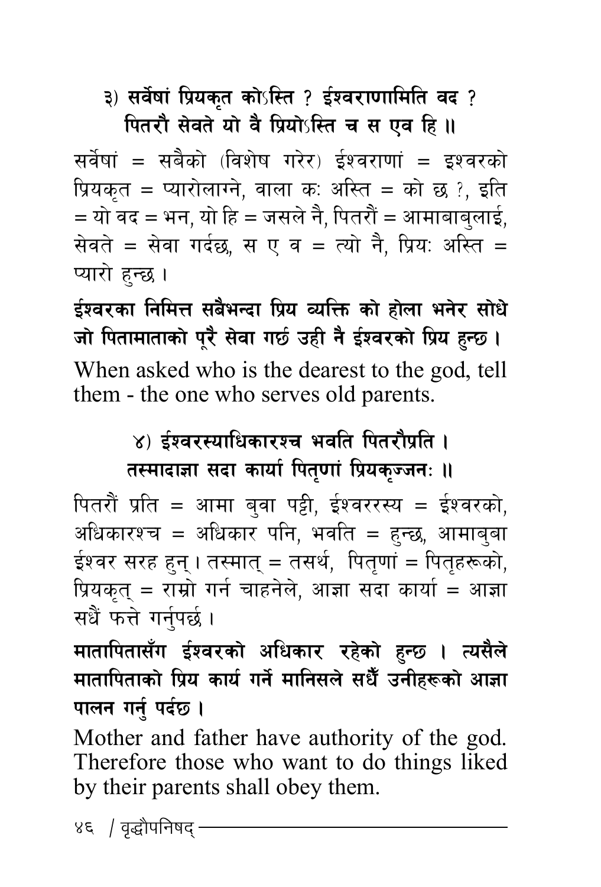**३) सर्वेषां प्रियकृत कोऽस्ति ? ईश्वराणामिति वद ?**
**पितरौ सेवते यो वै प्रियोऽस्ति च स एव हि ॥**

सर्वेषां = सबैको (विशेष गरेर) ईश्वराणां = इश्वरको प्रियकृत = प्यारोलाग्ने, वाला कः अस्ति = को छ ?, इति = यो वद = भन, यो हि = जसले नै, पितरौं = आमाबाबुलाई, सेवते = सेवा गर्दछ, स ए व = त्यो नै, प्रियः अस्ति = प्यारो हुन्छ ।

**ईश्वरका निमित्त सबैभन्दा प्रिय व्यक्ति को होला भनेर सोधे जो पितामाताको पूरै सेवा गर्छ उही नै ईश्वरको प्रिय हुन्छ ।**

When asked who is the dearest to the god, tell them - the one who serves old parents.

**४) ईश्वरस्याधिकारश्च भवति पितरौप्रति ।**
**तस्मादाज्ञा सदा कार्या पितृणां प्रियकृज्जनः ॥**

पितरौं प्रति = आमा बुवा पट्टी, ईश्वररस्य = ईश्वरको, अधिकारश्च = अधिकार पनि, भवति = हुन्छ, आमाबुबा ईश्वर सरह हुन् । तस्मात् = तसर्थ, पितृणां = पितृहरूको, प्रियकृत् = राम्रो गर्न चाहनेले, आज्ञा सदा कार्या = आज्ञा सधैं फत्ते गर्नुपर्छ ।

**मातापितासँग ईश्वरको अधिकार रहेको हुन्छ । त्यसैले मातापिताको प्रिय कार्य गर्ने मानिसले सधैँ उनीहरूको आज्ञा पालन गर्नु पर्दछ ।**

Mother and father have authority of the god. Therefore those who want to do things liked by their parents shall obey them.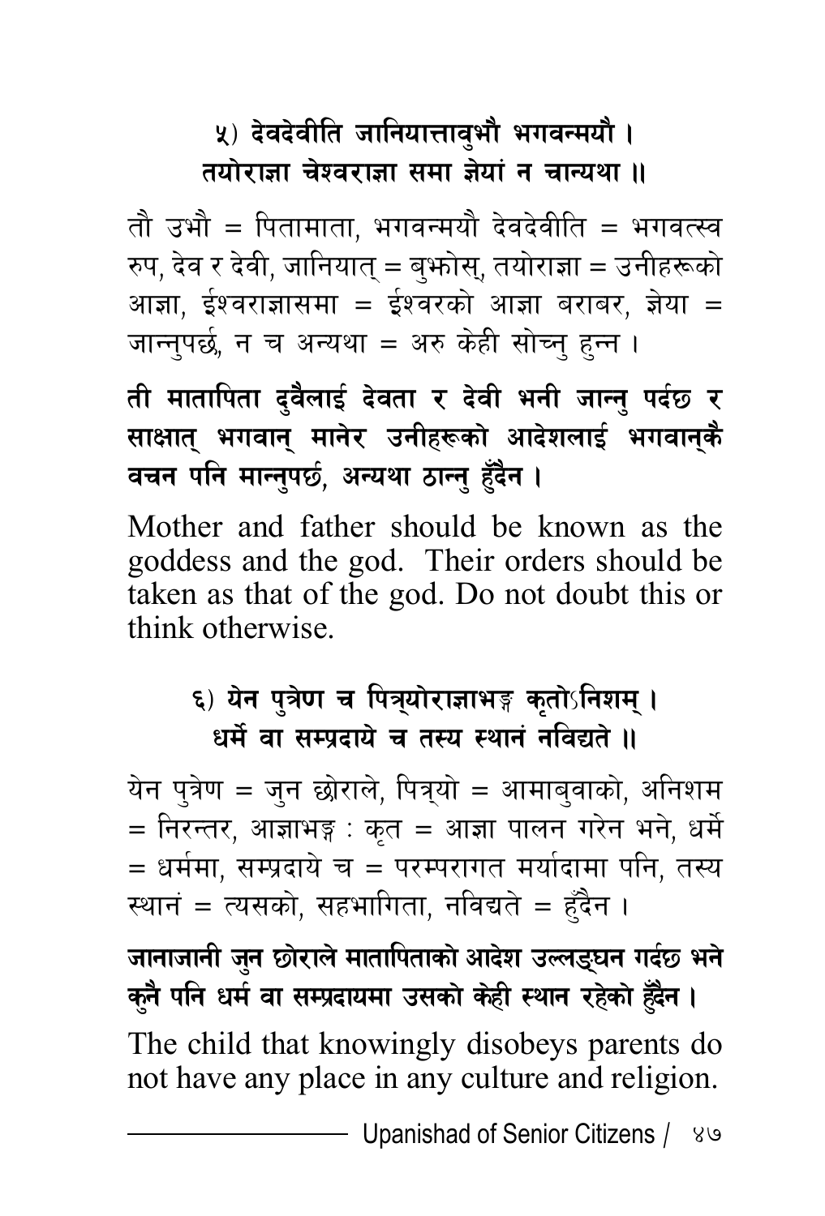**५) देवदेवीति जानियात्तावुभौ भगवन्मयौ ।**
**तयोराज्ञा चेश्वराज्ञा समा ज्ञेयां न चान्यथा ॥**

तौ उभौ = पितामाता, भगवन्मयौ देवदेवीति = भगवत्स्व रुप, देव र देवी, जानियात् = बुझोस्, तयोराज्ञा = उनीहरूको आज्ञा, ईश्वराज्ञासमा = ईश्वरको आज्ञा बराबर, ज्ञेया = जान्नुपर्छ, न च अन्यथा = अरु केही सोच्नु हुन्न ।

**ती मातापिता दुवैलाई देवता र देवी भनी जान्नु पर्दछ र साक्षात् भगवान् मानेर उनीहरूको आदेशलाई भगवान्कै वचन पनि मान्नुपर्छ, अन्यथा ठान्नु हुँदैन ।**

Mother and father should be known as the goddess and the god. Their orders should be taken as that of the god. Do not doubt this or think otherwise.

**६) येन पुत्रेण च पित्र्योराज्ञाभङ्ग कृतोऽनिशम् ।**
**धर्मे वा सम्प्रदाये च तस्य स्थानं नविद्यते ॥**

येन पुत्रेण = जुन छोराले, पित्र्यो = आमाबुवाको, अनिशम = निरन्तर, आज्ञाभङ्ग : कृत = आज्ञा पालन गरेन भने, धर्मे = धर्ममा, सम्प्रदाये च = परम्परागत मर्यादामा पनि, तस्य स्थानं = त्यसको, सहभागिता, नविद्यते = हुँदैन ।

**जानाजानी जुन छोराले मातापिताको आदेश उल्लङ्घन गर्दछ भने कुनै पनि धर्म वा सम्प्रदायमा उसको केही स्थान रहेको हुँदैन ।**

The child that knowingly disobeys parents do not have any place in any culture and religion.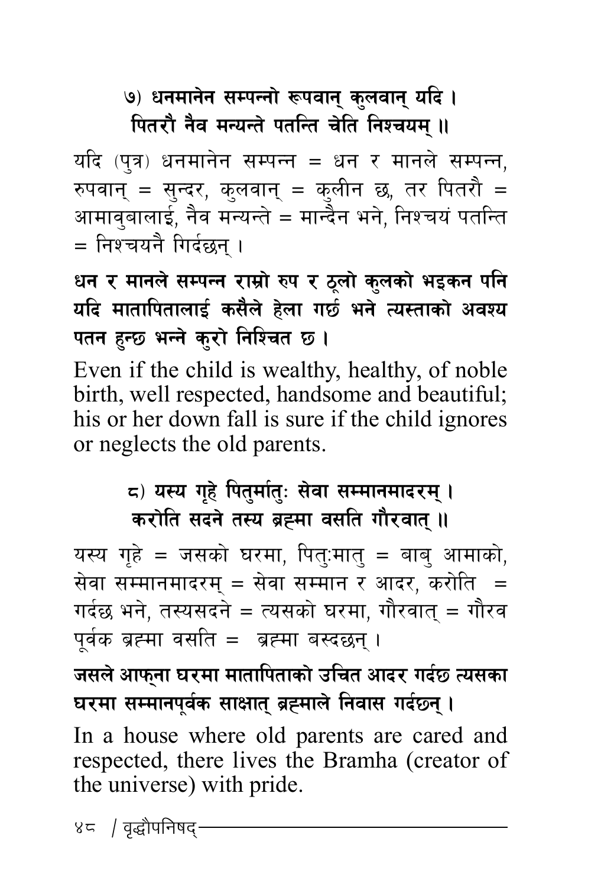**७) धनमानेन सम्पन्नो रूपवान् कुलवान् यदि ।**
**पितरौ नैव मन्यन्ते पतन्ति चेति निश्चयम् ॥**

यदि (पुत्र) धनमानेन सम्पन्न = धन र मानले सम्पन्न, रुपवान् = सुन्दर, कुलवान् = कुलीन छ, तर पितरौ = आमावुबालाई, नैव मन्यन्ते = मान्दैन भने, निश्चयं पतन्ति = निश्चयनै गिर्दछन् ।

**धन र मानले सम्पन्न राम्रो रुप र ठूलो कुलको भइकन पनि यदि मातापितालाई कसैले हेला गर्छ भने त्यस्ताको अवश्य पतन हुन्छ भन्ने कुरो निश्चित छ ।**

Even if the child is wealthy, healthy, of noble birth, well respected, handsome and beautiful; his or her down fall is sure if the child ignores or neglects the old parents.

**८) यस्य गृहे पितुर्मातुः सेवा सम्मानमादरम् ।**
**करोति सदने तस्य ब्रह्मा वसति गौरवात् ॥**

यस्य गृहे = जसको घरमा, पितुःमातु = बाबु आमाको, सेवा सम्मानमादरम् = सेवा सम्मान र आदर, करोति = गर्दछ भने, तस्यसदने = त्यसको घरमा, गौरवात् = गौरव पूर्वक ब्रह्मा वसति = ब्रह्मा बस्दछन् ।

**जसले आफ्ना घरमा मातापिताको उचित आदर गर्दछ त्यसका घरमा सम्मानपूर्वक साक्षात् ब्रह्माले निवास गर्दछन् ।**

In a house where old parents are cared and respected, there lives the Bramha (creator of the universe) with pride.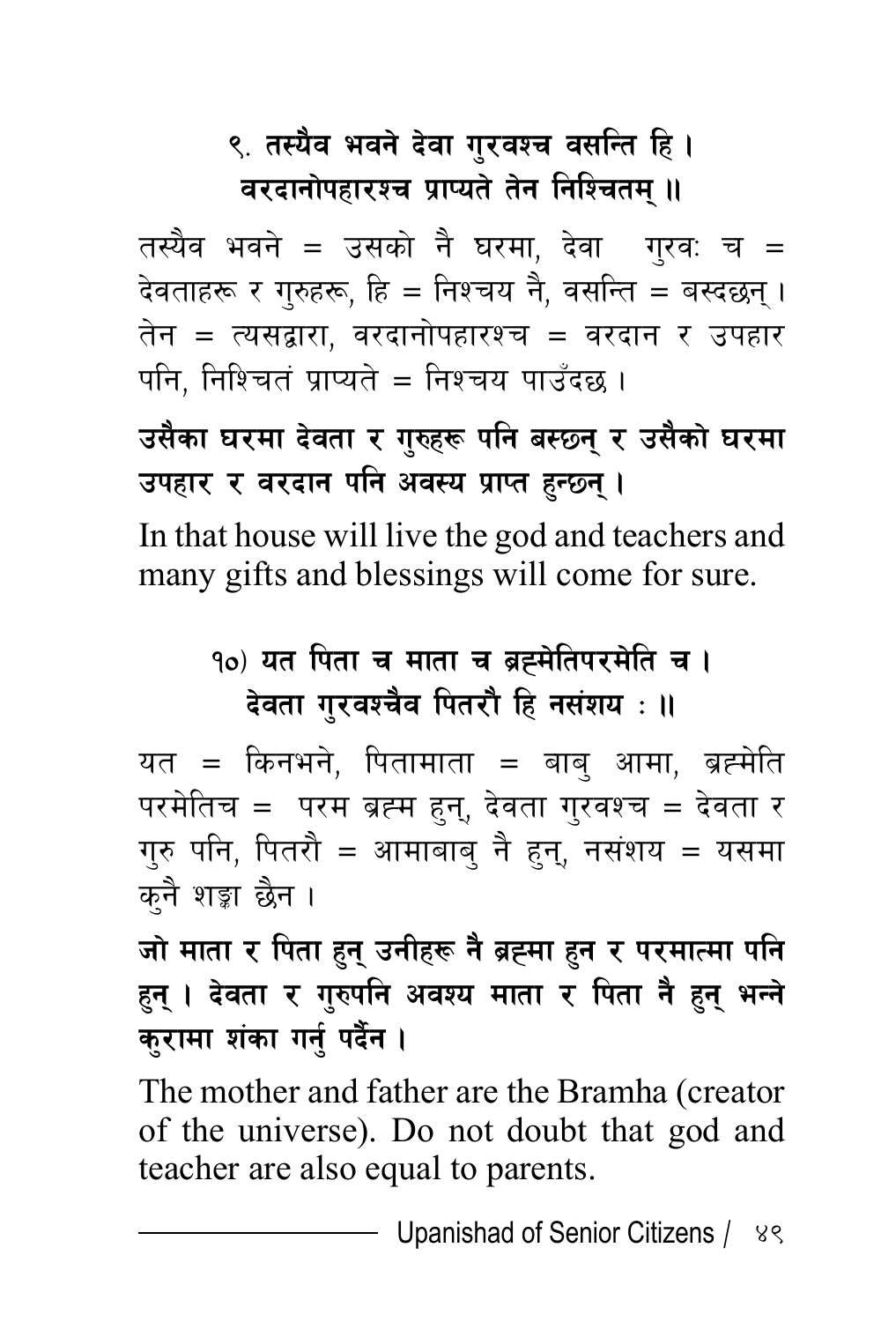**९. तस्यैव भवने देवा गुरवश्च वसन्ति हि ।**
**वरदानोपहारश्च प्राप्यते तेन निश्चितम् ॥**

तस्यैव भवने = उसको नै घरमा, देवा गुरवः च = देवताहरू र गुरुहरू, हि = निश्चय नै, वसन्ति = बस्दछन् । तेन = त्यसद्वारा, वरदानोपहारश्च = वरदान र उपहार पनि, निश्चितं प्राप्यते = निश्चय पाउँदछ ।

**उसैका घरमा देवता र गुरुहरू पनि बस्छन् र उसैको घरमा उपहार र वरदान पनि अवस्य प्राप्त हुन्छन् ।**

In that house will live the god and teachers and many gifts and blessings will come for sure.

**१०) यत पिता च माता च ब्रह्मेतिपरमेति च ।**
**देवता गुरवश्चैव पितरौ हि नसंशय : ॥**

यत = किनभने, पितामाता = बाबु आमा, ब्रह्मेति परमेतिच = परम ब्रह्म हुन्, देवता गुरवश्च = देवता र गुरु पनि, पितरौ = आमाबाबु नै हुन्, नसंशय = यसमा कुनै शङ्का छैन ।

**जो माता र पिता हुन् उनीहरू नै ब्रह्मा हुन र परमात्मा पनि हुन् । देवता र गुरुपनि अवश्य माता र पिता नै हुन् भन्ने कुरामा शंका गर्नु पर्दैन ।**

The mother and father are the Bramha (creator of the universe). Do not doubt that god and teacher are also equal to parents.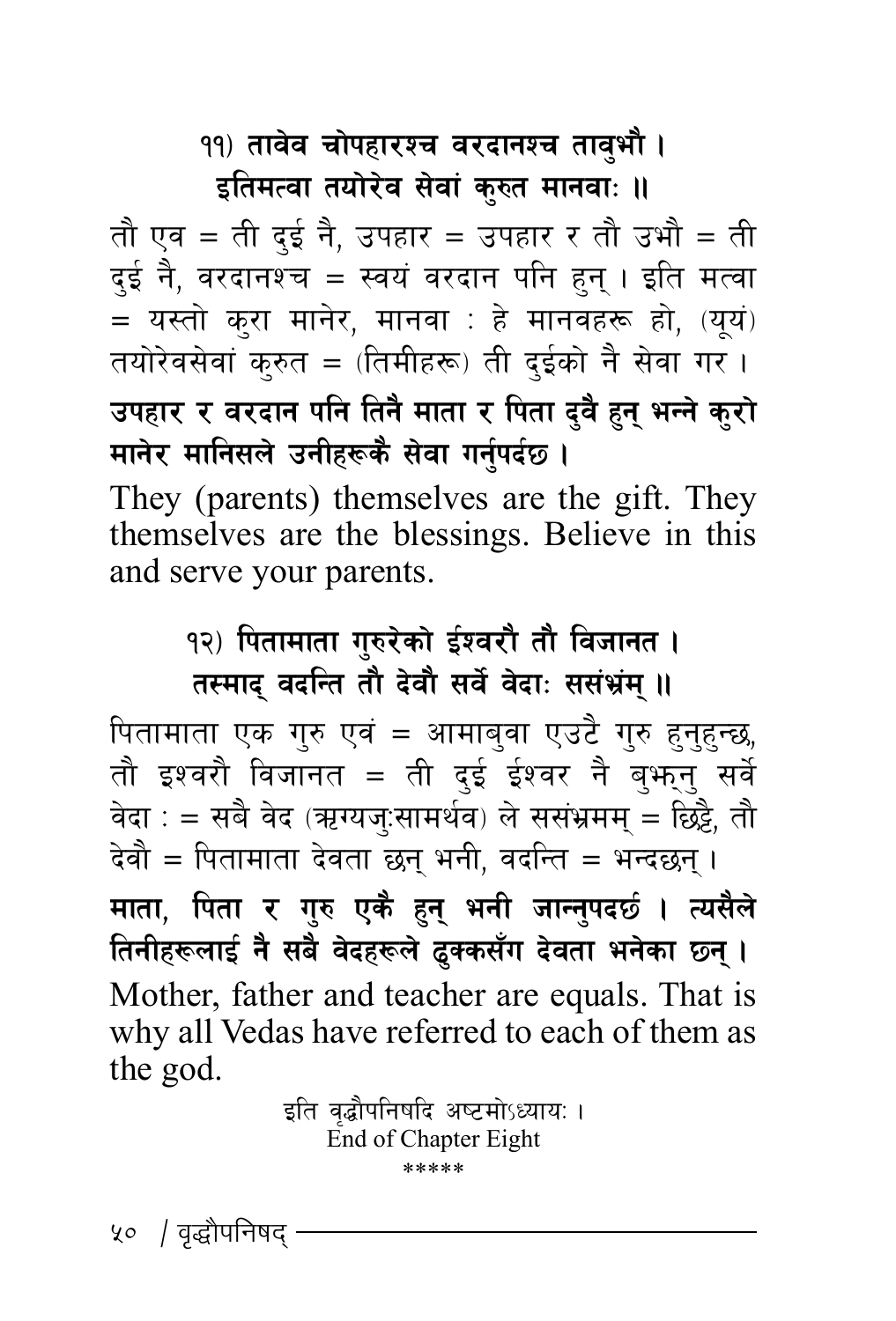**११) तावेव चोपहारश्च वरदानश्च तावुभौ ।**
**इतिमत्वा तयोरेव सेवां कुरुत मानवाः ॥**

तौ एव = ती दुई नै, उपहार = उपहार र तौ उभौ = ती दुई नै, वरदानश्च = स्वयं वरदान पनि हुन् । इति मत्वा = यस्तो कुरा मानेर, मानवा : हे मानवहरू हो, (यूयं) तयोरेवसेवां कुरुत = (तिमीहरू) ती दुईको नै सेवा गर ।

**उपहार र वरदान पनि तिनै माता र पिता दुवै हुन् भन्ने कुरो मानेर मानिसले उनीहरूकै सेवा गर्नुपर्दछ ।**

They (parents) themselves are the gift. They themselves are the blessings. Believe in this and serve your parents.

**१२) पितामाता गुरुरेको ईश्वरौ तौ विजानत ।**
**तस्माद् वदन्ति तौ देवौ सर्वे वेदाः ससंभ्रंम् ॥**

पितामाता एक गुरु एवं = आमाबुवा एउटै गुरु हुनुहुन्छ, तौ इश्वरौ विजानत = ती दुई ईश्वर नै बुझ्नु सर्वे वेदा : = सबै वेद (ऋग्यजुःसामर्थव) ले ससंभ्रमम् = छिट्टै, तौ देवौ = पितामाता देवता छन् भनी, वदन्ति = भन्दछन् ।

**माता, पिता र गुरु एकै हुन् भनी जान्नुपदर्छ । त्यसैले तिनीहरूलाई नै सबै वेदहरूले ढुक्कसँग देवता भनेका छन् ।**

Mother, father and teacher are equals. That is why all Vedas have referred to each of them as the god.

इति वृद्धौपनिषदि अष्टमोऽध्यायः ।
End of Chapter Eight
*****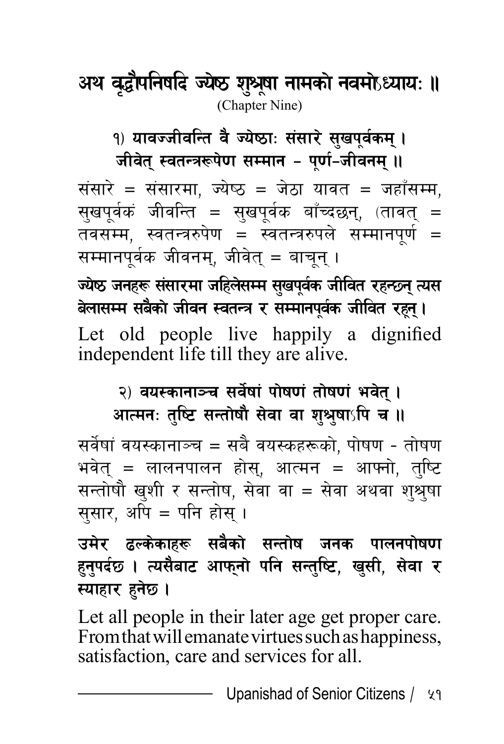## अथ वृद्धौपनिषदि ज्येष्ठ शुश्रूषा नामको नवमोऽध्यायः ॥

(Chapter Nine)

**१) यावज्जीवन्ति वै ज्येष्ठाः संसारे सुखपूर्वकम् ।**
**जीवेत् स्वतन्त्ररूपेण सम्मान - पूर्ण-जीवनम् ॥**

संसारे = संसारमा, ज्येष्ठ = जेठा यावत = जहाँसम्म, सुखपूर्वकं जीवन्ति = सुखपूर्वक बाँच्दछन्, (तावत् = तवसम्म, स्वतन्त्ररुपेण = स्वतन्त्ररुपले सम्मानपूर्ण = सम्मानपूर्वक जीवनम्, जीवेत् = बाचून् ।

**ज्येष्ठ जनहरू संसारमा जहिलेसम्म सुखपूर्वक जीवित रहन्छन् त्यस बेलासम्म सबैको जीवन स्वतन्त्र र सम्मानपूर्वक जीवित रहून् ।**

Let old people live happily a dignified independent life till they are alive.

**२) वयस्कानाञ्च सर्वेषां पोषणं तोषणं भवेत् ।**
**आत्मनः तुष्टि सन्तोषौ सेवा वा शुश्रुषाऽपि च ॥**

सर्वेषां वयस्कानाञ्च = सबै वयस्कहरूको, पोषण - तोषण भवेत् = लालनपालन होस्, आत्मन = आफ्नो, तुष्टि सन्तोषौ खुशी र सन्तोष, सेवा वा = सेवा अथवा शुश्रुषा सुसार, अपि = पनि होस् ।

**उमेर ढल्केकाहरू सबैको सन्तोष जनक पालनपोषण हुनुपर्दछ । त्यसैबाट आफ्नो पनि सन्तुष्टि, खुसी, सेवा र स्याहार हुनेछ ।**

Let all people in their later age get proper care. From that will emanate virtues such as happiness, satisfaction, care and services for all.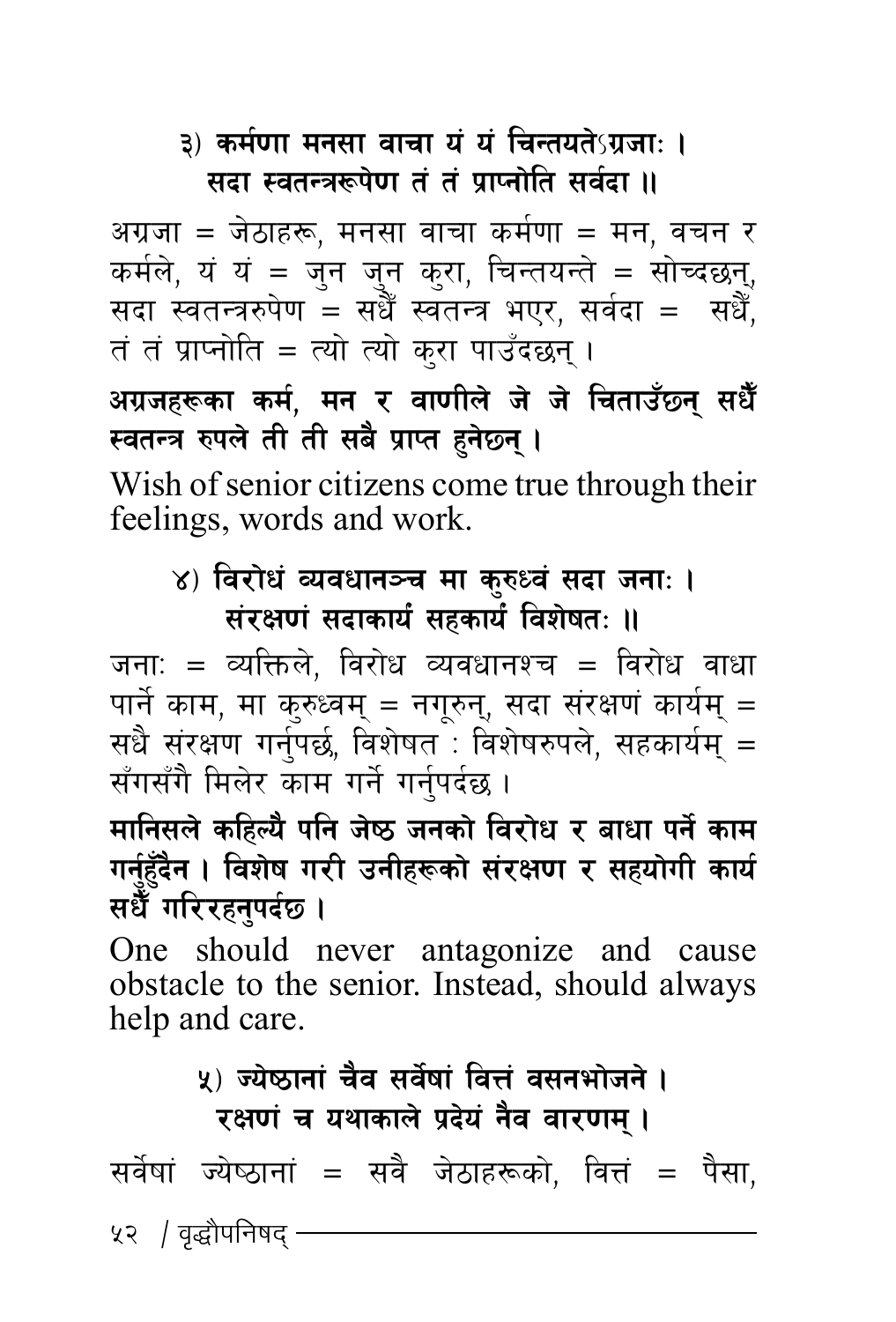**३) कर्मणा मनसा वाचा यं यं चिन्तयतेऽग्रजाः ।**
**सदा स्वतन्त्ररूपेण तं तं प्राप्नोति सर्वदा ॥**

अग्रजा = जेठाहरू, मनसा वाचा कर्मणा = मन, वचन र कर्मले, यं यं = जुन जुन कुरा, चिन्तयन्ते = सोच्दछन्, सदा स्वतन्त्ररुपेण = सधैँ स्वतन्त्र भएर, सर्वदा = सधैँ, तं तं प्राप्नोति = त्यो त्यो कुरा पाउँदछन् ।

**अग्रजहरूका कर्म, मन र वाणीले जे जे चिताउँछन् सधैँ स्वतन्त्र रुपले ती ती सबै प्राप्त हुनेछन् ।**

Wish of senior citizens come true through their feelings, words and work.

**४) विरोधं व्यवधानञ्च मा कुरुध्वं सदा जनाः ।**
**संरक्षणं सदाकार्यं सहकार्यं विशेषतः ॥**

जनाः = व्यक्तिले, विरोध व्यवधानश्च = विरोध वाधा पार्ने काम, मा कुरुध्वम् = नगरून्, सदा संरक्षणं कार्यम् = सधै संरक्षण गर्नुपर्छ, विशेषत : विशेषरुपले, सहकार्यम् = सँगसँगै मिलेर काम गर्ने गर्नुपर्दछ ।

**मानिसले कहिल्यै पनि जेष्ठ जनको विरोध र बाधा पर्ने काम गर्नुहुँदैन । विशेष गरी उनीहरूको संरक्षण र सहयोगी कार्य सधैँ गरिरहनुपर्दछ ।**

One should never antagonize and cause obstacle to the senior. Instead, should always help and care.

**५) ज्येष्ठानां चैव सर्वेषां वित्तं वसनभोजने ।**
**रक्षणं च यथाकाले प्रदेयं नैव वारणम् ।**

सर्वेषां ज्येष्ठानां = सवै जेठाहरूको, वित्तं = पैसा,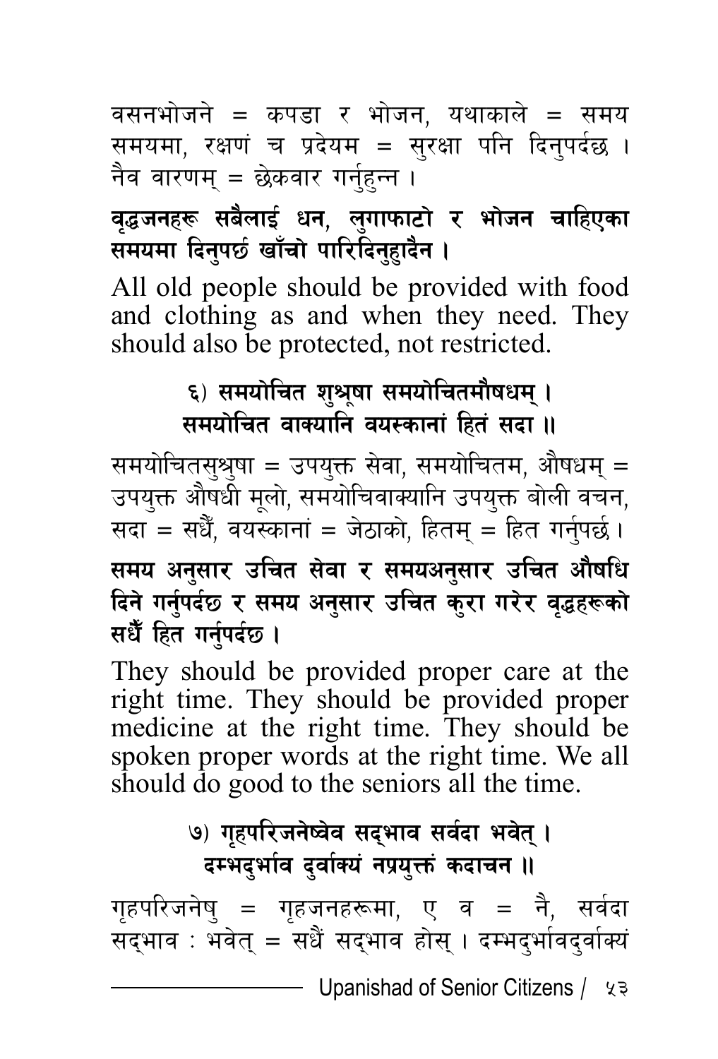वसनभोजने = कपडा र भोजन, यथाकाले = समय समयमा, रक्षणं च प्रदेयम = सुरक्षा पनि दिनुपर्दछ । नैव वारणम् = छेकवार गर्नुहुन्न ।

**वृद्धजनहरू सबैलाई धन, लुगाफाटो र भोजन चाहिएका समयमा दिनुपर्छ खाँचो पारिदिनुहुदैन ।**

All old people should be provided with food and clothing as and when they need. They should also be protected, not restricted.

**६) समयोचित शुश्रूषा समयोचितमौषधम् ।**
**समयोचित वाक्यानि वयस्कानां हितं सदा ॥**

समयोचितसुश्रुषा = उपयुक्त सेवा, समयोचितम, औषधम् = उपयुक्त औषधी मूलो, समयोचिवाक्यानि उपयुक्त बोली वचन, सदा = सधैं, वयस्कानां = जेठाको, हितम् = हित गर्नुपर्छ ।

**समय अनुसार उचित सेवा र समयअनुसार उचित औषधि दिने गर्नुपर्दछ र समय अनुसार उचित कुरा गरेर वृद्धहरूको सधैँ हित गर्नुपर्दछ ।**

They should be provided proper care at the right time. They should be provided proper medicine at the right time. They should be spoken proper words at the right time. We all should do good to the seniors all the time.

**७) गृहपरिजनेष्वेव सद्भाव सर्वदा भवेत् ।**
**दम्भदुर्भाव दुर्वाक्यं नप्रयुक्तं कदाचन ॥**

गृहपरिजनेषु = गृहजनहरूमा, ए व = नै, सर्वदा सद्भाव : भवेत् = सधैं सद्भाव होस् । दम्भदुर्भावदुर्वाक्यं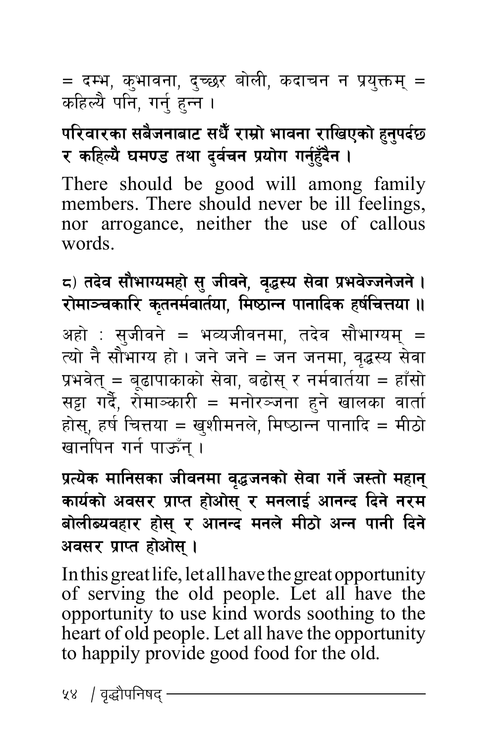= दम्भ, कुभावना, दुच्छर बोली, कदाचन न प्रयुक्तम् = कहिल्यै पनि, गर्नु हुन्न ।

**परिवारका सबैजनाबाट सधैँ राम्रो भावना राखिएको हुनुपर्दछ र कहिल्यै घमण्ड तथा दुर्वचन प्रयोग गर्नुहुँदैन ।**

There should be good will among family members. There should never be ill feelings, nor arrogance, neither the use of callous words.

८) **तदेव सौभाग्यमहो सु जीवने, वृद्धस्य सेवा प्रभवेज्जनेजने ।**
**रोमाञ्चकारि कृतनर्मवार्तया, मिष्ठान्न पानादिक हर्षचित्तया ॥**

अहो : सुजीवने = भव्यजीवनमा, तदेव सौभाग्यम् = त्यो नै सौभाग्य हो । जने जने = जन जनमा, वृद्धस्य सेवा प्रभवेत् = बूढापाकाको सेवा, बढोस् र नर्मवार्तया = हाँसो सट्टा गर्दै, रोमाञ्कारी = मनोरञ्जना हुने खालका वार्ता होस्, हर्ष चित्तया = खुशीमनले, मिष्ठान्न पानादि = मीठो खानपिन गर्न पाऊँन् ।

**प्रत्येक मानिसका जीवनमा वृद्धजनको सेवा गर्ने जस्तो महान् कार्यको अवसर प्राप्त होओस् र मनलाई आनन्द दिने नरम बोलीब्यवहार होस् र आनन्द मनले मीठो अन्न पानी दिने अवसर प्राप्त होओस् ।**

In this great life, let all have the great opportunity of serving the old people. Let all have the opportunity to use kind words soothing to the heart of old people. Let all have the opportunity to happily provide good food for the old.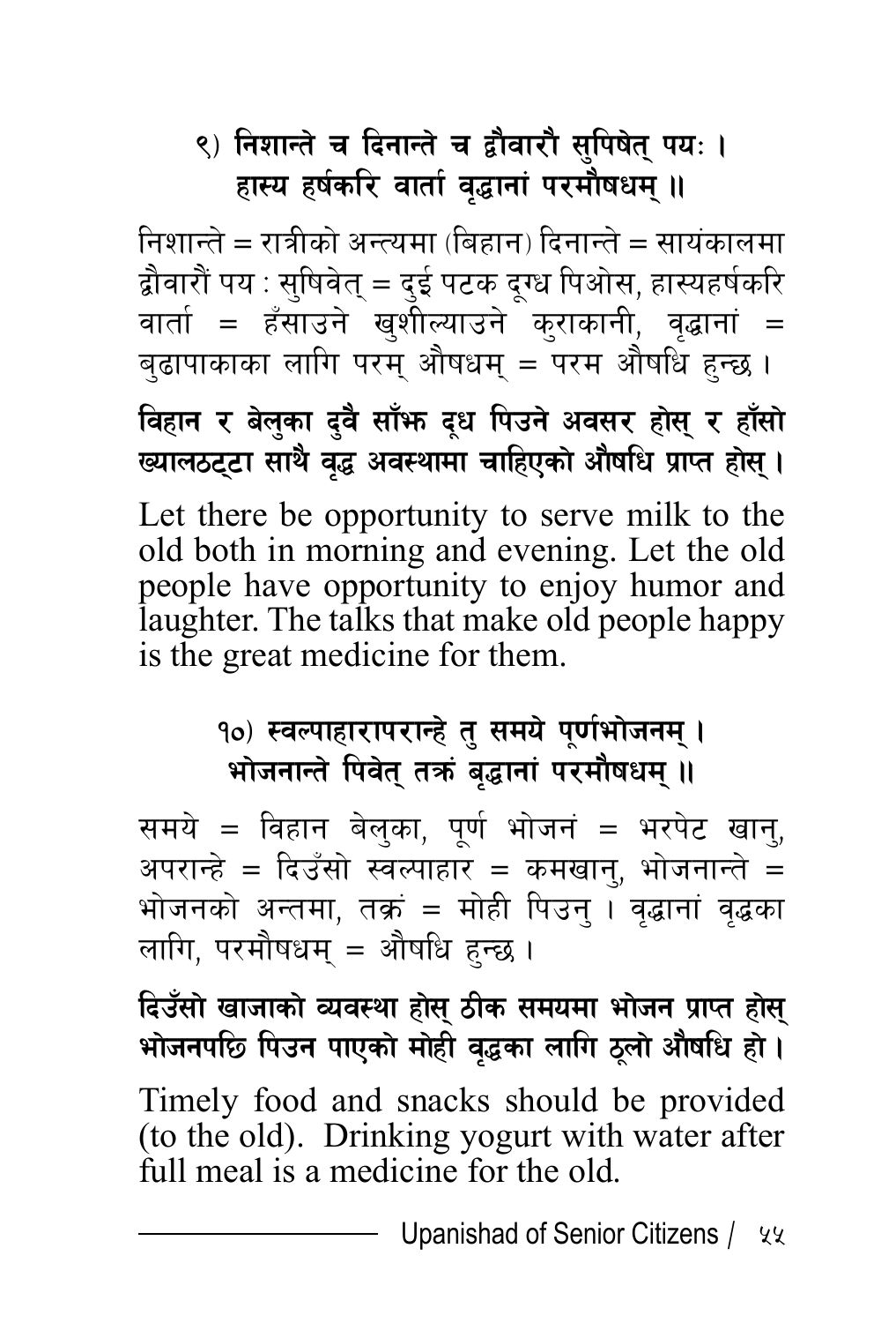**९) निशान्ते च दिनान्ते च द्वौवारौ सुपिषेत् पयः ।**
**हास्य हर्षकरि वार्ता वृद्धानां परमौषधम् ॥**

निशान्ते = रात्रीको अन्त्यमा (बिहान) दिनान्ते = सायंकालमा द्वौवारौं पय : सुषिवेत् = दुई पटक दुग्ध पिओस, हास्यहर्षकरि वार्ता = हँसाउने खुशील्याउने कुराकानी, वृद्धानां = बुढापाकाका लागि परम् औषधम् = परम औषधि हुन्छ ।

**विहान र बेलुका दुवै साँझ दूध पिउने अवसर होस् र हाँसो ख्यालठट्टा साथै वृद्ध अवस्थामा चाहिएको औषधि प्राप्त होस् ।**

Let there be opportunity to serve milk to the old both in morning and evening. Let the old people have opportunity to enjoy humor and laughter. The talks that make old people happy is the great medicine for them.

**१०) स्वल्पाहारापरान्हे तु समये पूर्णभोजनम् ।**
**भोजनान्ते पिवेत् तक्रं बृद्धानां परमौषधम् ॥**

समये = विहान बेलुका, पूर्ण भोजनं = भरपेट खानु, अपरान्हे = दिउँसो स्वल्पाहार = कमखानु, भोजनान्ते = भोजनको अन्तमा, तक्रं = मोही पिउनु । वृद्धानां वृद्धका लागि, परमौषधम् = औषधि हुन्छ ।

**दिउँसो खाजाको व्यवस्था होस् ठीक समयमा भोजन प्राप्त होस् भोजनपछि पिउन पाएको मोही वृद्धका लागि ठूलो औषधि हो ।**

Timely food and snacks should be provided (to the old). Drinking yogurt with water after full meal is a medicine for the old.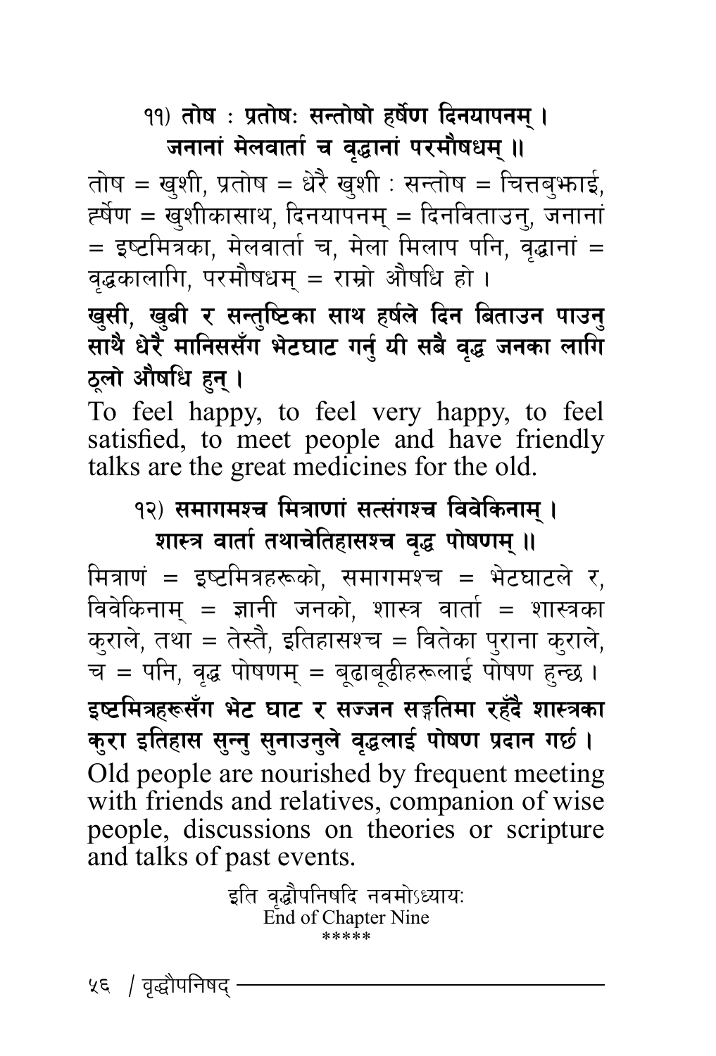**११) तोष : प्रतोषः सन्तोषो हर्षेण दिनयापनम् ।**
**जनानां मेलवार्ता च वृद्धानां परमौषधम् ॥**

तोष = खुशी, प्रतोष = धेरै खुशी : सन्तोष = चित्तबुझाई, हर्षेण = खुशीकासाथ, दिनयापनम् = दिनविताउनु, जनानां = इष्टमित्रका, मेलवार्ता च, मेला मिलाप पनि, वृद्धानां = वृद्धकालागि, परमौषधम् = राम्रो औषधि हो ।

**खुसी, खुबी र सन्तुष्टिका साथ हर्षले दिन बिताउन पाउनु साथै धेरै मानिससँग भेटघाट गर्नु यी सबै वृद्ध जनका लागि ठूलो औषधि हुन् ।**

To feel happy, to feel very happy, to feel satisfied, to meet people and have friendly talks are the great medicines for the old.

**१२) समागमश्च मित्राणां सत्संगश्च विवेकिनाम् ।**
**शास्त्र वार्ता तथाचेतिहासश्च वृद्ध पोषणम् ॥**

मित्राणं = इष्टमित्रहरूको, समागमश्च = भेटघाटले र, विवेकिनाम् = ज्ञानी जनको, शास्त्र वार्ता = शास्त्रका कुराले, तथा = तेस्तै, इतिहासश्च = वितेका पुराना कुराले, च = पनि, वृद्ध पोषणम् = बूढाबूढीहरूलाई पोषण हुन्छ ।

**इष्टमित्रहरूसँग भेट घाट र सज्जन सङ्गतिमा रहँदै शास्त्रका कुरा इतिहास सुन्नु सुनाउनुले वृद्धलाई पोषण प्रदान गर्छ ।**

Old people are nourished by frequent meeting with friends and relatives, companion of wise people, discussions on theories or scripture and talks of past events.

इति वृद्धौपनिषदि नवमोऽध्यायः
End of Chapter Nine
*****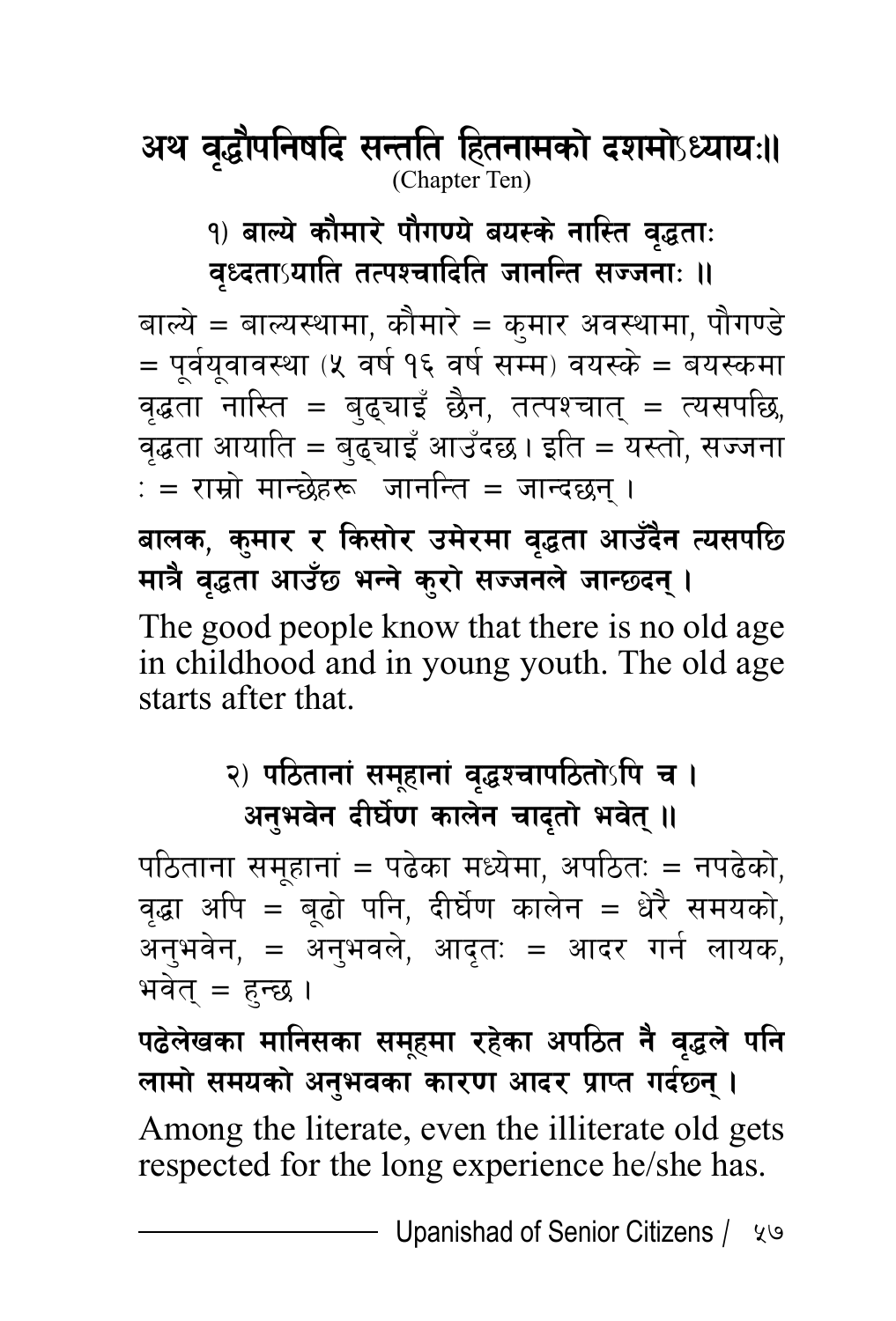## अथ वृद्धौपनिषदि सन्तति हितनामको दशमोऽध्यायः॥

(Chapter Ten)

**१) बाल्ये कौमारे पौगण्ये बयस्के नास्ति वृद्धताः**
**वृध्दताऽयाति तत्पश्चादिति जानन्ति सज्जनाः ॥**

बाल्ये = बाल्यस्थामा, कौमारे = कुमार अवस्थामा, पौगण्डे = पूर्वयूवावस्था (५ वर्ष १६ वर्ष सम्म) वयस्के = बयस्कमा वृद्धता नास्ति = बुढ्याइँ छैन, तत्पश्चात् = त्यसपछि, वृद्धता आयाति = बुढ्याइँ आउँदछ। इति = यस्तो, सज्जना : = राम्रो मान्छेहरू जानन्ति = जान्दछन् ।

**बालक, कुमार र किसोर उमेरमा वृद्धता आउँदैन त्यसपछि मात्रै वृद्धता आउँछ भन्ने कुरो सज्जनले जान्छदन् ।**

The good people know that there is no old age in childhood and in young youth. The old age starts after that.

**२) पठितानां समूहानां वृद्धश्चापठितोऽपि च ।**
**अनुभवेन दीर्घेण कालेन चादृतो भवेत् ॥**

पठिताना समूहानां = पढेका मध्येमा, अपठितः = नपढेको, वृद्धा अपि = बूढो पनि, दीर्घेण कालेन = धेरै समयको, अनुभवेन, = अनुभवले, आदृतः = आदर गर्न लायक, भवेत् = हुन्छ ।

**पढेलेखका मानिसका समूहमा रहेका अपठित नै वृद्धले पनि लामो समयको अनुभवका कारण आदर प्राप्त गर्दछन् ।**

Among the literate, even the illiterate old gets respected for the long experience he/she has.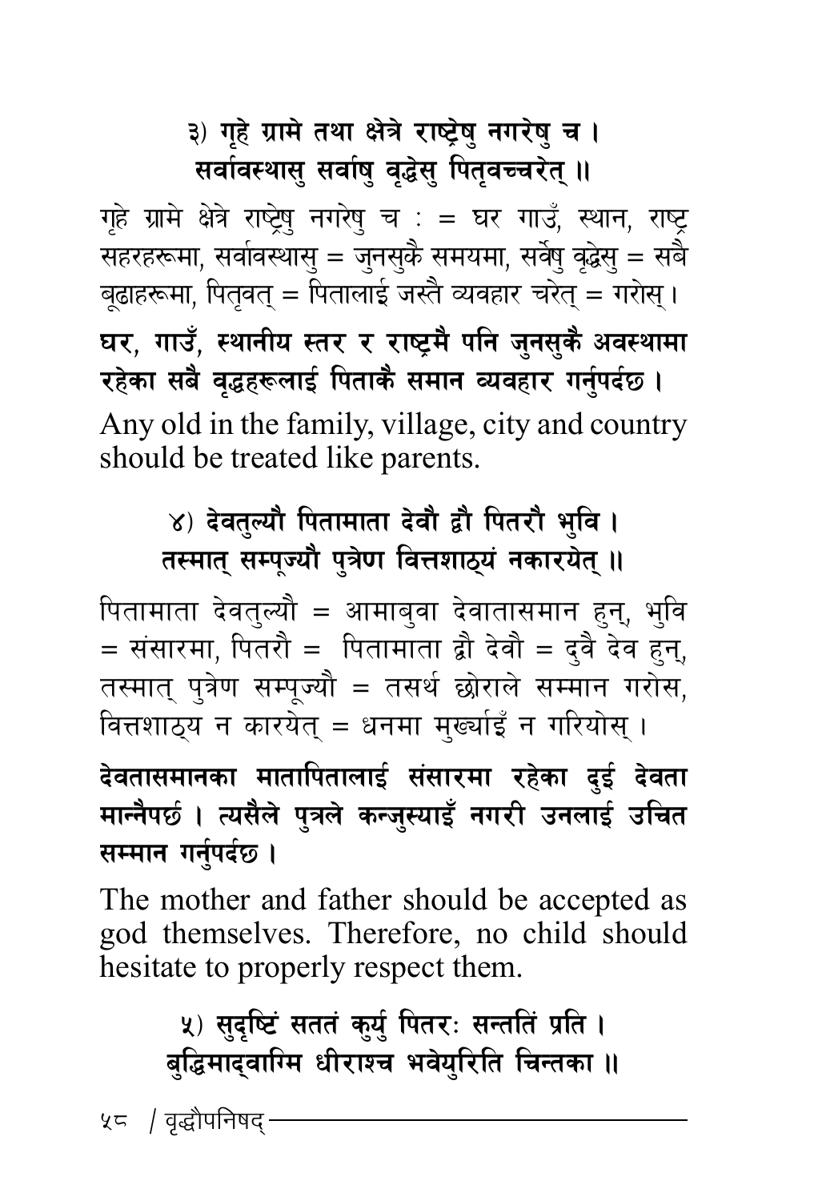**३) गृहे ग्रामे तथा क्षेत्रे राष्ट्रेषु नगरेषु च ।**
**सर्वावस्थासु सर्वाषु वृद्धेसु पितृवच्चरेत् ॥**

गृहे ग्रामे क्षेत्रे राष्ट्रेषु नगरेषु च : = घर गाउँ, स्थान, राष्ट्र सहरहरूमा, सर्वावस्थासु = जुनसुकै समयमा, सर्वेषु वृद्धेसु = सबै बूढाहरूमा, पितृवत् = पितालाई जस्तै व्यवहार चरेत् = गरोस् ।

**घर, गाउँ, स्थानीय स्तर र राष्ट्रमै पनि जुनसुकै अवस्थामा रहेका सबै वृद्धहरूलाई पिताकै समान व्यवहार गर्नुपर्दछ ।**

Any old in the family, village, city and country should be treated like parents.

**४) देवतुल्यौ पितामाता देवौ द्वौ पितरौ भुवि ।**
**तस्मात् सम्पूज्यौ पुत्रेण वित्तशाठ्यं नकारयेत् ॥**

पितामाता देवतुल्यौ = आमाबुवा देवातासमान हुन्, भुवि = संसारमा, पितरौ = पितामाता द्वौ देवौ = दुवै देव हुन्, तस्मात् पुत्रेण सम्पूज्यौ = तसर्थ छोराले सम्मान गरोस, वित्तशाठ्य न कारयेत् = धनमा मुर्ख्याइँ न गरियोस् ।

**देवतासमानका मातापितालाई संसारमा रहेका दुई देवता मान्नैपर्छ । त्यसैले पुत्रले कन्जुस्याइँ नगरी उनलाई उचित सम्मान गर्नुपर्दछ ।**

The mother and father should be accepted as god themselves. Therefore, no child should hesitate to properly respect them.

**५) सुदृष्टिं सततं कुर्यु पितरः सन्ततिं प्रति ।**
**बुद्धिमाद्वाग्मि धीराश्च भवेयुरिति चिन्तका ॥**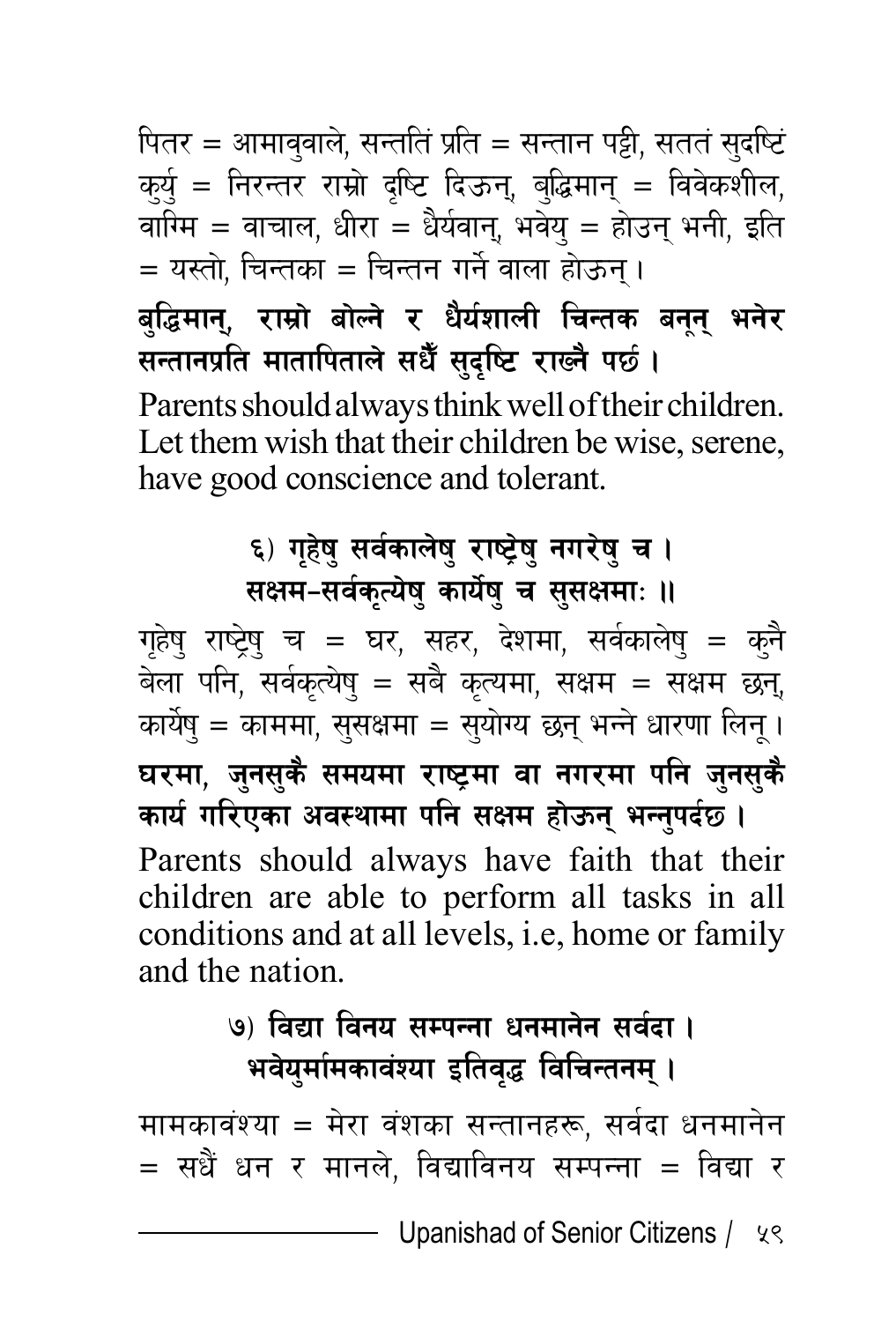पितर = आमावुवाले, सन्ततिं प्रति = सन्तान पट्टी, सततं सुदष्टिं कुर्यु = निरन्तर राम्रो दृष्टि दिऊन्, बुद्धिमान् = विवेकशील, वाग्मि = वाचाल, धीरा = धैर्यवान्, भवेयु = होउन् भनी, इति = यस्तो, चिन्तका = चिन्तन गर्ने वाला होऊन् ।

**बुद्धिमान्, राम्रो बोल्ने र धैर्यशाली चिन्तक बनून् भनेर सन्तानप्रति मातापिताले सधैँ सुदृष्टि राख्नै पर्छ ।**

Parents should always think well of their children. Let them wish that their children be wise, serene, have good conscience and tolerant.

**६) गृहेषु सर्वकालेषु राष्ट्रेषु नगरेषु च ।**
**सक्षम-सर्वकृत्येषु कार्येषु च सुसक्षमाः ॥**

गृहेषु राष्ट्रेषु च = घर, सहर, देशमा, सर्वकालेषु = कुनै बेला पनि, सर्वकृत्येषु = सबै कृत्यमा, सक्षम = सक्षम छन्, कार्येषु = काममा, सुसक्षमा = सुयोग्य छन् भन्ने धारणा लिनू ।

**घरमा, जुनसुकै समयमा राष्ट्रमा वा नगरमा पनि जुनसुकै कार्य गरिएका अवस्थामा पनि सक्षम होऊन् भन्नुपर्दछ ।**

Parents should always have faith that their children are able to perform all tasks in all conditions and at all levels, i.e, home or family and the nation.

**७) विद्या विनय सम्पन्ना धनमानेन सर्वदा ।**
**भवेयुर्मामकावंश्या इतिवृद्ध विचिन्तनम् ।**

मामकावंश्या = मेरा वंशका सन्तानहरू, सर्वदा धनमानेन = सधैं धन र मानले, विद्याविनय सम्पन्ना = विद्या र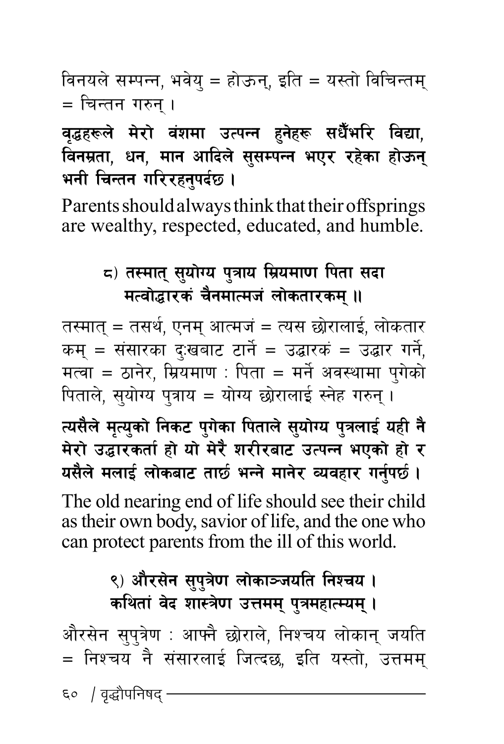विनयले सम्पन्न, भवेयु = होऊन्, इति = यस्तो विचिन्तम् = चिन्तन गरुन् ।

**वृद्धहरूले मेरो वंशमा उत्पन्न हुनेहरू सधैँभरि विद्या, विनम्रता, धन, मान आदिले सुसम्पन्न भएर रहेका होऊन् भनी चिन्तन गरिरहनुपर्दछ ।**

Parents should always think that their offsprings are wealthy, respected, educated, and humble.

**८) तस्मात् सुयोग्य पुत्राय म्रियमाण पिता सदा मत्वोद्धारकं चैनमात्मजं लोकतारकम् ॥**

तस्मात् = तसर्थ, एनम् आत्मजं = त्यस छोरालाई, लोकतार कम् = संसारका दुःखबाट टार्ने = उद्धारकं = उद्धार गर्ने, मत्वा = ठानेर, म्रियमाण : पिता = मर्ने अवस्थामा पुगेको पिताले, सुयोग्य पुत्राय = योग्य छोरालाई स्नेह गरुन् ।

**त्यसैले मृत्युको निकट पुगेका पिताले सुयोग्य पुत्रलाई यही नै मेरो उद्धारकर्ता हो यो मेरै शरीरबाट उत्पन्न भएको हो र यसैले मलाई लोकबाट तार्छ भन्ने मानेर व्यवहार गर्नुपर्छ ।**

The old nearing end of life should see their child as their own body, savior of life, and the one who can protect parents from the ill of this world.

**९) औरसेन सुपुत्रेण लोकाञ्जयति निश्चय । कथितां वेद शास्त्रेण उत्तमम् पुत्रमहात्म्यम् ।**

औरसेन सुपुत्रेण : आफ्नै छोराले, निश्चय लोकान् जयति = निश्चय नै संसारलाई जित्दछ, इति यस्तो, उत्तमम्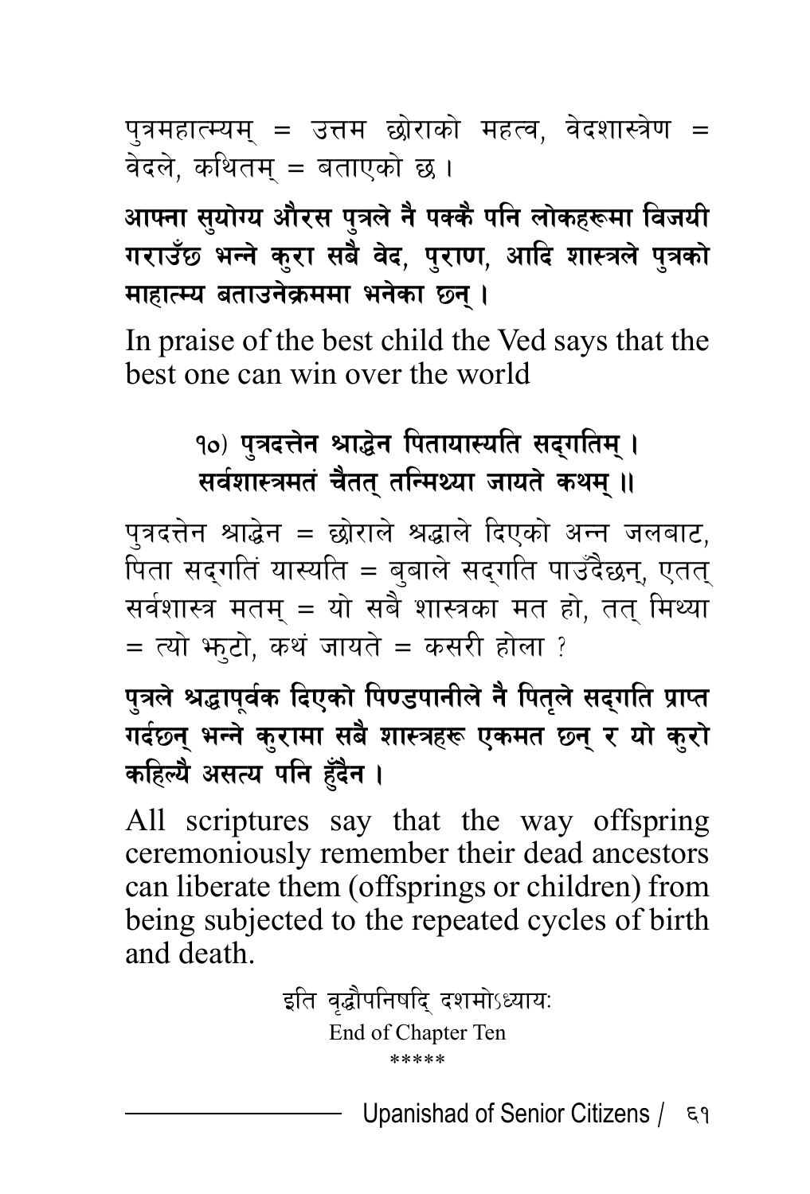पुत्रमहात्म्यम् = उत्तम छोराको महत्व, वेदशास्त्रेण = वेदले, कथितम् = बताएको छ ।

**आफ्ना सुयोग्य औरस पुत्रले नै पक्कै पनि लोकहरूमा विजयी गराउँछ भन्ने कुरा सबै वेद, पुराण, आदि शास्त्रले पुत्रको माहात्म्य बताउनेक्रममा भनेका छन् ।**

In praise of the best child the Ved says that the best one can win over the world

**१०) पुत्रदत्तेन श्राद्धेन पितायास्यति सद्गतिम् ।**
**सर्वशास्त्रमतं चैतत् तन्मिथ्या जायते कथम् ॥**

पुत्रदत्तेन श्राद्धेन = छोराले श्रद्धाले दिएको अन्न जलबाट, पिता सद्गतिं यास्यति = बुबाले सद्गति पाउँदैछन्, एतत् सर्वशास्त्र मतम् = यो सबै शास्त्रका मत हो, तत् मिथ्या = त्यो झुटो, कथं जायते = कसरी होला ?

**पुत्रले श्रद्धापूर्वक दिएको पिण्डपानीले नै पितृले सद्गति प्राप्त गर्दछन् भन्ने कुरामा सबै शास्त्रहरू एकमत छन् र यो कुरो कहिल्यै असत्य पनि हुँदैन ।**

All scriptures say that the way offspring ceremoniously remember their dead ancestors can liberate them (offsprings or children) from being subjected to the repeated cycles of birth and death.

इति वृद्धौपनिषदि् दशमोऽध्यायः

End of Chapter Ten

*****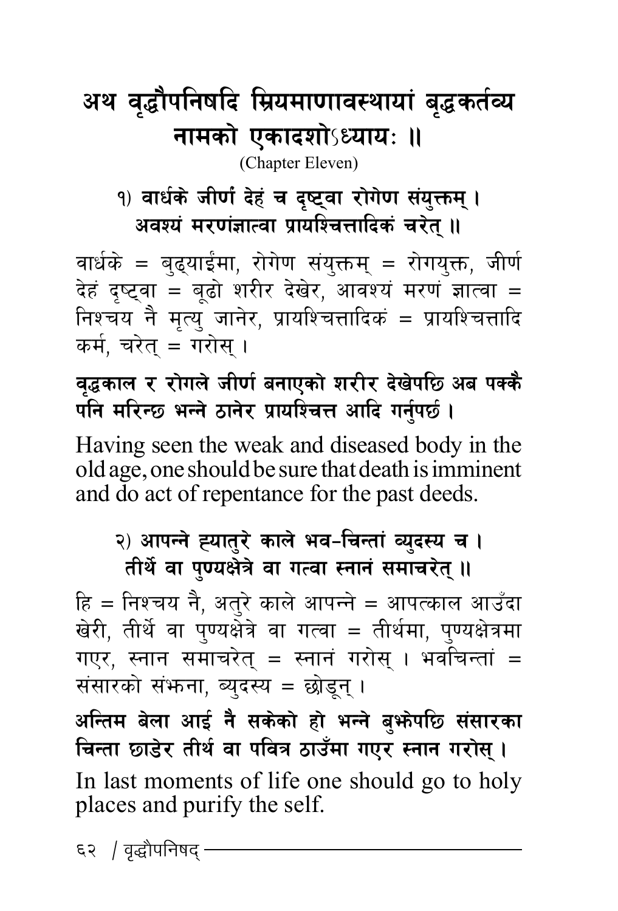# अथ वृद्धौपनिषदि म्रियमाणावस्थायां बृद्धकर्तव्य नामको एकादशोऽध्यायः ॥

(Chapter Eleven)

**१) वार्धके जीर्णं देहं च दृष्ट्वा रोगेण संयुक्तम् ।**
**अवश्यं मरणंज्ञात्वा प्रायश्चित्तादिकं चरेत् ॥**

वार्धके = बुढ्याईंमा, रोगेण संयुक्तम् = रोगयुक्त, जीर्ण देहं दृष्ट्वा = बूढो शरीर देखेर, आवश्यं मरणं ज्ञात्वा = निश्चय नै मृत्यु जानेर, प्रायश्चित्तादिकं = प्रायश्चित्तादि कर्म, चरेत् = गरोस् ।

**वृद्धकाल र रोगले जीर्ण बनाएको शरीर देखेपछि अब पक्कै पनि मरिन्छ भन्ने ठानेर प्रायश्चित्त आदि गर्नुपर्छ ।**

Having seen the weak and diseased body in the old age, one should be sure that death is imminent and do act of repentance for the past deeds.

**२) आपन्ने ह्यातुरे काले भव-चिन्तां व्युदस्य च ।**
**तीर्थे वा पुण्यक्षेत्रे वा गत्वा स्नानं समाचरेत् ॥**

हि = निश्चय नै, अतुरे काले आपन्ने = आपत्काल आउँदा खेरी, तीर्थे वा पुण्यक्षेत्रे वा गत्वा = तीर्थमा, पुण्यक्षेत्रमा गएर, स्नान समाचरेत् = स्नानं गरोस् । भवचिन्तां = संसारको संझना, ब्युदस्य = छोडून् ।

**अन्तिम बेला आई नै सकेको हो भन्ने बुझेपछि संसारका चिन्ता छाडेर तीर्थ वा पवित्र ठाउँमा गएर स्नान गरोस् ।**

In last moments of life one should go to holy places and purify the self.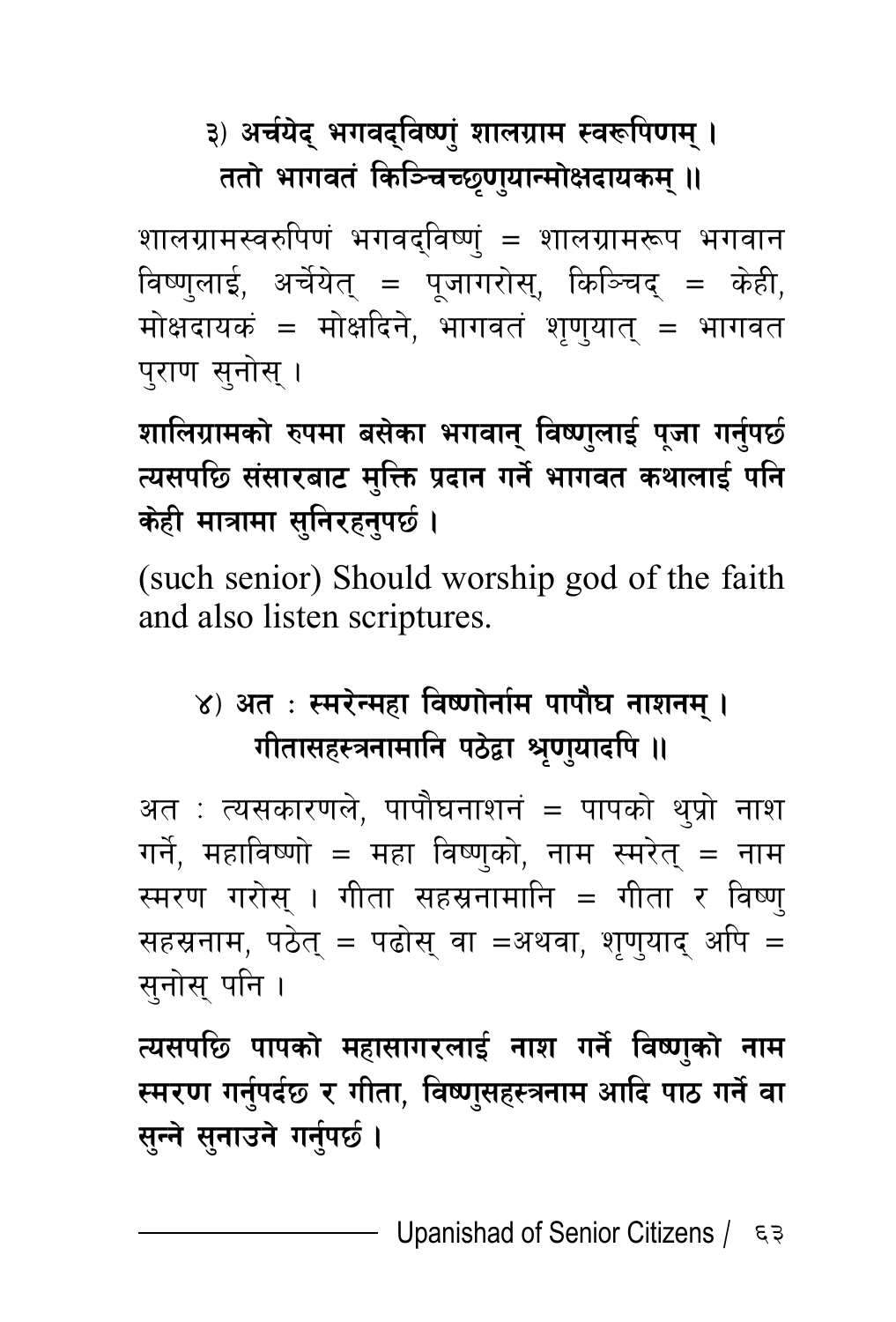**३) अर्चयेद् भगवद्विष्णुं शालग्राम स्वरूपिणम् ।**
**ततो भागवतं किञ्चिच्छृणुयान्मोक्षदायकम् ॥**

शालग्रामस्वरुपिणं भगवद्विष्णुं = शालग्रामरूप भगवान विष्णुलाई, अर्चेयेत् = पूजागरोस्, किञ्चिद् = केही, मोक्षदायकं = मोक्षदिने, भागवतं शृणुयात् = भागवत पुराण सुनोस् ।

**शालिग्रामको रुपमा बसेका भगवान् विष्णुलाई पूजा गर्नुपर्छ त्यसपछि संसारबाट मुक्ति प्रदान गर्ने भागवत कथालाई पनि केही मात्रामा सुनिरहनुपर्छ ।**

(such senior) Should worship god of the faith and also listen scriptures.

**४) अत : स्मरेन्महा विष्णोर्नाम पापौघ नाशनम् ।**
**गीतासहस्त्रनामानि पठेद्वा श्रृणुयादपि ॥**

अत : त्यसकारणले, पापौघनाशनं = पापको थुप्रो नाश गर्ने, महाविष्णो = महा विष्णुको, नाम स्मरेत् = नाम स्मरण गरोस् । गीता सहस्रनामानि = गीता र विष्णु सहस्रनाम, पठेत् = पढोस् वा =अथवा, शृणुयाद् अपि = सुनोस् पनि ।

**त्यसपछि पापको महासागरलाई नाश गर्ने विष्णुको नाम स्मरण गर्नुपर्दछ र गीता, विष्णुसहस्त्रनाम आदि पाठ गर्ने वा सुन्ने सुनाउने गर्नुपर्छ ।**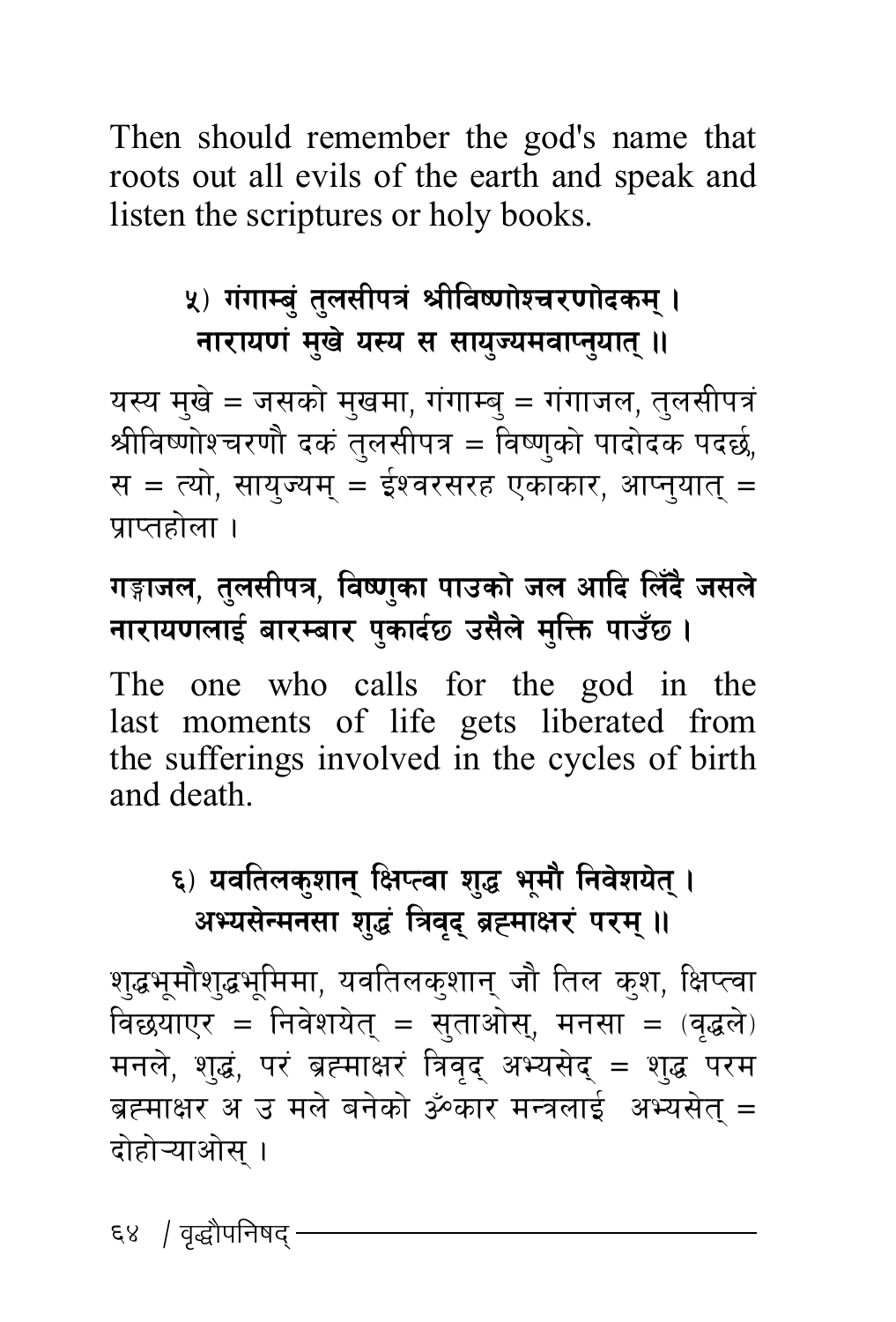Then should remember the god's name that roots out all evils of the earth and speak and listen the scriptures or holy books.

**५) गंगाम्बुं तुलसीपत्रं श्रीविष्णोश्चरणोदकम् ।
नारायणं मुखे यस्य स सायुज्यमवाप्नुयात् ॥**

यस्य मुखे = जसको मुखमा, गंगाम्बु = गंगाजल, तुलसीपत्रं श्रीविष्णोश्चरणौ दकं तुलसीपत्र = विष्णुको पादोदक पदर्छ, स = त्यो, सायुज्यम् = ईश्वरसरह एकाकार, आप्नुयात् = प्राप्तहोला ।

**गङ्गाजल, तुलसीपत्र, विष्णुका पाउको जल आदि लिँदै जसले नारायणलाई बारम्बार पुकार्दछ उसैले मुक्ति पाउँछ ।**

The one who calls for the god in the last moments of life gets liberated from the sufferings involved in the cycles of birth and death.

**६) यवतिलकुशान् क्षिप्त्वा शुद्ध भूमौ निवेशयेत् ।
अभ्यसेन्मनसा शुद्धं त्रिवृद् ब्रह्माक्षरं परम् ॥**

शुद्धभूमौशुद्धभूमिमा, यवतिलकुशान् जौ तिल कुश, क्षिप्त्वा विछयाएर = निवेशयेत् = सुताओस्, मनसा = (वृद्धले) मनले, शुद्धं, परं ब्रह्माक्षरं त्रिवृद् अभ्यसेद् = शुद्ध परम ब्रह्माक्षर अ उ मले बनेको ॐकार मन्त्रलाई अभ्यसेत् = दोहोऱ्याओस् ।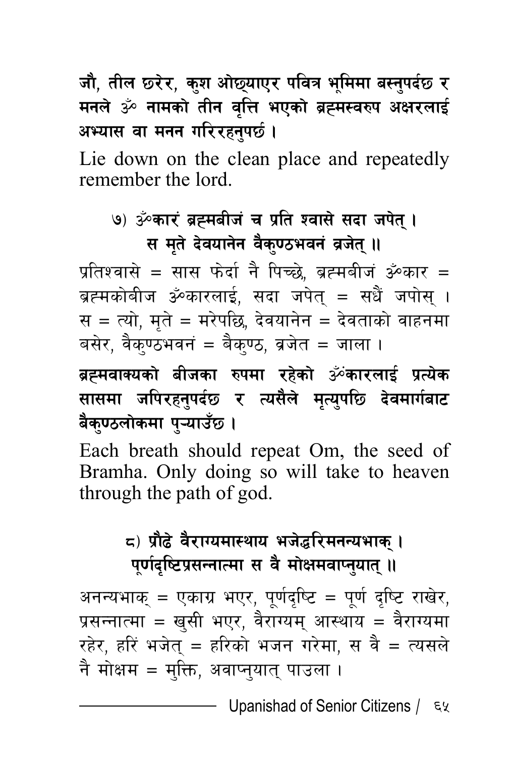**जौ, तील छरेर, कुश ओछ्याएर पवित्र भूमिमा बस्नुपर्दछ र मनले ॐ नामको तीन वृत्ति भएको ब्रह्मस्वरुप अक्षरलाई अभ्यास वा मनन गरिरहनुपर्छ ।**

Lie down on the clean place and repeatedly remember the lord.

**७) ॐकारं ब्रह्मबीजं च प्रति श्वासे सदा जपेत् ।**
**स मृते देवयानेन वैकुण्ठभवनं व्रजेत् ॥**

प्रतिश्वासे = सास फेर्दा नै पिच्छे, ब्रह्मबीजं ॐकार = ब्रह्मकोबीज ॐकारलाई, सदा जपेत् = सधैं जपोस् । स = त्यो, मृते = मरेपछि, देवयानेन = देवताको वाहनमा बसेर, वैकुण्ठभवनं = बैकुण्ठ, व्रजेत = जाला ।

**ब्रह्मवाक्यको बीजका रुपमा रहेको ॐकारलाई प्रत्येक सासमा जपिरहनुपर्दछ र त्यसैले मृत्युपछि देवमार्गबाट बैकुण्ठलोकमा पुऱ्याउँछ ।**

Each breath should repeat Om, the seed of Bramha. Only doing so will take to heaven through the path of god.

**८) प्रौढे वैराग्यमास्थाय भजेद्धरिमनन्यभाक् ।**
**पूर्णदृष्टिप्रसन्नात्मा स वै मोक्षमवाप्नुयात् ॥**

अनन्यभाक् = एकाग्र भएर, पूर्णदृष्टि = पूर्ण दृष्टि राखेर, प्रसन्नात्मा = खुसी भएर, वैराग्यम् आस्थाय = वैराग्यमा रहेर, हरिं भजेत् = हरिको भजन गरेमा, स वै = त्यसले नै मोक्षम = मुक्ति, अवाप्नुयात् पाउला ।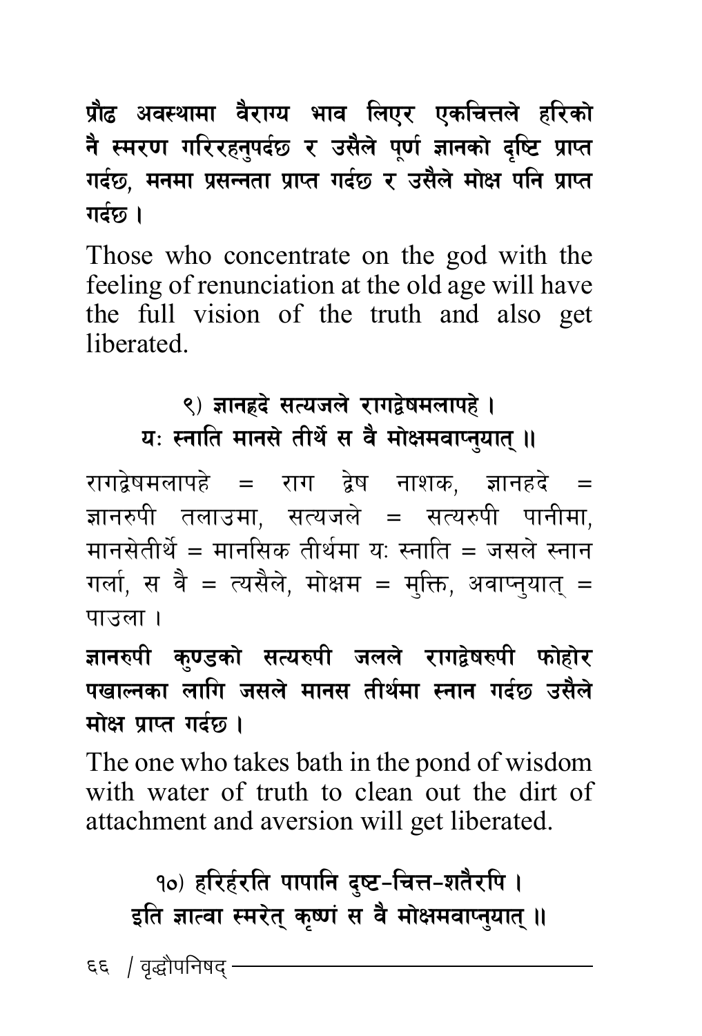**प्रौढ अवस्थामा वैराग्य भाव लिएर एकचित्तले हरिको नै स्मरण गरिरहनुपर्दछ र उसैले पूर्ण ज्ञानको दृष्टि प्राप्त गर्दछ, मनमा प्रसन्नता प्राप्त गर्दछ र उसैले मोक्ष पनि प्राप्त गर्दछ ।**

Those who concentrate on the god with the feeling of renunciation at the old age will have the full vision of the truth and also get liberated.

**९) ज्ञानह्रदे सत्यजले रागद्वेषमलापहे ।**
**यः स्नाति मानसे तीर्थे स वै मोक्षमवाप्नुयात् ॥**

रागद्वेषमलापहे = राग द्वेष नाशक, ज्ञानहदे = ज्ञानरुपी तलाउमा, सत्यजले = सत्यरुपी पानीमा, मानसेतीर्थे = मानसिक तीर्थमा यः स्नाति = जसले स्नान गर्ला, स वै = त्यसैले, मोक्षम = मुक्ति, अवाप्नुयात् = पाउला ।

**ज्ञानरुपी कुण्डको सत्यरुपी जलले रागद्वेषरुपी फोहोर पखाल्नका लागि जसले मानस तीर्थमा स्नान गर्दछ उसैले मोक्ष प्राप्त गर्दछ ।**

The one who takes bath in the pond of wisdom with water of truth to clean out the dirt of attachment and aversion will get liberated.

**१०) हरिर्हरति पापानि दुष्ट-चित्त-शतैरपि ।**
**इति ज्ञात्वा स्मरेत् कृष्णं स वै मोक्षमवाप्नुयात् ॥**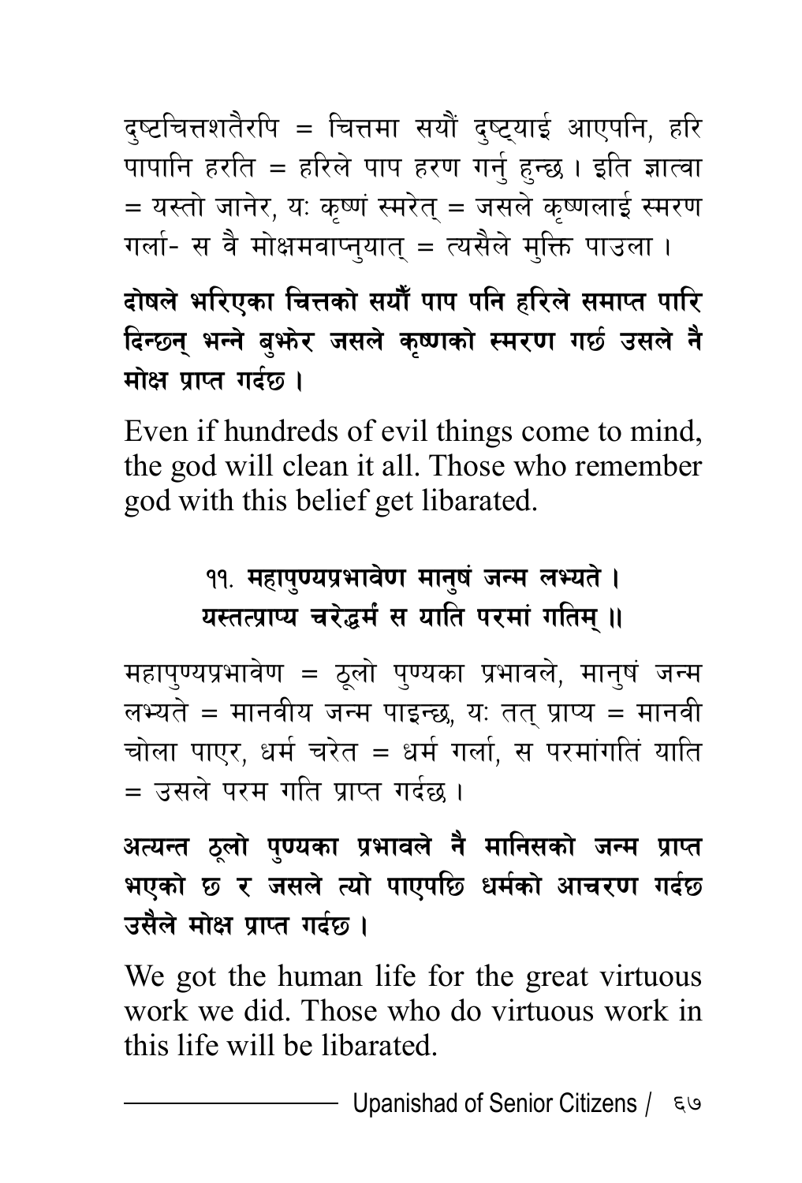दुष्टचित्तशतैरपि = चित्तमा सयौं दुष्ट्याई आएपनि, हरि पापानि हरति = हरिले पाप हरण गर्नु हुन्छ । इति ज्ञात्वा = यस्तो जानेर, यः कृष्णं स्मरेत् = जसले कृष्णलाई स्मरण गर्ला- स वै मोक्षमवाप्नुयात् = त्यसैले मुक्ति पाउला ।

**दोषले भरिएका चित्तको सयौँ पाप पनि हरिले समाप्त पारि दिन्छन् भन्ने बुझेर जसले कृष्णको स्मरण गर्छ उसले नै मोक्ष प्राप्त गर्दछ ।**

Even if hundreds of evil things come to mind, the god will clean it all. Those who remember god with this belief get libarated.

**११. महापुण्यप्रभावेण मानुषं जन्म लभ्यते ।**
**यस्तत्प्राप्य चरेद्धर्मं स याति परमां गतिम् ॥**

महापुण्यप्रभावेण = ठूलो पुण्यका प्रभावले, मानुषं जन्म लभ्यते = मानवीय जन्म पाइन्छ, यः तत् प्राप्य = मानवी चोला पाएर, धर्म चरेत = धर्म गर्ला, स परमांगतिं याति = उसले परम गति प्राप्त गर्दछ ।

**अत्यन्त ठूलो पुण्यका प्रभावले नै मानिसको जन्म प्राप्त भएको छ र जसले त्यो पाएपछि धर्मको आचरण गर्दछ उसैले मोक्ष प्राप्त गर्दछ ।**

We got the human life for the great virtuous work we did. Those who do virtuous work in this life will be libarated.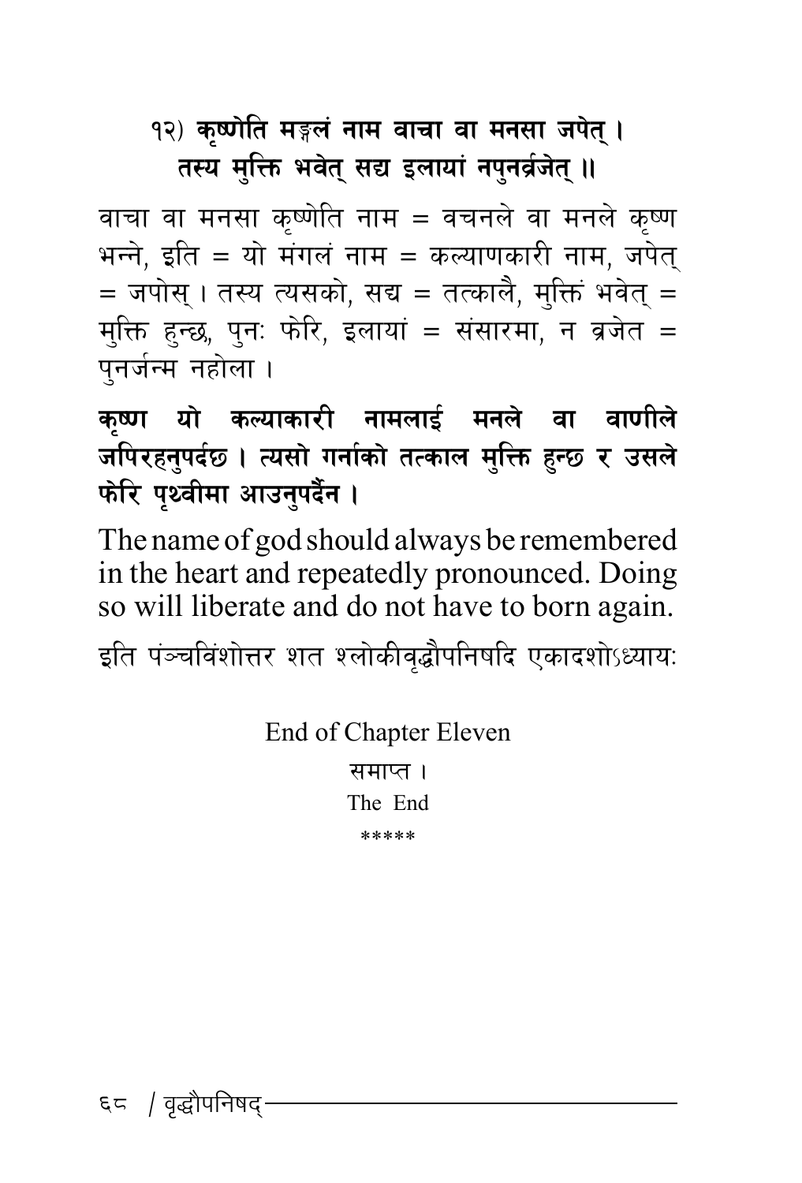**१२) कृष्णेति मङ्गलं नाम वाचा वा मनसा जपेत् ।**
**तस्य मुक्ति भवेत् सद्य इलायां नपुनर्व्रजेत् ॥**

वाचा वा मनसा कृष्णेति नाम = वचनले वा मनले कृष्ण भन्ने, इति = यो मंगलं नाम = कल्याणकारी नाम, जपेत् = जपोस् । तस्य त्यसको, सद्य = तत्कालै, मुक्तिं भवेत् = मुक्ति हुन्छ, पुनः फेरि, इलायां = संसारमा, न व्रजेत = पुनर्जन्म नहोला ।

**कृष्ण यो कल्याकारी नामलाई मनले वा वाणीले जपिरहनुपर्दछ । त्यसो गर्नाको तत्काल मुक्ति हुन्छ र उसले फेरि पृथ्वीमा आउनुपर्दैन ।**

The name of god should always be remembered in the heart and repeatedly pronounced. Doing so will liberate and do not have to born again.

इति पंञ्चविंशोत्तर शत श्लोकीवृद्धौपनिषदि एकादशोऽध्यायः

End of Chapter Eleven

समाप्त ।

The End

*****